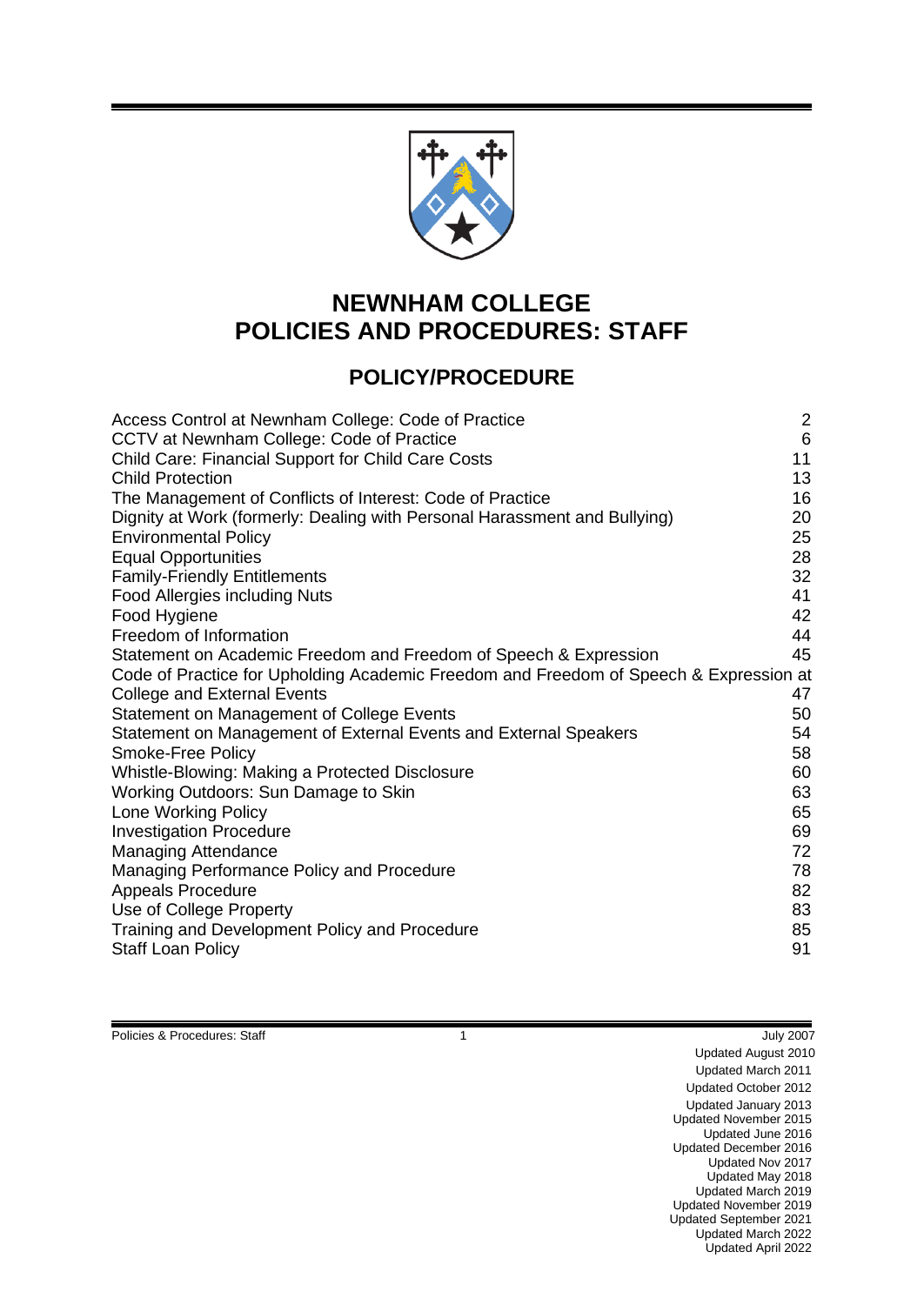# NEWNHAM COLLEGE
# POLICIES AND PROCEDURES: STAFF

## POLICY/PROCEDURE

| Policy/Procedure | Page |
|---|---|
| Access Control at Newnham College: Code of Practice | 2 |
| CCTV at Newnham College: Code of Practice | 6 |
| Child Care: Financial Support for Child Care Costs | 11 |
| Child Protection | 13 |
| The Management of Conflicts of Interest: Code of Practice | 16 |
| Dignity at Work (formerly: Dealing with Personal Harassment and Bullying) | 20 |
| Environmental Policy | 25 |
| Equal Opportunities | 28 |
| Family-Friendly Entitlements | 32 |
| Food Allergies including Nuts | 41 |
| Food Hygiene | 42 |
| Freedom of Information | 44 |
| Statement on Academic Freedom and Freedom of Speech & Expression | 45 |
| Code of Practice for Upholding Academic Freedom and Freedom of Speech & Expression at College and External Events | 47 |
| Statement on Management of College Events | 50 |
| Statement on Management of External Events and External Speakers | 54 |
| Smoke-Free Policy | 58 |
| Whistle-Blowing: Making a Protected Disclosure | 60 |
| Working Outdoors: Sun Damage to Skin | 63 |
| Lone Working Policy | 65 |
| Investigation Procedure | 69 |
| Managing Attendance | 72 |
| Managing Performance Policy and Procedure | 78 |
| Appeals Procedure | 82 |
| Use of College Property | 83 |
| Training and Development Policy and Procedure | 85 |
| Staff Loan Policy | 91 |

July 2007
Updated August 2010
Updated March 2011
Updated October 2012
Updated January 2013
Updated November 2015
Updated June 2016
Updated December 2016
Updated Nov 2017
Updated May 2018
Updated March 2019
Updated November 2019
Updated September 2021
Updated March 2022
Updated April 2022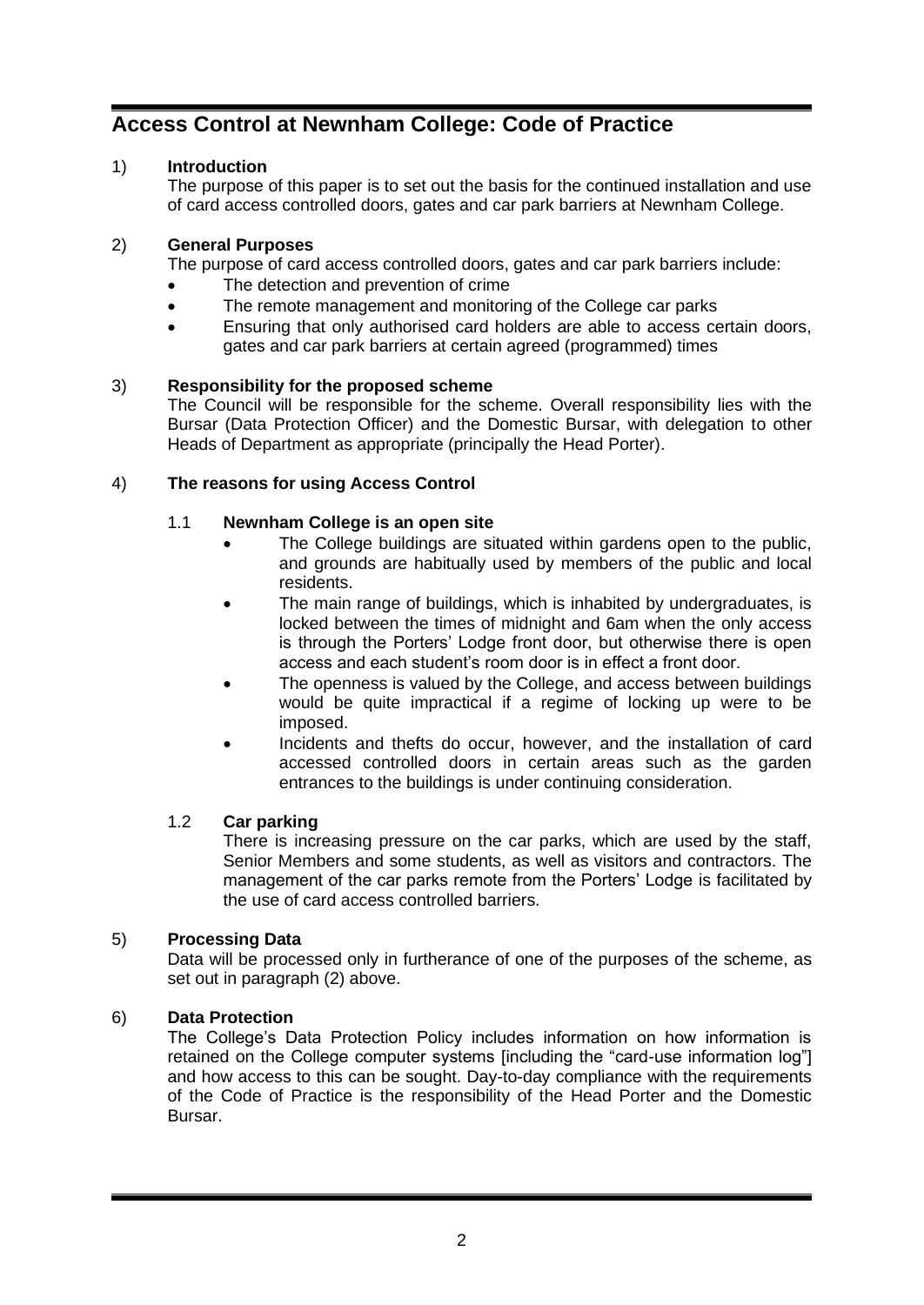# Access Control at Newnham College: Code of Practice

1) **Introduction**

The purpose of this paper is to set out the basis for the continued installation and use of card access controlled doors, gates and car park barriers at Newnham College.

2) **General Purposes**

The purpose of card access controlled doors, gates and car park barriers include:

- The detection and prevention of crime
- The remote management and monitoring of the College car parks
- Ensuring that only authorised card holders are able to access certain doors, gates and car park barriers at certain agreed (programmed) times

3) **Responsibility for the proposed scheme**

The Council will be responsible for the scheme. Overall responsibility lies with the Bursar (Data Protection Officer) and the Domestic Bursar, with delegation to other Heads of Department as appropriate (principally the Head Porter).

4) **The reasons for using Access Control**

1.1 **Newnham College is an open site**

- The College buildings are situated within gardens open to the public, and grounds are habitually used by members of the public and local residents.
- The main range of buildings, which is inhabited by undergraduates, is locked between the times of midnight and 6am when the only access is through the Porters' Lodge front door, but otherwise there is open access and each student's room door is in effect a front door.
- The openness is valued by the College, and access between buildings would be quite impractical if a regime of locking up were to be imposed.
- Incidents and thefts do occur, however, and the installation of card accessed controlled doors in certain areas such as the garden entrances to the buildings is under continuing consideration.

1.2 **Car parking**

There is increasing pressure on the car parks, which are used by the staff, Senior Members and some students, as well as visitors and contractors. The management of the car parks remote from the Porters' Lodge is facilitated by the use of card access controlled barriers.

5) **Processing Data**

Data will be processed only in furtherance of one of the purposes of the scheme, as set out in paragraph (2) above.

6) **Data Protection**

The College's Data Protection Policy includes information on how information is retained on the College computer systems [including the "card-use information log"] and how access to this can be sought. Day-to-day compliance with the requirements of the Code of Practice is the responsibility of the Head Porter and the Domestic Bursar.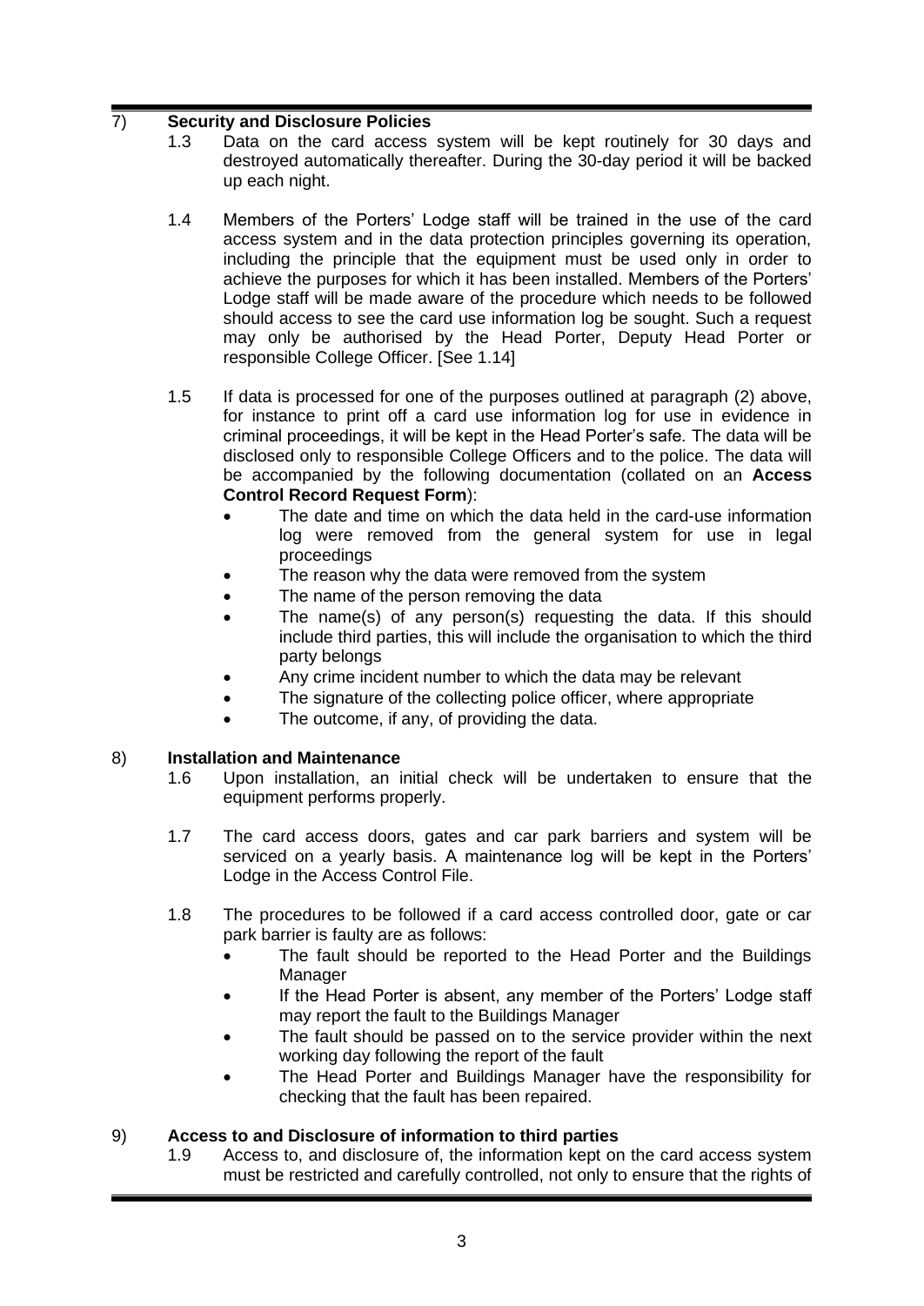## 7) Security and Disclosure Policies

1.3 Data on the card access system will be kept routinely for 30 days and destroyed automatically thereafter. During the 30-day period it will be backed up each night.

1.4 Members of the Porters' Lodge staff will be trained in the use of the card access system and in the data protection principles governing its operation, including the principle that the equipment must be used only in order to achieve the purposes for which it has been installed. Members of the Porters' Lodge staff will be made aware of the procedure which needs to be followed should access to see the card use information log be sought. Such a request may only be authorised by the Head Porter, Deputy Head Porter or responsible College Officer. [See 1.14]

1.5 If data is processed for one of the purposes outlined at paragraph (2) above, for instance to print off a card use information log for use in evidence in criminal proceedings, it will be kept in the Head Porter's safe. The data will be disclosed only to responsible College Officers and to the police. The data will be accompanied by the following documentation (collated on an **Access Control Record Request Form**):

- The date and time on which the data held in the card-use information log were removed from the general system for use in legal proceedings
- The reason why the data were removed from the system
- The name of the person removing the data
- The name(s) of any person(s) requesting the data. If this should include third parties, this will include the organisation to which the third party belongs
- Any crime incident number to which the data may be relevant
- The signature of the collecting police officer, where appropriate
- The outcome, if any, of providing the data.

## 8) Installation and Maintenance

1.6 Upon installation, an initial check will be undertaken to ensure that the equipment performs properly.

1.7 The card access doors, gates and car park barriers and system will be serviced on a yearly basis. A maintenance log will be kept in the Porters' Lodge in the Access Control File.

1.8 The procedures to be followed if a card access controlled door, gate or car park barrier is faulty are as follows:

- The fault should be reported to the Head Porter and the Buildings Manager
- If the Head Porter is absent, any member of the Porters' Lodge staff may report the fault to the Buildings Manager
- The fault should be passed on to the service provider within the next working day following the report of the fault
- The Head Porter and Buildings Manager have the responsibility for checking that the fault has been repaired.

## 9) Access to and Disclosure of information to third parties

1.9 Access to, and disclosure of, the information kept on the card access system must be restricted and carefully controlled, not only to ensure that the rights of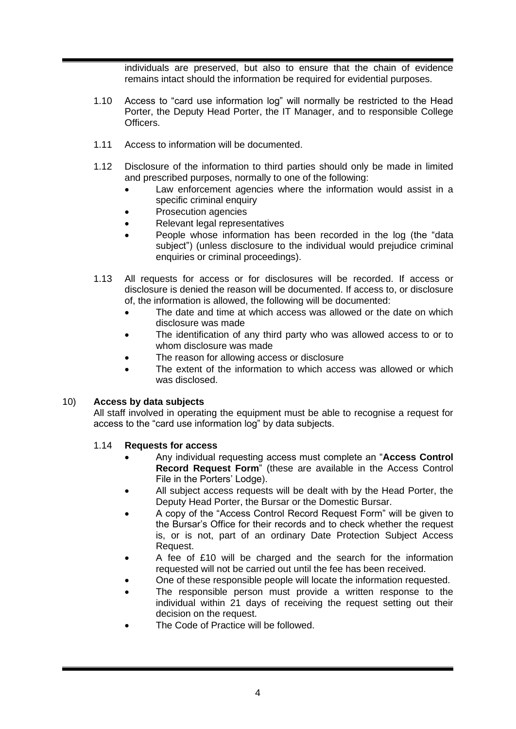individuals are preserved, but also to ensure that the chain of evidence remains intact should the information be required for evidential purposes.

1.10 Access to "card use information log" will normally be restricted to the Head Porter, the Deputy Head Porter, the IT Manager, and to responsible College Officers.

1.11 Access to information will be documented.

1.12 Disclosure of the information to third parties should only be made in limited and prescribed purposes, normally to one of the following:

- Law enforcement agencies where the information would assist in a specific criminal enquiry
- Prosecution agencies
- Relevant legal representatives
- People whose information has been recorded in the log (the "data subject") (unless disclosure to the individual would prejudice criminal enquiries or criminal proceedings).

1.13 All requests for access or for disclosures will be recorded. If access or disclosure is denied the reason will be documented. If access to, or disclosure of, the information is allowed, the following will be documented:

- The date and time at which access was allowed or the date on which disclosure was made
- The identification of any third party who was allowed access to or to whom disclosure was made
- The reason for allowing access or disclosure
- The extent of the information to which access was allowed or which was disclosed.

## 10) Access by data subjects

All staff involved in operating the equipment must be able to recognise a request for access to the "card use information log" by data subjects.

### 1.14 Requests for access

- Any individual requesting access must complete an "**Access Control Record Request Form**" (these are available in the Access Control File in the Porters' Lodge).
- All subject access requests will be dealt with by the Head Porter, the Deputy Head Porter, the Bursar or the Domestic Bursar.
- A copy of the "Access Control Record Request Form" will be given to the Bursar's Office for their records and to check whether the request is, or is not, part of an ordinary Date Protection Subject Access Request.
- A fee of £10 will be charged and the search for the information requested will not be carried out until the fee has been received.
- One of these responsible people will locate the information requested.
- The responsible person must provide a written response to the individual within 21 days of receiving the request setting out their decision on the request.
- The Code of Practice will be followed.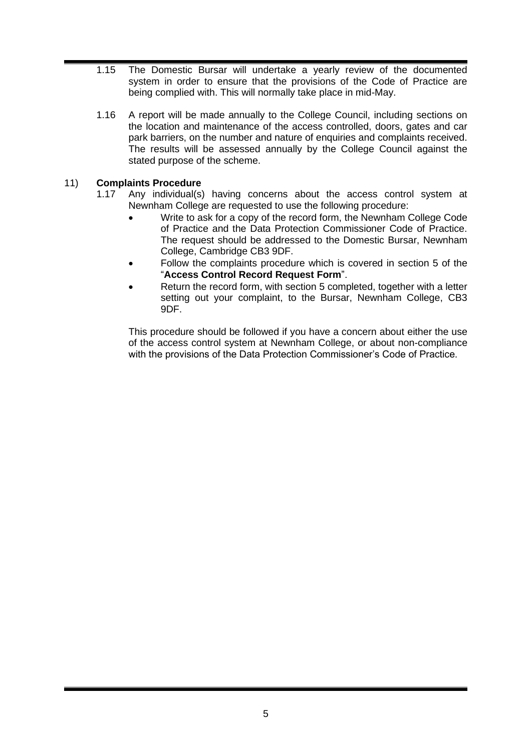1.15 The Domestic Bursar will undertake a yearly review of the documented system in order to ensure that the provisions of the Code of Practice are being complied with. This will normally take place in mid-May.

1.16 A report will be made annually to the College Council, including sections on the location and maintenance of the access controlled, doors, gates and car park barriers, on the number and nature of enquiries and complaints received. The results will be assessed annually by the College Council against the stated purpose of the scheme.

## 11) Complaints Procedure

1.17 Any individual(s) having concerns about the access control system at Newnham College are requested to use the following procedure:

- Write to ask for a copy of the record form, the Newnham College Code of Practice and the Data Protection Commissioner Code of Practice. The request should be addressed to the Domestic Bursar, Newnham College, Cambridge CB3 9DF.
- Follow the complaints procedure which is covered in section 5 of the "**Access Control Record Request Form**".
- Return the record form, with section 5 completed, together with a letter setting out your complaint, to the Bursar, Newnham College, CB3 9DF.

This procedure should be followed if you have a concern about either the use of the access control system at Newnham College, or about non-compliance with the provisions of the Data Protection Commissioner's Code of Practice.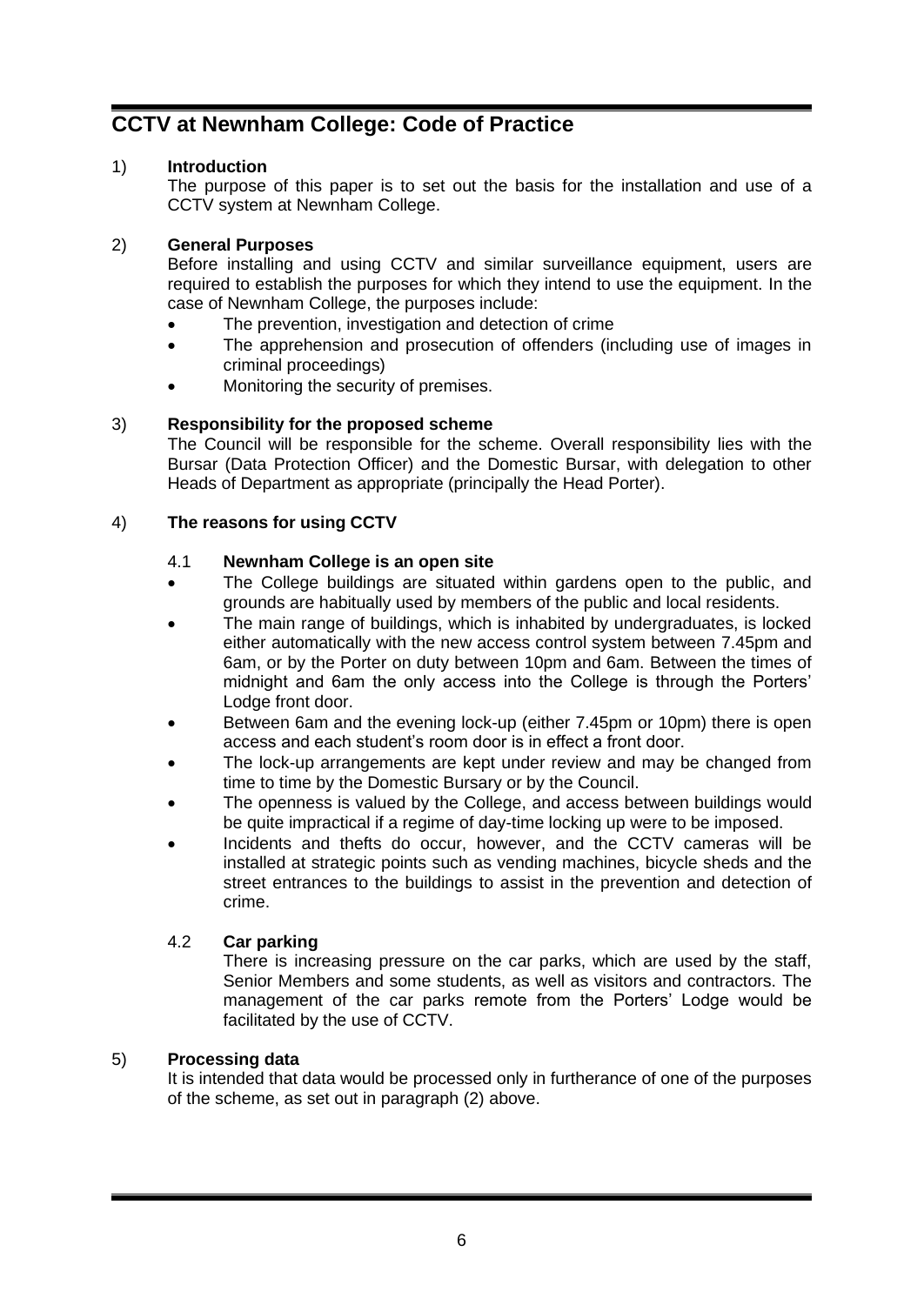# CCTV at Newnham College: Code of Practice

1) **Introduction**
The purpose of this paper is to set out the basis for the installation and use of a CCTV system at Newnham College.

2) **General Purposes**
Before installing and using CCTV and similar surveillance equipment, users are required to establish the purposes for which they intend to use the equipment. In the case of Newnham College, the purposes include:
- The prevention, investigation and detection of crime
- The apprehension and prosecution of offenders (including use of images in criminal proceedings)
- Monitoring the security of premises.

3) **Responsibility for the proposed scheme**
The Council will be responsible for the scheme. Overall responsibility lies with the Bursar (Data Protection Officer) and the Domestic Bursar, with delegation to other Heads of Department as appropriate (principally the Head Porter).

4) **The reasons for using CCTV**

4.1 **Newnham College is an open site**
- The College buildings are situated within gardens open to the public, and grounds are habitually used by members of the public and local residents.
- The main range of buildings, which is inhabited by undergraduates, is locked either automatically with the new access control system between 7.45pm and 6am, or by the Porter on duty between 10pm and 6am. Between the times of midnight and 6am the only access into the College is through the Porters' Lodge front door.
- Between 6am and the evening lock-up (either 7.45pm or 10pm) there is open access and each student's room door is in effect a front door.
- The lock-up arrangements are kept under review and may be changed from time to time by the Domestic Bursary or by the Council.
- The openness is valued by the College, and access between buildings would be quite impractical if a regime of day-time locking up were to be imposed.
- Incidents and thefts do occur, however, and the CCTV cameras will be installed at strategic points such as vending machines, bicycle sheds and the street entrances to the buildings to assist in the prevention and detection of crime.

4.2 **Car parking**
There is increasing pressure on the car parks, which are used by the staff, Senior Members and some students, as well as visitors and contractors. The management of the car parks remote from the Porters' Lodge would be facilitated by the use of CCTV.

5) **Processing data**
It is intended that data would be processed only in furtherance of one of the purposes of the scheme, as set out in paragraph (2) above.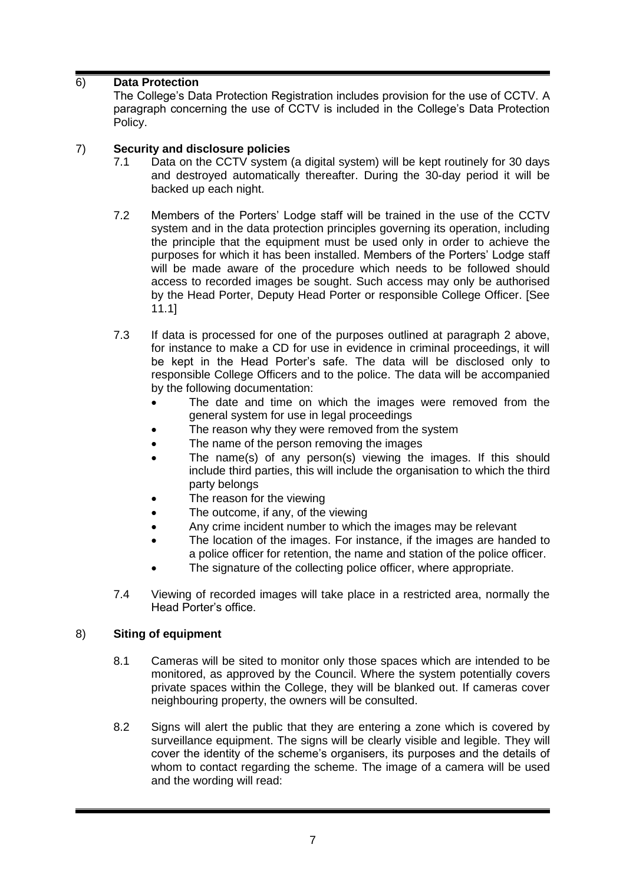## 6) Data Protection

The College's Data Protection Registration includes provision for the use of CCTV. A paragraph concerning the use of CCTV is included in the College's Data Protection Policy.

## 7) Security and disclosure policies

7.1 Data on the CCTV system (a digital system) will be kept routinely for 30 days and destroyed automatically thereafter. During the 30-day period it will be backed up each night.

7.2 Members of the Porters' Lodge staff will be trained in the use of the CCTV system and in the data protection principles governing its operation, including the principle that the equipment must be used only in order to achieve the purposes for which it has been installed. Members of the Porters' Lodge staff will be made aware of the procedure which needs to be followed should access to recorded images be sought. Such access may only be authorised by the Head Porter, Deputy Head Porter or responsible College Officer. [See 11.1]

7.3 If data is processed for one of the purposes outlined at paragraph 2 above, for instance to make a CD for use in evidence in criminal proceedings, it will be kept in the Head Porter's safe. The data will be disclosed only to responsible College Officers and to the police. The data will be accompanied by the following documentation:

- The date and time on which the images were removed from the general system for use in legal proceedings
- The reason why they were removed from the system
- The name of the person removing the images
- The name(s) of any person(s) viewing the images. If this should include third parties, this will include the organisation to which the third party belongs
- The reason for the viewing
- The outcome, if any, of the viewing
- Any crime incident number to which the images may be relevant
- The location of the images. For instance, if the images are handed to a police officer for retention, the name and station of the police officer.
- The signature of the collecting police officer, where appropriate.

7.4 Viewing of recorded images will take place in a restricted area, normally the Head Porter's office.

## 8) Siting of equipment

8.1 Cameras will be sited to monitor only those spaces which are intended to be monitored, as approved by the Council. Where the system potentially covers private spaces within the College, they will be blanked out. If cameras cover neighbouring property, the owners will be consulted.

8.2 Signs will alert the public that they are entering a zone which is covered by surveillance equipment. The signs will be clearly visible and legible. They will cover the identity of the scheme's organisers, its purposes and the details of whom to contact regarding the scheme. The image of a camera will be used and the wording will read: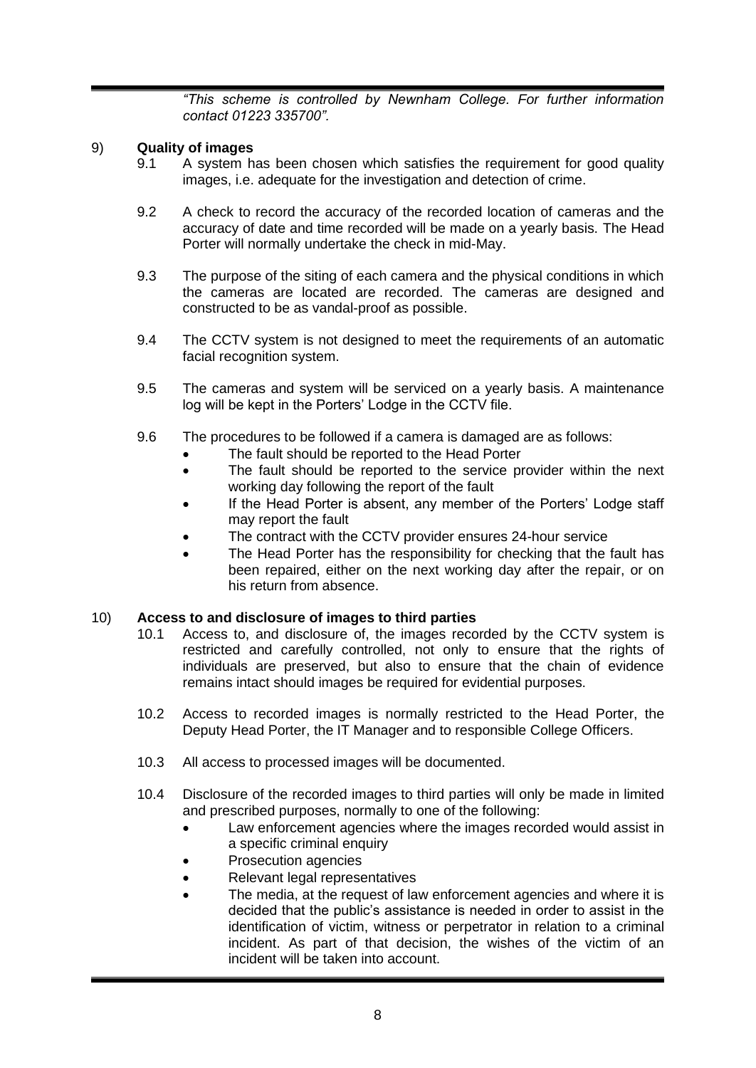*"This scheme is controlled by Newnham College. For further information contact 01223 335700".*

## 9) Quality of images

9.1 A system has been chosen which satisfies the requirement for good quality images, i.e. adequate for the investigation and detection of crime.

9.2 A check to record the accuracy of the recorded location of cameras and the accuracy of date and time recorded will be made on a yearly basis. The Head Porter will normally undertake the check in mid-May.

9.3 The purpose of the siting of each camera and the physical conditions in which the cameras are located are recorded. The cameras are designed and constructed to be as vandal-proof as possible.

9.4 The CCTV system is not designed to meet the requirements of an automatic facial recognition system.

9.5 The cameras and system will be serviced on a yearly basis. A maintenance log will be kept in the Porters' Lodge in the CCTV file.

9.6 The procedures to be followed if a camera is damaged are as follows:

- The fault should be reported to the Head Porter
- The fault should be reported to the service provider within the next working day following the report of the fault
- If the Head Porter is absent, any member of the Porters' Lodge staff may report the fault
- The contract with the CCTV provider ensures 24-hour service
- The Head Porter has the responsibility for checking that the fault has been repaired, either on the next working day after the repair, or on his return from absence.

## 10) Access to and disclosure of images to third parties

10.1 Access to, and disclosure of, the images recorded by the CCTV system is restricted and carefully controlled, not only to ensure that the rights of individuals are preserved, but also to ensure that the chain of evidence remains intact should images be required for evidential purposes.

10.2 Access to recorded images is normally restricted to the Head Porter, the Deputy Head Porter, the IT Manager and to responsible College Officers.

10.3 All access to processed images will be documented.

10.4 Disclosure of the recorded images to third parties will only be made in limited and prescribed purposes, normally to one of the following:

- Law enforcement agencies where the images recorded would assist in a specific criminal enquiry
- Prosecution agencies
- Relevant legal representatives
- The media, at the request of law enforcement agencies and where it is decided that the public's assistance is needed in order to assist in the identification of victim, witness or perpetrator in relation to a criminal incident. As part of that decision, the wishes of the victim of an incident will be taken into account.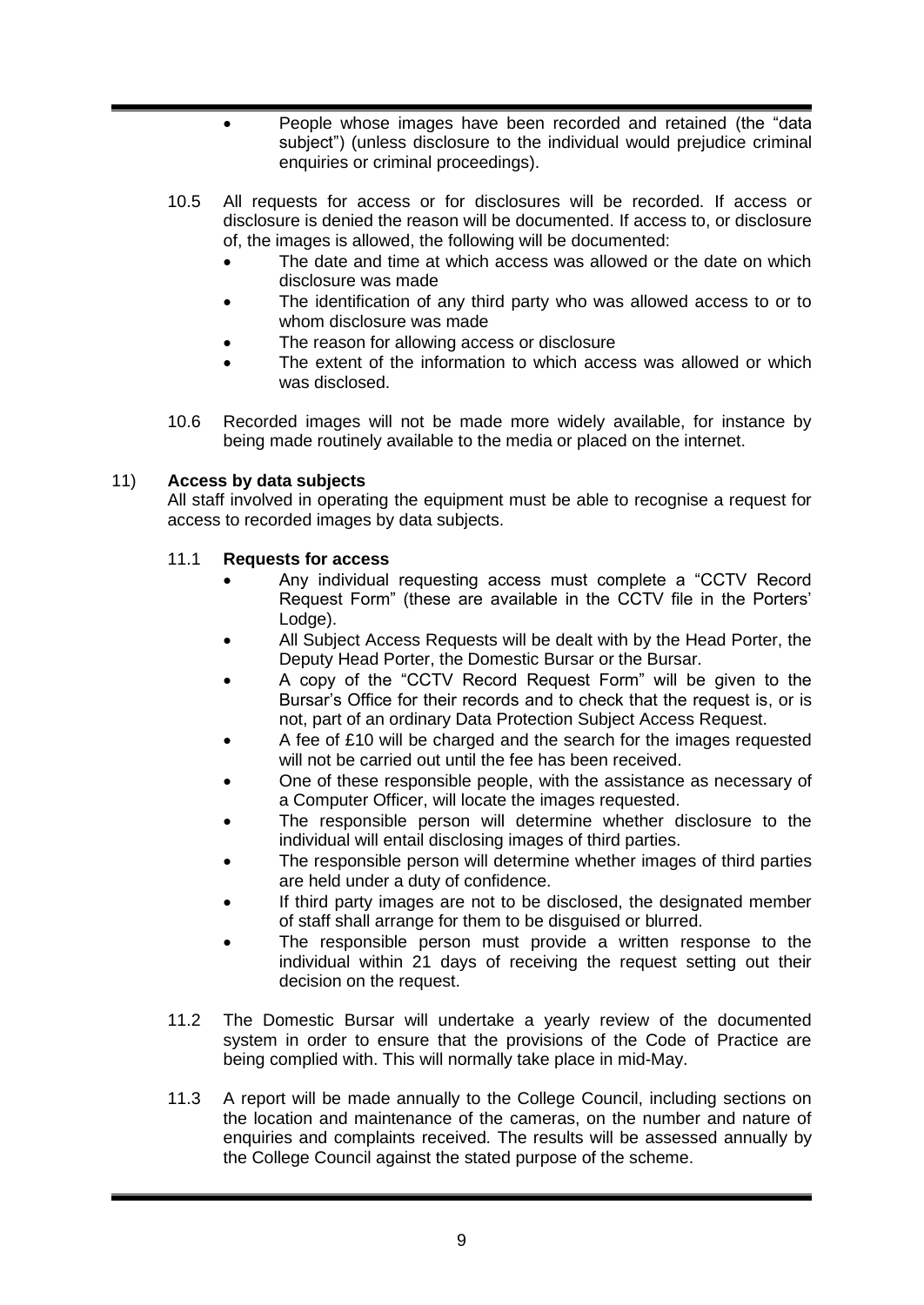- People whose images have been recorded and retained (the "data subject") (unless disclosure to the individual would prejudice criminal enquiries or criminal proceedings).

10.5 All requests for access or for disclosures will be recorded. If access or disclosure is denied the reason will be documented. If access to, or disclosure of, the images is allowed, the following will be documented:

- The date and time at which access was allowed or the date on which disclosure was made
- The identification of any third party who was allowed access to or to whom disclosure was made
- The reason for allowing access or disclosure
- The extent of the information to which access was allowed or which was disclosed.

10.6 Recorded images will not be made more widely available, for instance by being made routinely available to the media or placed on the internet.

## 11) Access by data subjects

All staff involved in operating the equipment must be able to recognise a request for access to recorded images by data subjects.

### 11.1 Requests for access

- Any individual requesting access must complete a "CCTV Record Request Form" (these are available in the CCTV file in the Porters' Lodge).
- All Subject Access Requests will be dealt with by the Head Porter, the Deputy Head Porter, the Domestic Bursar or the Bursar.
- A copy of the "CCTV Record Request Form" will be given to the Bursar's Office for their records and to check that the request is, or is not, part of an ordinary Data Protection Subject Access Request.
- A fee of £10 will be charged and the search for the images requested will not be carried out until the fee has been received.
- One of these responsible people, with the assistance as necessary of a Computer Officer, will locate the images requested.
- The responsible person will determine whether disclosure to the individual will entail disclosing images of third parties.
- The responsible person will determine whether images of third parties are held under a duty of confidence.
- If third party images are not to be disclosed, the designated member of staff shall arrange for them to be disguised or blurred.
- The responsible person must provide a written response to the individual within 21 days of receiving the request setting out their decision on the request.

11.2 The Domestic Bursar will undertake a yearly review of the documented system in order to ensure that the provisions of the Code of Practice are being complied with. This will normally take place in mid-May.

11.3 A report will be made annually to the College Council, including sections on the location and maintenance of the cameras, on the number and nature of enquiries and complaints received. The results will be assessed annually by the College Council against the stated purpose of the scheme.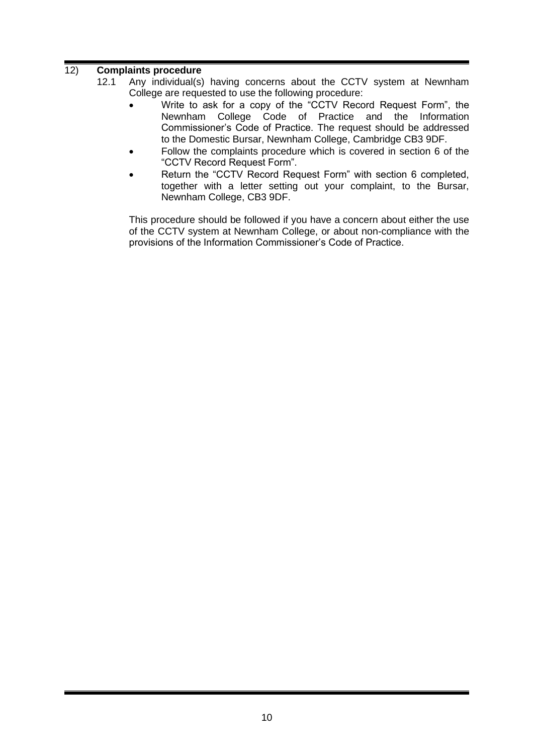## 12) Complaints procedure

12.1 Any individual(s) having concerns about the CCTV system at Newnham College are requested to use the following procedure:

- Write to ask for a copy of the "CCTV Record Request Form", the Newnham College Code of Practice and the Information Commissioner's Code of Practice. The request should be addressed to the Domestic Bursar, Newnham College, Cambridge CB3 9DF.
- Follow the complaints procedure which is covered in section 6 of the "CCTV Record Request Form".
- Return the "CCTV Record Request Form" with section 6 completed, together with a letter setting out your complaint, to the Bursar, Newnham College, CB3 9DF.

This procedure should be followed if you have a concern about either the use of the CCTV system at Newnham College, or about non-compliance with the provisions of the Information Commissioner's Code of Practice.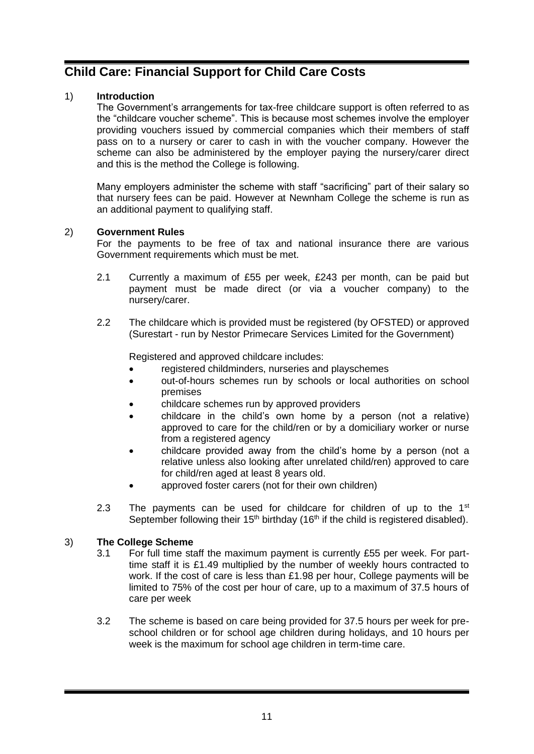# Child Care: Financial Support for Child Care Costs

1) **Introduction**

The Government's arrangements for tax-free childcare support is often referred to as the "childcare voucher scheme". This is because most schemes involve the employer providing vouchers issued by commercial companies which their members of staff pass on to a nursery or carer to cash in with the voucher company. However the scheme can also be administered by the employer paying the nursery/carer direct and this is the method the College is following.

Many employers administer the scheme with staff "sacrificing" part of their salary so that nursery fees can be paid. However at Newnham College the scheme is run as an additional payment to qualifying staff.

2) **Government Rules**

For the payments to be free of tax and national insurance there are various Government requirements which must be met.

2.1 Currently a maximum of £55 per week, £243 per month, can be paid but payment must be made direct (or via a voucher company) to the nursery/carer.

2.2 The childcare which is provided must be registered (by OFSTED) or approved (Surestart - run by Nestor Primecare Services Limited for the Government)

Registered and approved childcare includes:

- registered childminders, nurseries and playschemes
- out-of-hours schemes run by schools or local authorities on school premises
- childcare schemes run by approved providers
- childcare in the child's own home by a person (not a relative) approved to care for the child/ren or by a domiciliary worker or nurse from a registered agency
- childcare provided away from the child's home by a person (not a relative unless also looking after unrelated child/ren) approved to care for child/ren aged at least 8 years old.
- approved foster carers (not for their own children)

2.3 The payments can be used for childcare for children of up to the 1st September following their 15th birthday (16th if the child is registered disabled).

3) **The College Scheme**

3.1 For full time staff the maximum payment is currently £55 per week. For part-time staff it is £1.49 multiplied by the number of weekly hours contracted to work. If the cost of care is less than £1.98 per hour, College payments will be limited to 75% of the cost per hour of care, up to a maximum of 37.5 hours of care per week

3.2 The scheme is based on care being provided for 37.5 hours per week for pre-school children or for school age children during holidays, and 10 hours per week is the maximum for school age children in term-time care.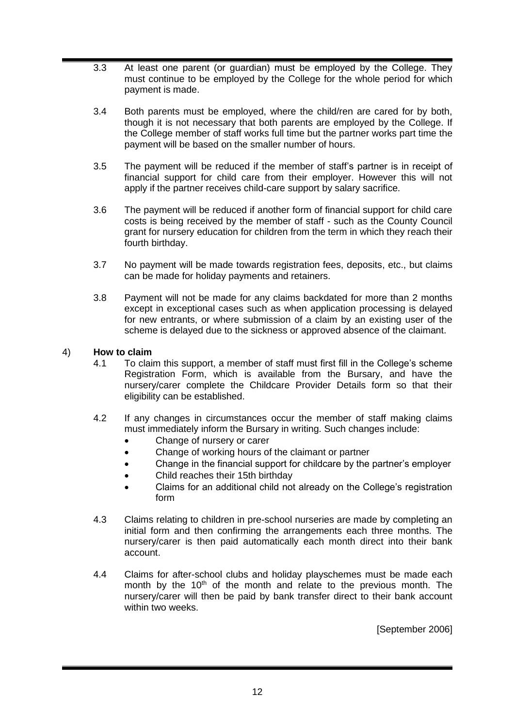3.3 At least one parent (or guardian) must be employed by the College. They must continue to be employed by the College for the whole period for which payment is made.

3.4 Both parents must be employed, where the child/ren are cared for by both, though it is not necessary that both parents are employed by the College. If the College member of staff works full time but the partner works part time the payment will be based on the smaller number of hours.

3.5 The payment will be reduced if the member of staff's partner is in receipt of financial support for child care from their employer. However this will not apply if the partner receives child-care support by salary sacrifice.

3.6 The payment will be reduced if another form of financial support for child care costs is being received by the member of staff - such as the County Council grant for nursery education for children from the term in which they reach their fourth birthday.

3.7 No payment will be made towards registration fees, deposits, etc., but claims can be made for holiday payments and retainers.

3.8 Payment will not be made for any claims backdated for more than 2 months except in exceptional cases such as when application processing is delayed for new entrants, or where submission of a claim by an existing user of the scheme is delayed due to the sickness or approved absence of the claimant.

4) **How to claim**

4.1 To claim this support, a member of staff must first fill in the College's scheme Registration Form, which is available from the Bursary, and have the nursery/carer complete the Childcare Provider Details form so that their eligibility can be established.

4.2 If any changes in circumstances occur the member of staff making claims must immediately inform the Bursary in writing. Such changes include:

- Change of nursery or carer
- Change of working hours of the claimant or partner
- Change in the financial support for childcare by the partner's employer
- Child reaches their 15th birthday
- Claims for an additional child not already on the College's registration form

4.3 Claims relating to children in pre-school nurseries are made by completing an initial form and then confirming the arrangements each three months. The nursery/carer is then paid automatically each month direct into their bank account.

4.4 Claims for after-school clubs and holiday playschemes must be made each month by the 10th of the month and relate to the previous month. The nursery/carer will then be paid by bank transfer direct to their bank account within two weeks.

[September 2006]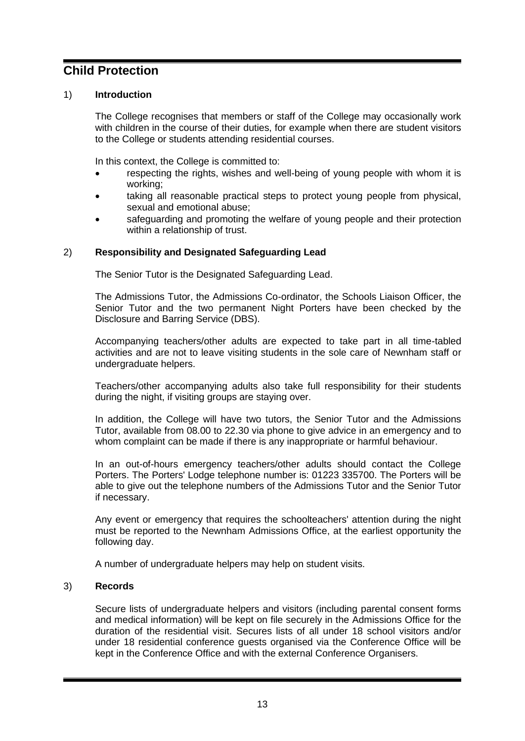# Child Protection

## 1) Introduction

The College recognises that members or staff of the College may occasionally work with children in the course of their duties, for example when there are student visitors to the College or students attending residential courses.

In this context, the College is committed to:

- respecting the rights, wishes and well-being of young people with whom it is working;
- taking all reasonable practical steps to protect young people from physical, sexual and emotional abuse;
- safeguarding and promoting the welfare of young people and their protection within a relationship of trust.

## 2) Responsibility and Designated Safeguarding Lead

The Senior Tutor is the Designated Safeguarding Lead.

The Admissions Tutor, the Admissions Co-ordinator, the Schools Liaison Officer, the Senior Tutor and the two permanent Night Porters have been checked by the Disclosure and Barring Service (DBS).

Accompanying teachers/other adults are expected to take part in all time-tabled activities and are not to leave visiting students in the sole care of Newnham staff or undergraduate helpers.

Teachers/other accompanying adults also take full responsibility for their students during the night, if visiting groups are staying over.

In addition, the College will have two tutors, the Senior Tutor and the Admissions Tutor, available from 08.00 to 22.30 via phone to give advice in an emergency and to whom complaint can be made if there is any inappropriate or harmful behaviour.

In an out-of-hours emergency teachers/other adults should contact the College Porters. The Porters' Lodge telephone number is: 01223 335700. The Porters will be able to give out the telephone numbers of the Admissions Tutor and the Senior Tutor if necessary.

Any event or emergency that requires the schoolteachers' attention during the night must be reported to the Newnham Admissions Office, at the earliest opportunity the following day.

A number of undergraduate helpers may help on student visits.

## 3) Records

Secure lists of undergraduate helpers and visitors (including parental consent forms and medical information) will be kept on file securely in the Admissions Office for the duration of the residential visit. Secures lists of all under 18 school visitors and/or under 18 residential conference guests organised via the Conference Office will be kept in the Conference Office and with the external Conference Organisers.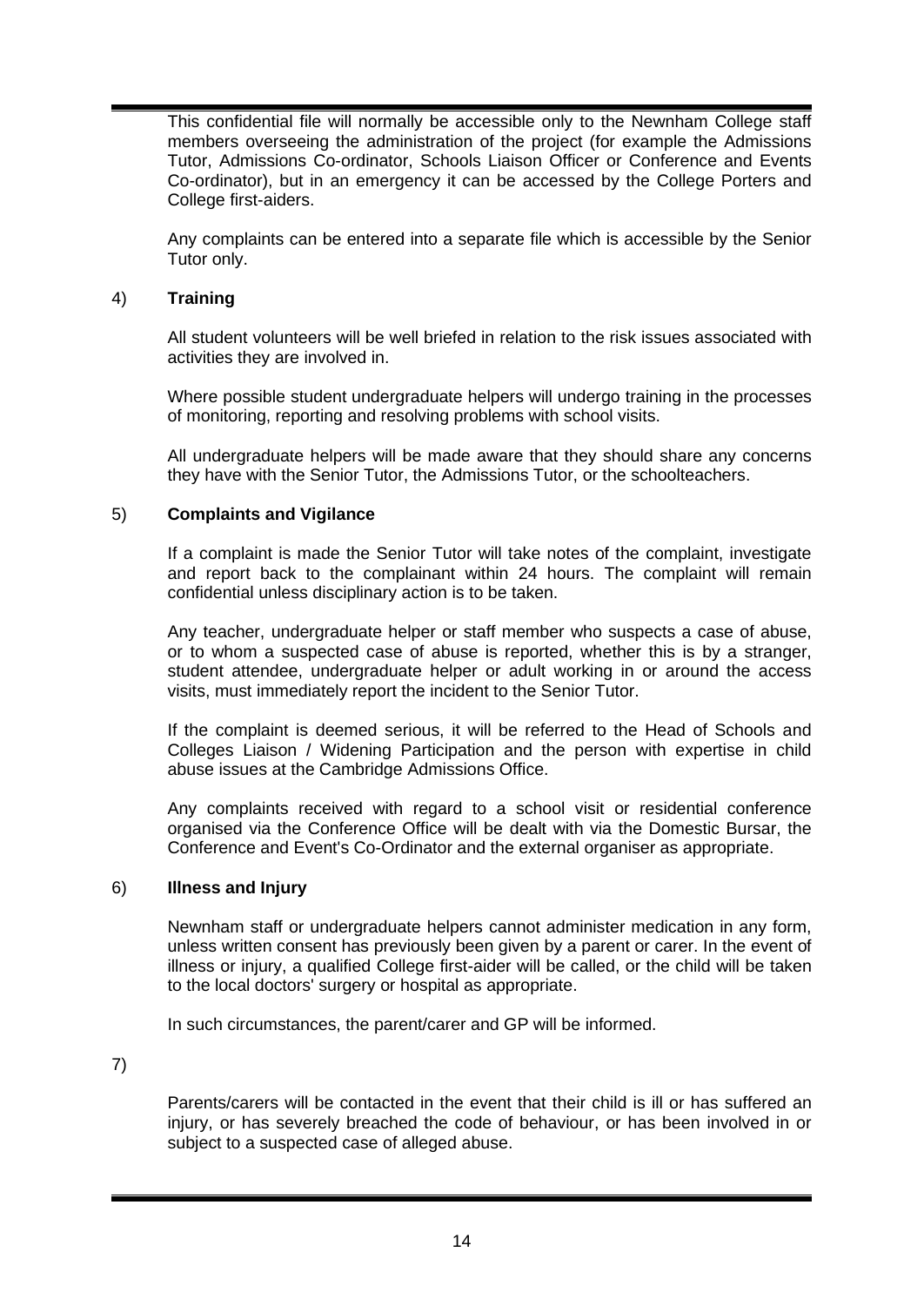This confidential file will normally be accessible only to the Newnham College staff members overseeing the administration of the project (for example the Admissions Tutor, Admissions Co-ordinator, Schools Liaison Officer or Conference and Events Co-ordinator), but in an emergency it can be accessed by the College Porters and College first-aiders.

Any complaints can be entered into a separate file which is accessible by the Senior Tutor only.

4) **Training**

All student volunteers will be well briefed in relation to the risk issues associated with activities they are involved in.

Where possible student undergraduate helpers will undergo training in the processes of monitoring, reporting and resolving problems with school visits.

All undergraduate helpers will be made aware that they should share any concerns they have with the Senior Tutor, the Admissions Tutor, or the schoolteachers.

5) **Complaints and Vigilance**

If a complaint is made the Senior Tutor will take notes of the complaint, investigate and report back to the complainant within 24 hours. The complaint will remain confidential unless disciplinary action is to be taken.

Any teacher, undergraduate helper or staff member who suspects a case of abuse, or to whom a suspected case of abuse is reported, whether this is by a stranger, student attendee, undergraduate helper or adult working in or around the access visits, must immediately report the incident to the Senior Tutor.

If the complaint is deemed serious, it will be referred to the Head of Schools and Colleges Liaison / Widening Participation and the person with expertise in child abuse issues at the Cambridge Admissions Office.

Any complaints received with regard to a school visit or residential conference organised via the Conference Office will be dealt with via the Domestic Bursar, the Conference and Event's Co-Ordinator and the external organiser as appropriate.

6) **Illness and Injury**

Newnham staff or undergraduate helpers cannot administer medication in any form, unless written consent has previously been given by a parent or carer. In the event of illness or injury, a qualified College first-aider will be called, or the child will be taken to the local doctors' surgery or hospital as appropriate.

In such circumstances, the parent/carer and GP will be informed.

7)

Parents/carers will be contacted in the event that their child is ill or has suffered an injury, or has severely breached the code of behaviour, or has been involved in or subject to a suspected case of alleged abuse.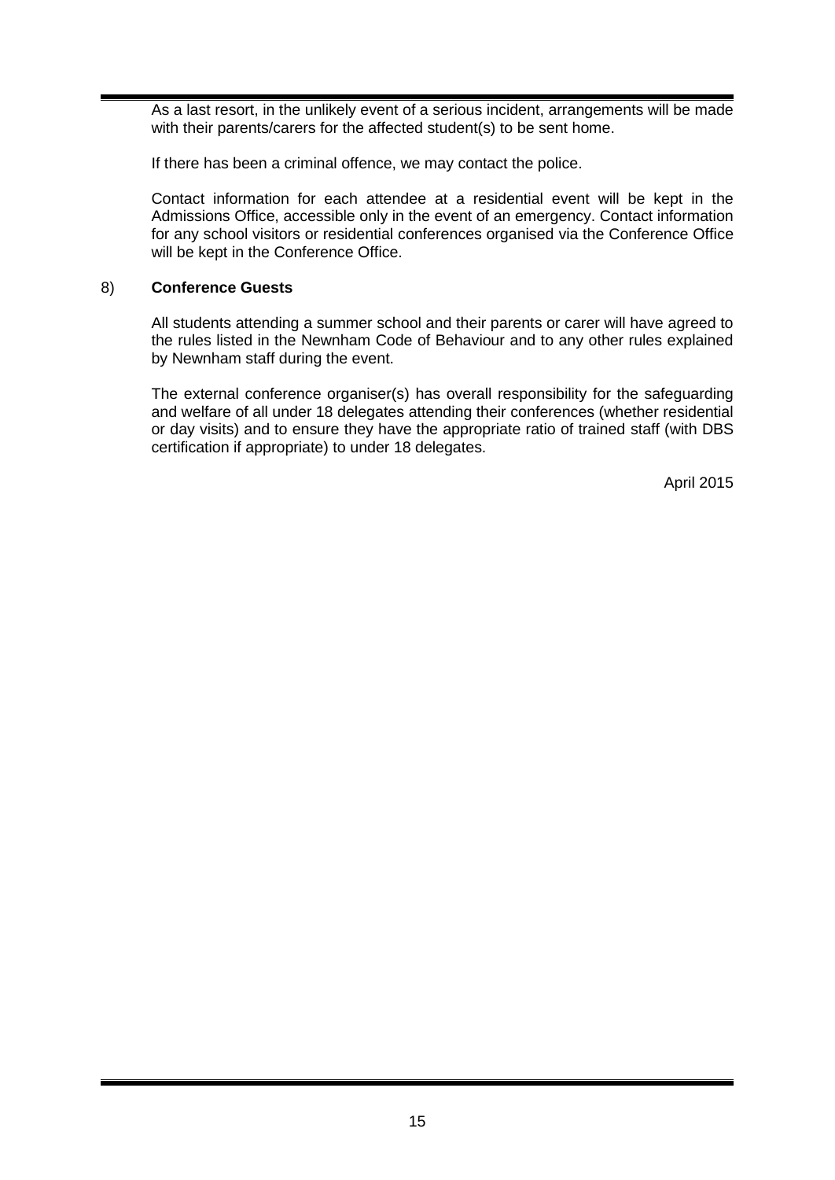As a last resort, in the unlikely event of a serious incident, arrangements will be made with their parents/carers for the affected student(s) to be sent home.

If there has been a criminal offence, we may contact the police.

Contact information for each attendee at a residential event will be kept in the Admissions Office, accessible only in the event of an emergency. Contact information for any school visitors or residential conferences organised via the Conference Office will be kept in the Conference Office.

8) **Conference Guests**

All students attending a summer school and their parents or carer will have agreed to the rules listed in the Newnham Code of Behaviour and to any other rules explained by Newnham staff during the event.

The external conference organiser(s) has overall responsibility for the safeguarding and welfare of all under 18 delegates attending their conferences (whether residential or day visits) and to ensure they have the appropriate ratio of trained staff (with DBS certification if appropriate) to under 18 delegates.

April 2015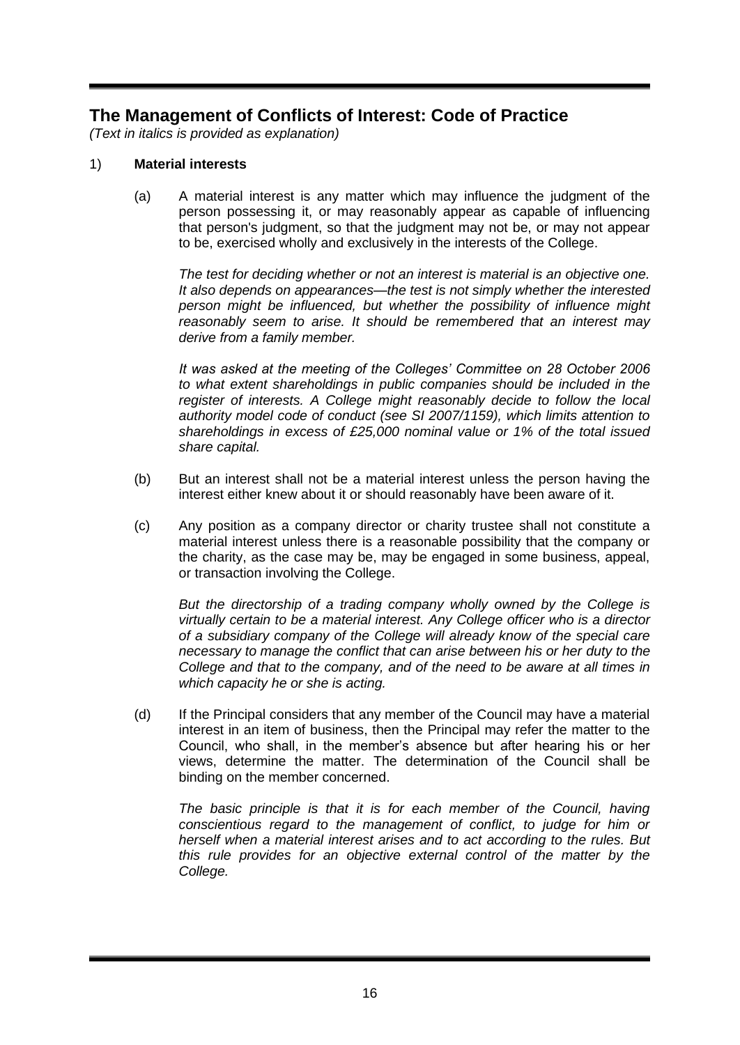## The Management of Conflicts of Interest: Code of Practice

*(Text in italics is provided as explanation)*

1) **Material interests**

(a) A material interest is any matter which may influence the judgment of the person possessing it, or may reasonably appear as capable of influencing that person's judgment, so that the judgment may not be, or may not appear to be, exercised wholly and exclusively in the interests of the College.

*The test for deciding whether or not an interest is material is an objective one. It also depends on appearances—the test is not simply whether the interested person might be influenced, but whether the possibility of influence might reasonably seem to arise. It should be remembered that an interest may derive from a family member.*

*It was asked at the meeting of the Colleges' Committee on 28 October 2006 to what extent shareholdings in public companies should be included in the register of interests. A College might reasonably decide to follow the local authority model code of conduct (see SI 2007/1159), which limits attention to shareholdings in excess of £25,000 nominal value or 1% of the total issued share capital.*

(b) But an interest shall not be a material interest unless the person having the interest either knew about it or should reasonably have been aware of it.

(c) Any position as a company director or charity trustee shall not constitute a material interest unless there is a reasonable possibility that the company or the charity, as the case may be, may be engaged in some business, appeal, or transaction involving the College.

*But the directorship of a trading company wholly owned by the College is virtually certain to be a material interest. Any College officer who is a director of a subsidiary company of the College will already know of the special care necessary to manage the conflict that can arise between his or her duty to the College and that to the company, and of the need to be aware at all times in which capacity he or she is acting.*

(d) If the Principal considers that any member of the Council may have a material interest in an item of business, then the Principal may refer the matter to the Council, who shall, in the member's absence but after hearing his or her views, determine the matter. The determination of the Council shall be binding on the member concerned.

*The basic principle is that it is for each member of the Council, having conscientious regard to the management of conflict, to judge for him or herself when a material interest arises and to act according to the rules. But this rule provides for an objective external control of the matter by the College.*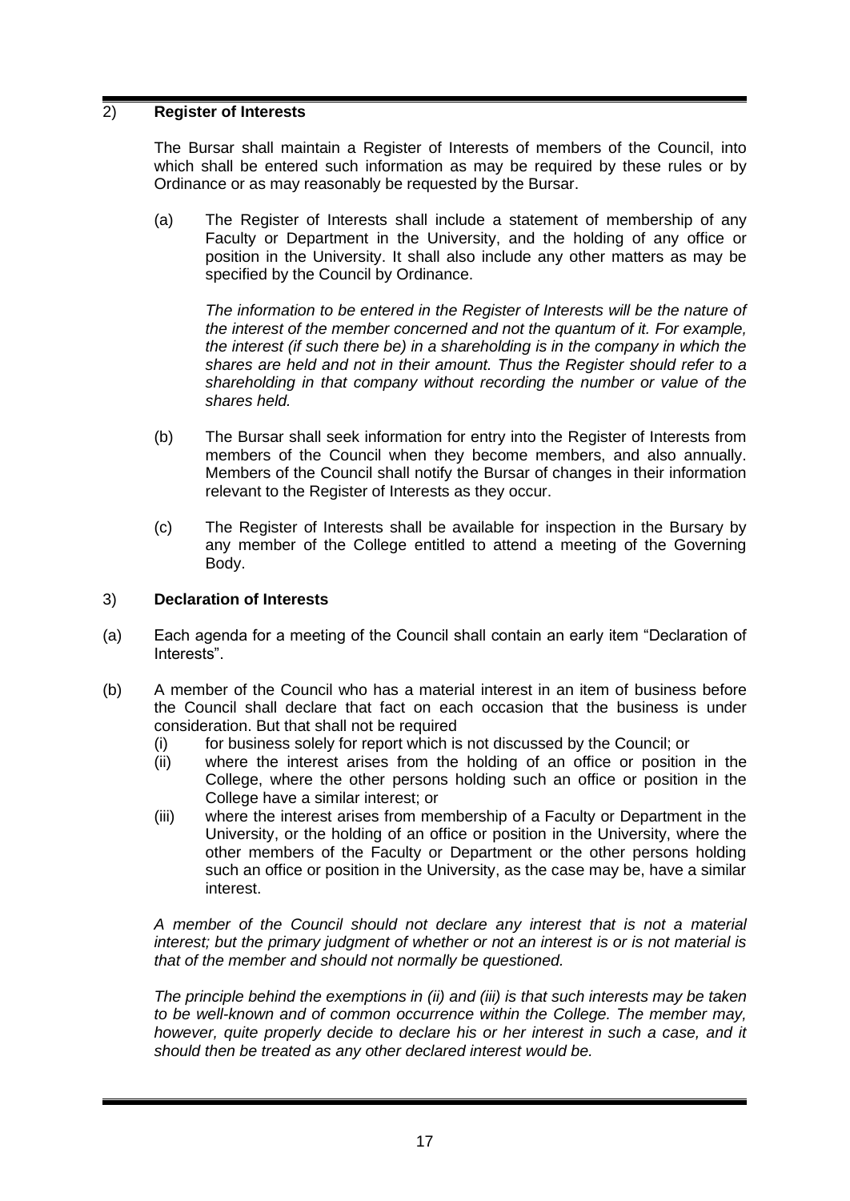## 2) Register of Interests

The Bursar shall maintain a Register of Interests of members of the Council, into which shall be entered such information as may be required by these rules or by Ordinance or as may reasonably be requested by the Bursar.

(a) The Register of Interests shall include a statement of membership of any Faculty or Department in the University, and the holding of any office or position in the University. It shall also include any other matters as may be specified by the Council by Ordinance.

*The information to be entered in the Register of Interests will be the nature of the interest of the member concerned and not the quantum of it. For example, the interest (if such there be) in a shareholding is in the company in which the shares are held and not in their amount. Thus the Register should refer to a shareholding in that company without recording the number or value of the shares held.*

(b) The Bursar shall seek information for entry into the Register of Interests from members of the Council when they become members, and also annually. Members of the Council shall notify the Bursar of changes in their information relevant to the Register of Interests as they occur.

(c) The Register of Interests shall be available for inspection in the Bursary by any member of the College entitled to attend a meeting of the Governing Body.

## 3) Declaration of Interests

(a) Each agenda for a meeting of the Council shall contain an early item "Declaration of Interests".

(b) A member of the Council who has a material interest in an item of business before the Council shall declare that fact on each occasion that the business is under consideration. But that shall not be required

- (i) for business solely for report which is not discussed by the Council; or
- (ii) where the interest arises from the holding of an office or position in the College, where the other persons holding such an office or position in the College have a similar interest; or
- (iii) where the interest arises from membership of a Faculty or Department in the University, or the holding of an office or position in the University, where the other members of the Faculty or Department or the other persons holding such an office or position in the University, as the case may be, have a similar interest.

*A member of the Council should not declare any interest that is not a material interest; but the primary judgment of whether or not an interest is or is not material is that of the member and should not normally be questioned.*

*The principle behind the exemptions in (ii) and (iii) is that such interests may be taken to be well-known and of common occurrence within the College. The member may, however, quite properly decide to declare his or her interest in such a case, and it should then be treated as any other declared interest would be.*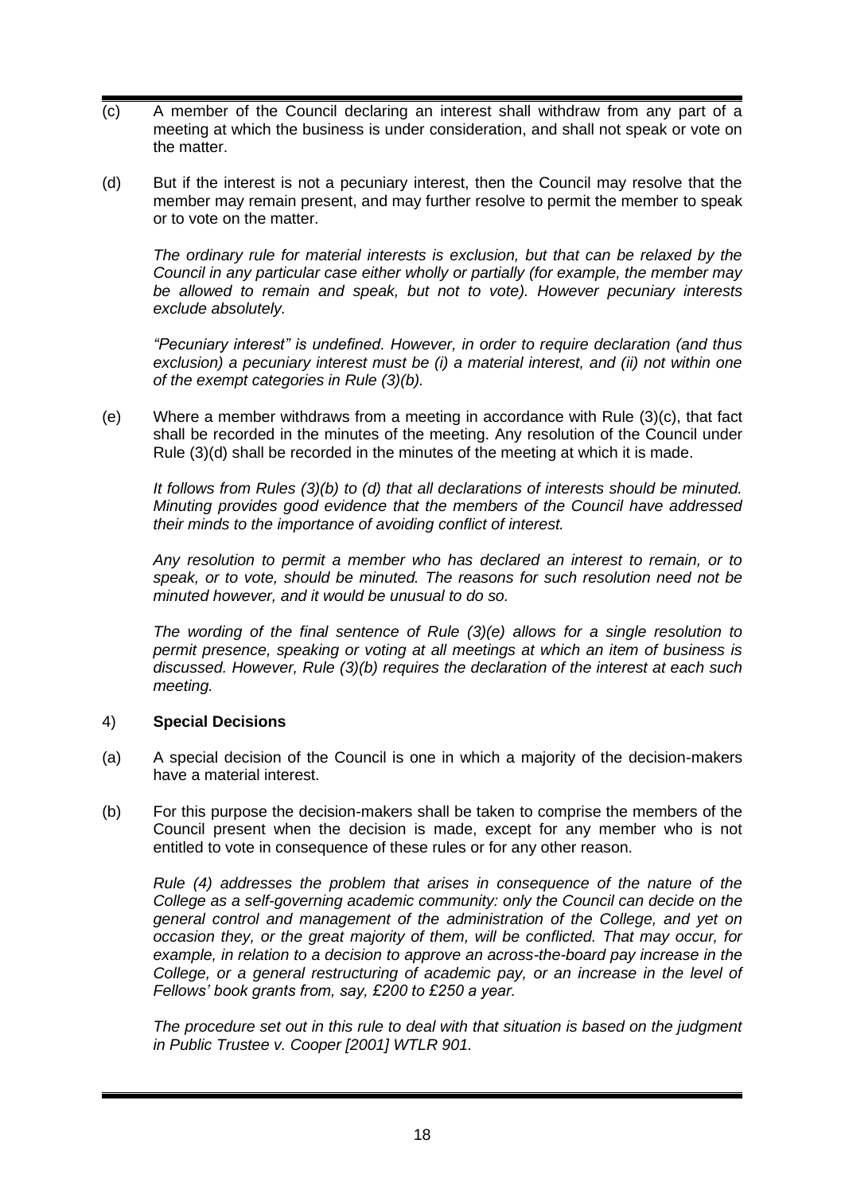(c) A member of the Council declaring an interest shall withdraw from any part of a meeting at which the business is under consideration, and shall not speak or vote on the matter.

(d) But if the interest is not a pecuniary interest, then the Council may resolve that the member may remain present, and may further resolve to permit the member to speak or to vote on the matter.

*The ordinary rule for material interests is exclusion, but that can be relaxed by the Council in any particular case either wholly or partially (for example, the member may be allowed to remain and speak, but not to vote). However pecuniary interests exclude absolutely.*

*"Pecuniary interest" is undefined. However, in order to require declaration (and thus exclusion) a pecuniary interest must be (i) a material interest, and (ii) not within one of the exempt categories in Rule (3)(b).*

(e) Where a member withdraws from a meeting in accordance with Rule (3)(c), that fact shall be recorded in the minutes of the meeting. Any resolution of the Council under Rule (3)(d) shall be recorded in the minutes of the meeting at which it is made.

*It follows from Rules (3)(b) to (d) that all declarations of interests should be minuted. Minuting provides good evidence that the members of the Council have addressed their minds to the importance of avoiding conflict of interest.*

*Any resolution to permit a member who has declared an interest to remain, or to speak, or to vote, should be minuted. The reasons for such resolution need not be minuted however, and it would be unusual to do so.*

*The wording of the final sentence of Rule (3)(e) allows for a single resolution to permit presence, speaking or voting at all meetings at which an item of business is discussed. However, Rule (3)(b) requires the declaration of the interest at each such meeting.*

4) **Special Decisions**

(a) A special decision of the Council is one in which a majority of the decision-makers have a material interest.

(b) For this purpose the decision-makers shall be taken to comprise the members of the Council present when the decision is made, except for any member who is not entitled to vote in consequence of these rules or for any other reason.

*Rule (4) addresses the problem that arises in consequence of the nature of the College as a self-governing academic community: only the Council can decide on the general control and management of the administration of the College, and yet on occasion they, or the great majority of them, will be conflicted. That may occur, for example, in relation to a decision to approve an across-the-board pay increase in the College, or a general restructuring of academic pay, or an increase in the level of Fellows' book grants from, say, £200 to £250 a year.*

*The procedure set out in this rule to deal with that situation is based on the judgment in Public Trustee v. Cooper [2001] WTLR 901.*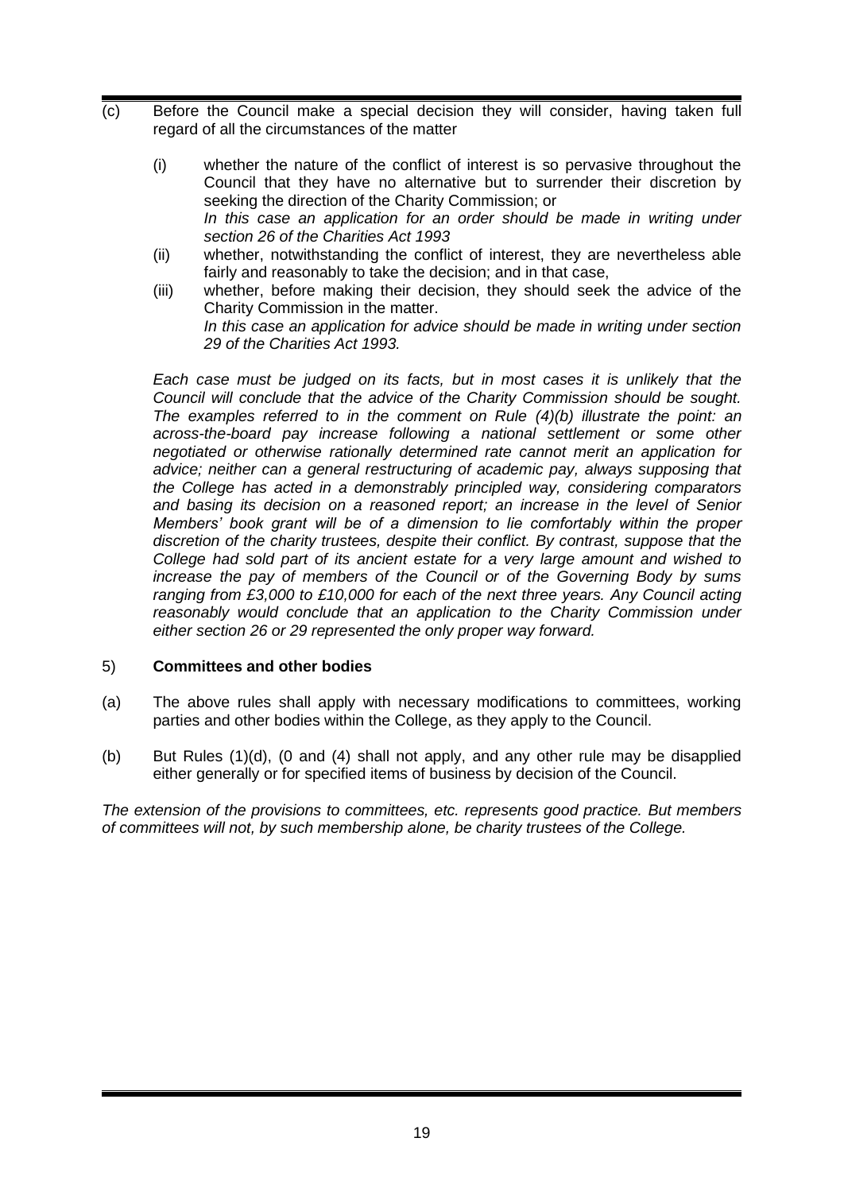(c) Before the Council make a special decision they will consider, having taken full regard of all the circumstances of the matter

(i) whether the nature of the conflict of interest is so pervasive throughout the Council that they have no alternative but to surrender their discretion by seeking the direction of the Charity Commission; or
*In this case an application for an order should be made in writing under section 26 of the Charities Act 1993*

(ii) whether, notwithstanding the conflict of interest, they are nevertheless able fairly and reasonably to take the decision; and in that case,

(iii) whether, before making their decision, they should seek the advice of the Charity Commission in the matter.
*In this case an application for advice should be made in writing under section 29 of the Charities Act 1993.*

*Each case must be judged on its facts, but in most cases it is unlikely that the Council will conclude that the advice of the Charity Commission should be sought. The examples referred to in the comment on Rule (4)(b) illustrate the point: an across-the-board pay increase following a national settlement or some other negotiated or otherwise rationally determined rate cannot merit an application for advice; neither can a general restructuring of academic pay, always supposing that the College has acted in a demonstrably principled way, considering comparators and basing its decision on a reasoned report; an increase in the level of Senior Members' book grant will be of a dimension to lie comfortably within the proper discretion of the charity trustees, despite their conflict. By contrast, suppose that the College had sold part of its ancient estate for a very large amount and wished to increase the pay of members of the Council or of the Governing Body by sums ranging from £3,000 to £10,000 for each of the next three years. Any Council acting reasonably would conclude that an application to the Charity Commission under either section 26 or 29 represented the only proper way forward.*

5) **Committees and other bodies**

(a) The above rules shall apply with necessary modifications to committees, working parties and other bodies within the College, as they apply to the Council.

(b) But Rules (1)(d), (0 and (4) shall not apply, and any other rule may be disapplied either generally or for specified items of business by decision of the Council.

*The extension of the provisions to committees, etc. represents good practice. But members of committees will not, by such membership alone, be charity trustees of the College.*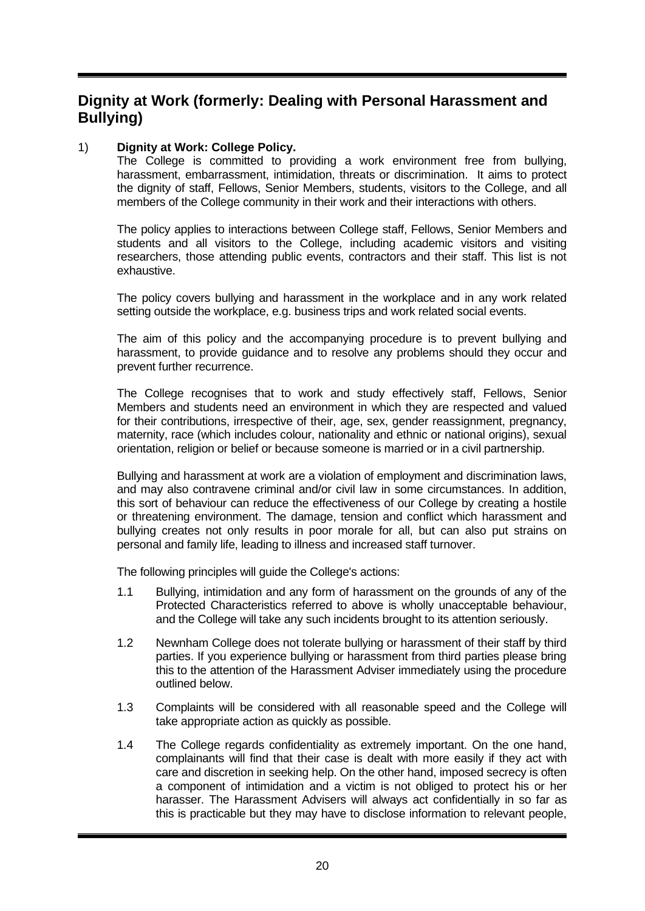## Dignity at Work (formerly: Dealing with Personal Harassment and Bullying)

1) **Dignity at Work: College Policy.**

The College is committed to providing a work environment free from bullying, harassment, embarrassment, intimidation, threats or discrimination. It aims to protect the dignity of staff, Fellows, Senior Members, students, visitors to the College, and all members of the College community in their work and their interactions with others.

The policy applies to interactions between College staff, Fellows, Senior Members and students and all visitors to the College, including academic visitors and visiting researchers, those attending public events, contractors and their staff. This list is not exhaustive.

The policy covers bullying and harassment in the workplace and in any work related setting outside the workplace, e.g. business trips and work related social events.

The aim of this policy and the accompanying procedure is to prevent bullying and harassment, to provide guidance and to resolve any problems should they occur and prevent further recurrence.

The College recognises that to work and study effectively staff, Fellows, Senior Members and students need an environment in which they are respected and valued for their contributions, irrespective of their, age, sex, gender reassignment, pregnancy, maternity, race (which includes colour, nationality and ethnic or national origins), sexual orientation, religion or belief or because someone is married or in a civil partnership.

Bullying and harassment at work are a violation of employment and discrimination laws, and may also contravene criminal and/or civil law in some circumstances. In addition, this sort of behaviour can reduce the effectiveness of our College by creating a hostile or threatening environment. The damage, tension and conflict which harassment and bullying creates not only results in poor morale for all, but can also put strains on personal and family life, leading to illness and increased staff turnover.

The following principles will guide the College's actions:

1.1 Bullying, intimidation and any form of harassment on the grounds of any of the Protected Characteristics referred to above is wholly unacceptable behaviour, and the College will take any such incidents brought to its attention seriously.

1.2 Newnham College does not tolerate bullying or harassment of their staff by third parties. If you experience bullying or harassment from third parties please bring this to the attention of the Harassment Adviser immediately using the procedure outlined below.

1.3 Complaints will be considered with all reasonable speed and the College will take appropriate action as quickly as possible.

1.4 The College regards confidentiality as extremely important. On the one hand, complainants will find that their case is dealt with more easily if they act with care and discretion in seeking help. On the other hand, imposed secrecy is often a component of intimidation and a victim is not obliged to protect his or her harasser. The Harassment Advisers will always act confidentially in so far as this is practicable but they may have to disclose information to relevant people,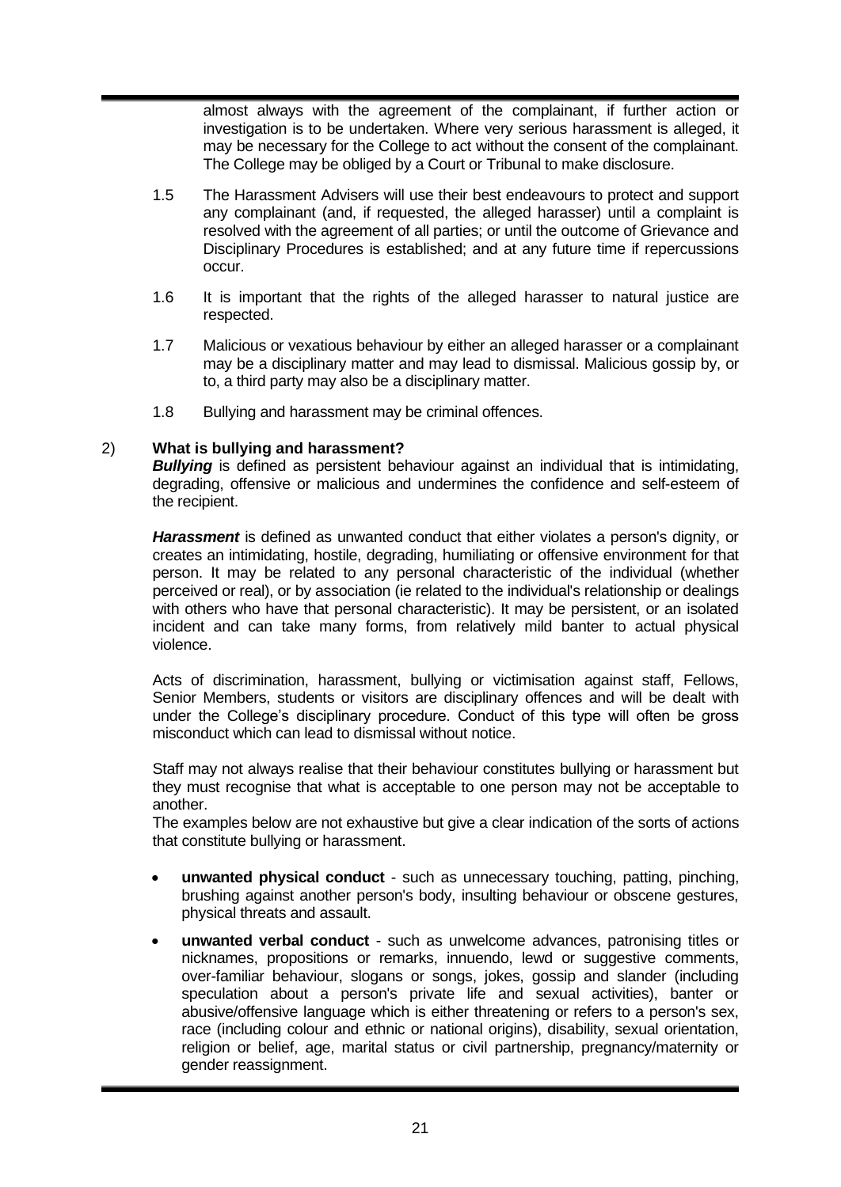almost always with the agreement of the complainant, if further action or investigation is to be undertaken. Where very serious harassment is alleged, it may be necessary for the College to act without the consent of the complainant. The College may be obliged by a Court or Tribunal to make disclosure.

1.5 The Harassment Advisers will use their best endeavours to protect and support any complainant (and, if requested, the alleged harasser) until a complaint is resolved with the agreement of all parties; or until the outcome of Grievance and Disciplinary Procedures is established; and at any future time if repercussions occur.

1.6 It is important that the rights of the alleged harasser to natural justice are respected.

1.7 Malicious or vexatious behaviour by either an alleged harasser or a complainant may be a disciplinary matter and may lead to dismissal. Malicious gossip by, or to, a third party may also be a disciplinary matter.

1.8 Bullying and harassment may be criminal offences.

## 2) What is bullying and harassment?

***Bullying*** is defined as persistent behaviour against an individual that is intimidating, degrading, offensive or malicious and undermines the confidence and self-esteem of the recipient.

***Harassment*** is defined as unwanted conduct that either violates a person's dignity, or creates an intimidating, hostile, degrading, humiliating or offensive environment for that person. It may be related to any personal characteristic of the individual (whether perceived or real), or by association (ie related to the individual's relationship or dealings with others who have that personal characteristic). It may be persistent, or an isolated incident and can take many forms, from relatively mild banter to actual physical violence.

Acts of discrimination, harassment, bullying or victimisation against staff, Fellows, Senior Members, students or visitors are disciplinary offences and will be dealt with under the College's disciplinary procedure. Conduct of this type will often be gross misconduct which can lead to dismissal without notice.

Staff may not always realise that their behaviour constitutes bullying or harassment but they must recognise that what is acceptable to one person may not be acceptable to another.

The examples below are not exhaustive but give a clear indication of the sorts of actions that constitute bullying or harassment.

- **unwanted physical conduct** - such as unnecessary touching, patting, pinching, brushing against another person's body, insulting behaviour or obscene gestures, physical threats and assault.
- **unwanted verbal conduct** - such as unwelcome advances, patronising titles or nicknames, propositions or remarks, innuendo, lewd or suggestive comments, over-familiar behaviour, slogans or songs, jokes, gossip and slander (including speculation about a person's private life and sexual activities), banter or abusive/offensive language which is either threatening or refers to a person's sex, race (including colour and ethnic or national origins), disability, sexual orientation, religion or belief, age, marital status or civil partnership, pregnancy/maternity or gender reassignment.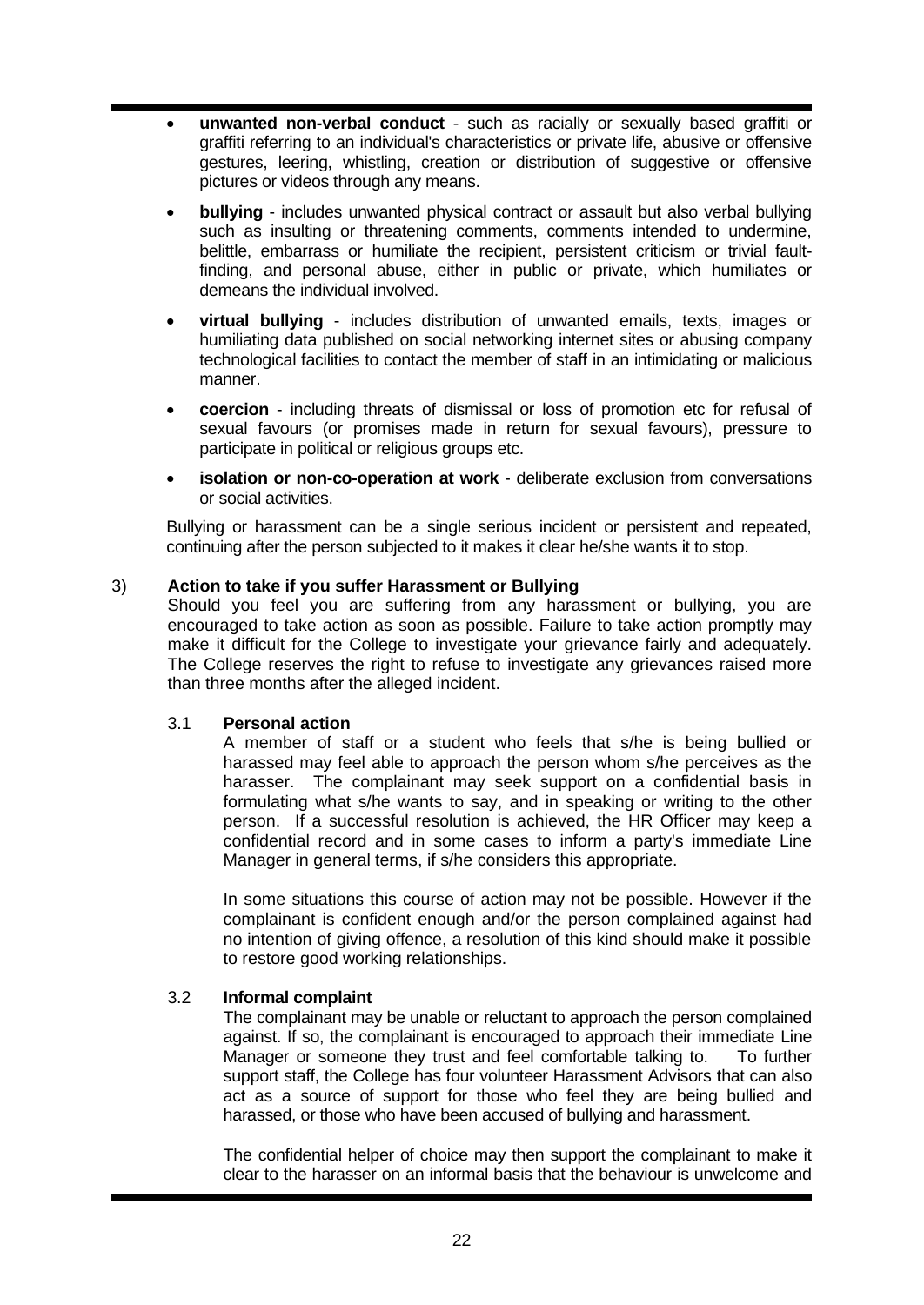- **unwanted non-verbal conduct** - such as racially or sexually based graffiti or graffiti referring to an individual's characteristics or private life, abusive or offensive gestures, leering, whistling, creation or distribution of suggestive or offensive pictures or videos through any means.
- **bullying** - includes unwanted physical contract or assault but also verbal bullying such as insulting or threatening comments, comments intended to undermine, belittle, embarrass or humiliate the recipient, persistent criticism or trivial fault-finding, and personal abuse, either in public or private, which humiliates or demeans the individual involved.
- **virtual bullying** - includes distribution of unwanted emails, texts, images or humiliating data published on social networking internet sites or abusing company technological facilities to contact the member of staff in an intimidating or malicious manner.
- **coercion** - including threats of dismissal or loss of promotion etc for refusal of sexual favours (or promises made in return for sexual favours), pressure to participate in political or religious groups etc.
- **isolation or non-co-operation at work** - deliberate exclusion from conversations or social activities.

Bullying or harassment can be a single serious incident or persistent and repeated, continuing after the person subjected to it makes it clear he/she wants it to stop.

## 3) Action to take if you suffer Harassment or Bullying

Should you feel you are suffering from any harassment or bullying, you are encouraged to take action as soon as possible. Failure to take action promptly may make it difficult for the College to investigate your grievance fairly and adequately. The College reserves the right to refuse to investigate any grievances raised more than three months after the alleged incident.

### 3.1 Personal action

A member of staff or a student who feels that s/he is being bullied or harassed may feel able to approach the person whom s/he perceives as the harasser. The complainant may seek support on a confidential basis in formulating what s/he wants to say, and in speaking or writing to the other person. If a successful resolution is achieved, the HR Officer may keep a confidential record and in some cases to inform a party's immediate Line Manager in general terms, if s/he considers this appropriate.

In some situations this course of action may not be possible. However if the complainant is confident enough and/or the person complained against had no intention of giving offence, a resolution of this kind should make it possible to restore good working relationships.

### 3.2 Informal complaint

The complainant may be unable or reluctant to approach the person complained against. If so, the complainant is encouraged to approach their immediate Line Manager or someone they trust and feel comfortable talking to. To further support staff, the College has four volunteer Harassment Advisors that can also act as a source of support for those who feel they are being bullied and harassed, or those who have been accused of bullying and harassment.

The confidential helper of choice may then support the complainant to make it clear to the harasser on an informal basis that the behaviour is unwelcome and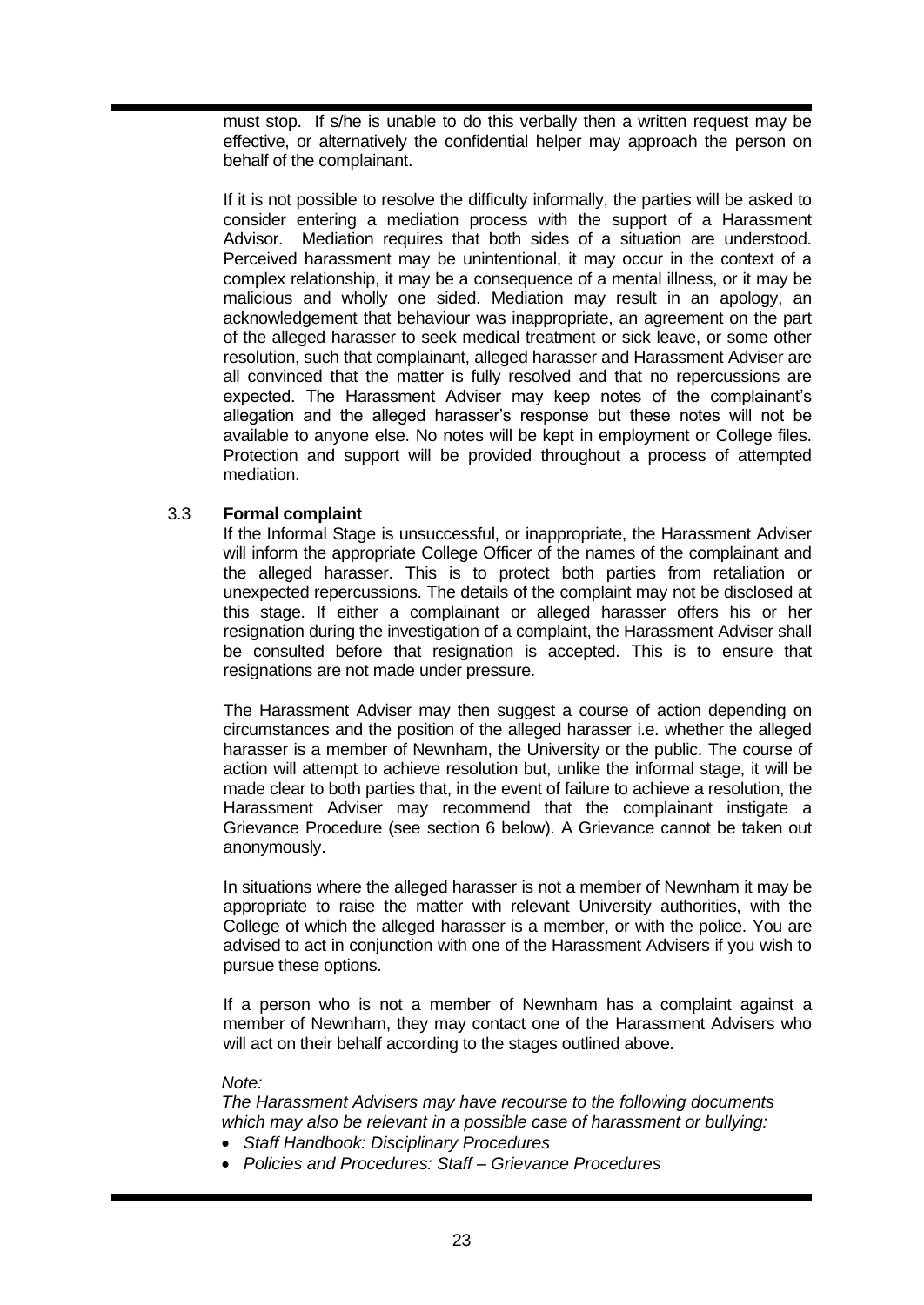must stop. If s/he is unable to do this verbally then a written request may be effective, or alternatively the confidential helper may approach the person on behalf of the complainant.

If it is not possible to resolve the difficulty informally, the parties will be asked to consider entering a mediation process with the support of a Harassment Advisor. Mediation requires that both sides of a situation are understood. Perceived harassment may be unintentional, it may occur in the context of a complex relationship, it may be a consequence of a mental illness, or it may be malicious and wholly one sided. Mediation may result in an apology, an acknowledgement that behaviour was inappropriate, an agreement on the part of the alleged harasser to seek medical treatment or sick leave, or some other resolution, such that complainant, alleged harasser and Harassment Adviser are all convinced that the matter is fully resolved and that no repercussions are expected. The Harassment Adviser may keep notes of the complainant's allegation and the alleged harasser's response but these notes will not be available to anyone else. No notes will be kept in employment or College files. Protection and support will be provided throughout a process of attempted mediation.

### 3.3 Formal complaint

If the Informal Stage is unsuccessful, or inappropriate, the Harassment Adviser will inform the appropriate College Officer of the names of the complainant and the alleged harasser. This is to protect both parties from retaliation or unexpected repercussions. The details of the complaint may not be disclosed at this stage. If either a complainant or alleged harasser offers his or her resignation during the investigation of a complaint, the Harassment Adviser shall be consulted before that resignation is accepted. This is to ensure that resignations are not made under pressure.

The Harassment Adviser may then suggest a course of action depending on circumstances and the position of the alleged harasser i.e. whether the alleged harasser is a member of Newnham, the University or the public. The course of action will attempt to achieve resolution but, unlike the informal stage, it will be made clear to both parties that, in the event of failure to achieve a resolution, the Harassment Adviser may recommend that the complainant instigate a Grievance Procedure (see section 6 below). A Grievance cannot be taken out anonymously.

In situations where the alleged harasser is not a member of Newnham it may be appropriate to raise the matter with relevant University authorities, with the College of which the alleged harasser is a member, or with the police. You are advised to act in conjunction with one of the Harassment Advisers if you wish to pursue these options.

If a person who is not a member of Newnham has a complaint against a member of Newnham, they may contact one of the Harassment Advisers who will act on their behalf according to the stages outlined above.

*Note:*

*The Harassment Advisers may have recourse to the following documents which may also be relevant in a possible case of harassment or bullying:*

- *Staff Handbook: Disciplinary Procedures*
- *Policies and Procedures: Staff – Grievance Procedures*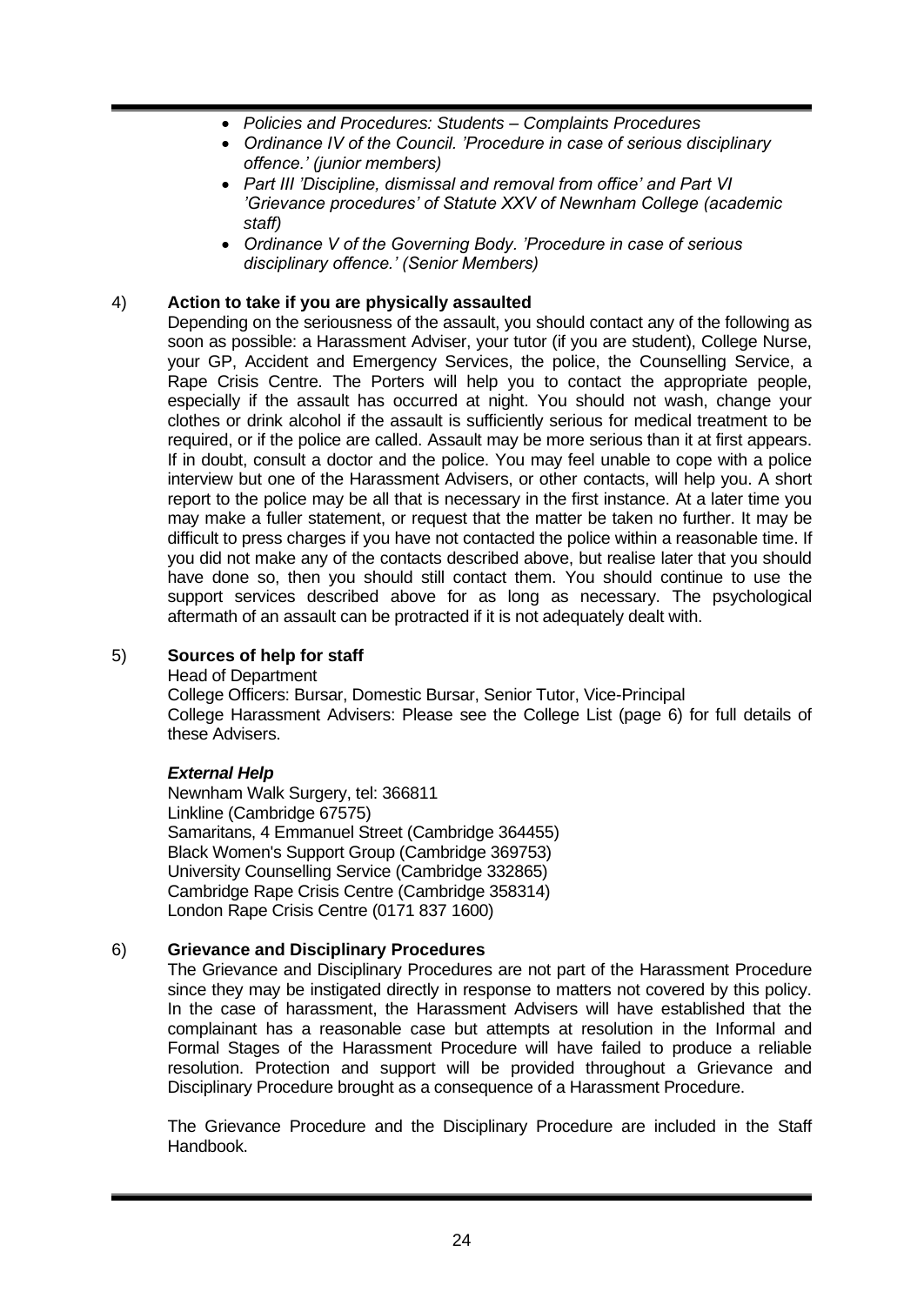- *Policies and Procedures: Students – Complaints Procedures*
- *Ordinance IV of the Council. 'Procedure in case of serious disciplinary offence.' (junior members)*
- *Part III 'Discipline, dismissal and removal from office' and Part VI 'Grievance procedures' of Statute XXV of Newnham College (academic staff)*
- *Ordinance V of the Governing Body. 'Procedure in case of serious disciplinary offence.' (Senior Members)*

### 4) Action to take if you are physically assaulted

Depending on the seriousness of the assault, you should contact any of the following as soon as possible: a Harassment Adviser, your tutor (if you are student), College Nurse, your GP, Accident and Emergency Services, the police, the Counselling Service, a Rape Crisis Centre. The Porters will help you to contact the appropriate people, especially if the assault has occurred at night. You should not wash, change your clothes or drink alcohol if the assault is sufficiently serious for medical treatment to be required, or if the police are called. Assault may be more serious than it at first appears. If in doubt, consult a doctor and the police. You may feel unable to cope with a police interview but one of the Harassment Advisers, or other contacts, will help you. A short report to the police may be all that is necessary in the first instance. At a later time you may make a fuller statement, or request that the matter be taken no further. It may be difficult to press charges if you have not contacted the police within a reasonable time. If you did not make any of the contacts described above, but realise later that you should have done so, then you should still contact them. You should continue to use the support services described above for as long as necessary. The psychological aftermath of an assault can be protracted if it is not adequately dealt with.

### 5) Sources of help for staff

Head of Department
College Officers: Bursar, Domestic Bursar, Senior Tutor, Vice-Principal
College Harassment Advisers: Please see the College List (page 6) for full details of these Advisers.

***External Help***

Newnham Walk Surgery, tel: 366811
Linkline (Cambridge 67575)
Samaritans, 4 Emmanuel Street (Cambridge 364455)
Black Women's Support Group (Cambridge 369753)
University Counselling Service (Cambridge 332865)
Cambridge Rape Crisis Centre (Cambridge 358314)
London Rape Crisis Centre (0171 837 1600)

### 6) Grievance and Disciplinary Procedures

The Grievance and Disciplinary Procedures are not part of the Harassment Procedure since they may be instigated directly in response to matters not covered by this policy. In the case of harassment, the Harassment Advisers will have established that the complainant has a reasonable case but attempts at resolution in the Informal and Formal Stages of the Harassment Procedure will have failed to produce a reliable resolution. Protection and support will be provided throughout a Grievance and Disciplinary Procedure brought as a consequence of a Harassment Procedure.

The Grievance Procedure and the Disciplinary Procedure are included in the Staff Handbook.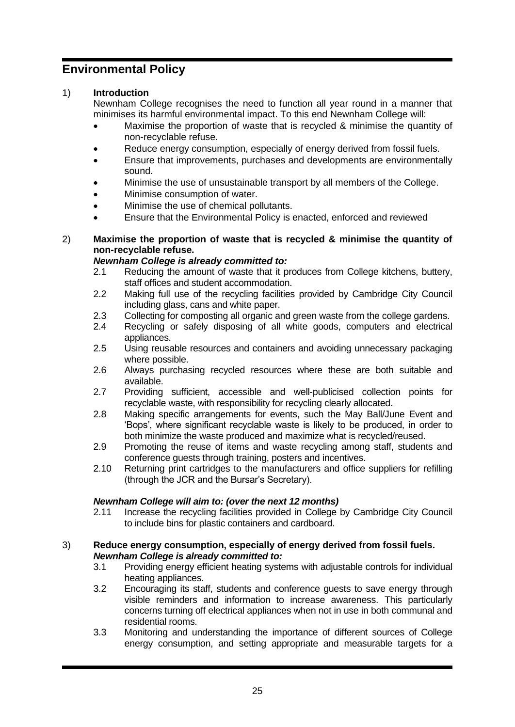## Environmental Policy

1) **Introduction**

Newnham College recognises the need to function all year round in a manner that minimises its harmful environmental impact. To this end Newnham College will:

- Maximise the proportion of waste that is recycled & minimise the quantity of non-recyclable refuse.
- Reduce energy consumption, especially of energy derived from fossil fuels.
- Ensure that improvements, purchases and developments are environmentally sound.
- Minimise the use of unsustainable transport by all members of the College.
- Minimise consumption of water.
- Minimise the use of chemical pollutants.
- Ensure that the Environmental Policy is enacted, enforced and reviewed

2) **Maximise the proportion of waste that is recycled & minimise the quantity of non-recyclable refuse.**

***Newnham College is already committed to:***

2.1 Reducing the amount of waste that it produces from College kitchens, buttery, staff offices and student accommodation.

2.2 Making full use of the recycling facilities provided by Cambridge City Council including glass, cans and white paper.

2.3 Collecting for composting all organic and green waste from the college gardens.

2.4 Recycling or safely disposing of all white goods, computers and electrical appliances.

2.5 Using reusable resources and containers and avoiding unnecessary packaging where possible.

2.6 Always purchasing recycled resources where these are both suitable and available.

2.7 Providing sufficient, accessible and well-publicised collection points for recyclable waste, with responsibility for recycling clearly allocated.

2.8 Making specific arrangements for events, such the May Ball/June Event and 'Bops', where significant recyclable waste is likely to be produced, in order to both minimize the waste produced and maximize what is recycled/reused.

2.9 Promoting the reuse of items and waste recycling among staff, students and conference guests through training, posters and incentives.

2.10 Returning print cartridges to the manufacturers and office suppliers for refilling (through the JCR and the Bursar's Secretary).

***Newnham College will aim to: (over the next 12 months)***

2.11 Increase the recycling facilities provided in College by Cambridge City Council to include bins for plastic containers and cardboard.

3) **Reduce energy consumption, especially of energy derived from fossil fuels.**

***Newnham College is already committed to:***

3.1 Providing energy efficient heating systems with adjustable controls for individual heating appliances.

3.2 Encouraging its staff, students and conference guests to save energy through visible reminders and information to increase awareness. This particularly concerns turning off electrical appliances when not in use in both communal and residential rooms.

3.3 Monitoring and understanding the importance of different sources of College energy consumption, and setting appropriate and measurable targets for a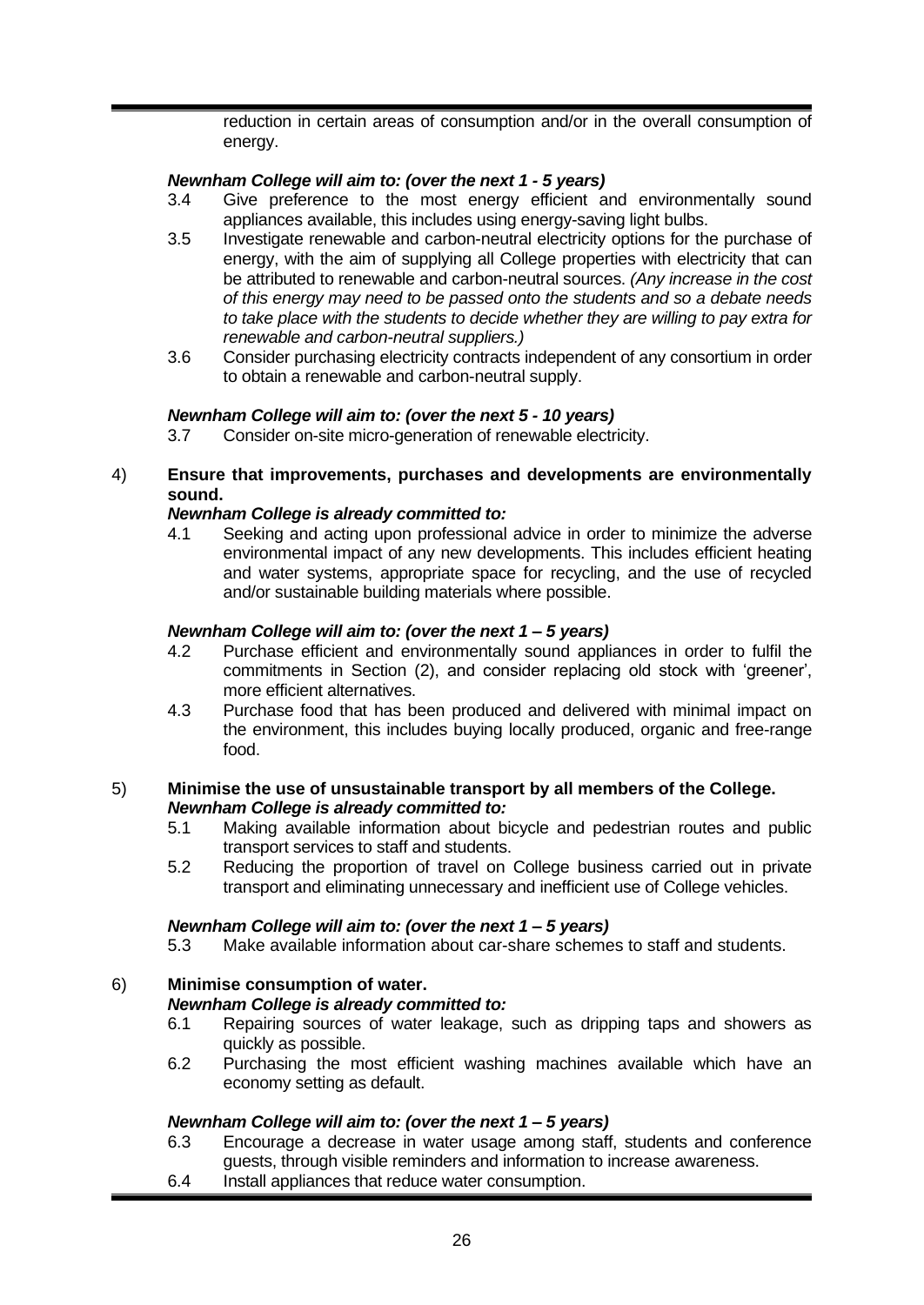reduction in certain areas of consumption and/or in the overall consumption of energy.

***Newnham College will aim to: (over the next 1 - 5 years)***

3.4 Give preference to the most energy efficient and environmentally sound appliances available, this includes using energy-saving light bulbs.

3.5 Investigate renewable and carbon-neutral electricity options for the purchase of energy, with the aim of supplying all College properties with electricity that can be attributed to renewable and carbon-neutral sources. *(Any increase in the cost of this energy may need to be passed onto the students and so a debate needs to take place with the students to decide whether they are willing to pay extra for renewable and carbon-neutral suppliers.)*

3.6 Consider purchasing electricity contracts independent of any consortium in order to obtain a renewable and carbon-neutral supply.

***Newnham College will aim to: (over the next 5 - 10 years)***

3.7 Consider on-site micro-generation of renewable electricity.

4) **Ensure that improvements, purchases and developments are environmentally sound.**

***Newnham College is already committed to:***

4.1 Seeking and acting upon professional advice in order to minimize the adverse environmental impact of any new developments. This includes efficient heating and water systems, appropriate space for recycling, and the use of recycled and/or sustainable building materials where possible.

***Newnham College will aim to: (over the next 1 – 5 years)***

4.2 Purchase efficient and environmentally sound appliances in order to fulfil the commitments in Section (2), and consider replacing old stock with 'greener', more efficient alternatives.

4.3 Purchase food that has been produced and delivered with minimal impact on the environment, this includes buying locally produced, organic and free-range food.

5) **Minimise the use of unsustainable transport by all members of the College.**

***Newnham College is already committed to:***

5.1 Making available information about bicycle and pedestrian routes and public transport services to staff and students.

5.2 Reducing the proportion of travel on College business carried out in private transport and eliminating unnecessary and inefficient use of College vehicles.

***Newnham College will aim to: (over the next 1 – 5 years)***

5.3 Make available information about car-share schemes to staff and students.

6) **Minimise consumption of water.**

***Newnham College is already committed to:***

6.1 Repairing sources of water leakage, such as dripping taps and showers as quickly as possible.

6.2 Purchasing the most efficient washing machines available which have an economy setting as default.

***Newnham College will aim to: (over the next 1 – 5 years)***

6.3 Encourage a decrease in water usage among staff, students and conference guests, through visible reminders and information to increase awareness.

6.4 Install appliances that reduce water consumption.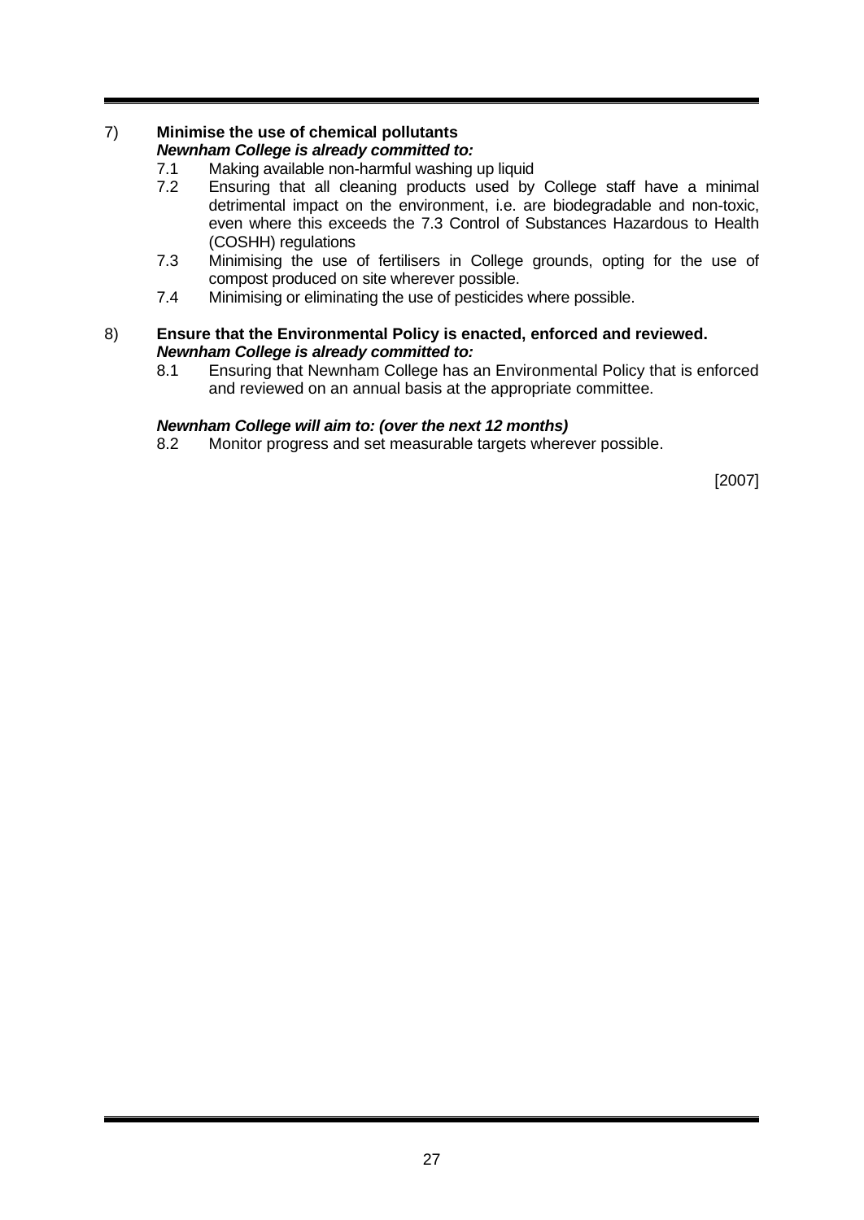7) **Minimise the use of chemical pollutants**

***Newnham College is already committed to:***

7.1 Making available non-harmful washing up liquid

7.2 Ensuring that all cleaning products used by College staff have a minimal detrimental impact on the environment, i.e. are biodegradable and non-toxic, even where this exceeds the 7.3 Control of Substances Hazardous to Health (COSHH) regulations

7.3 Minimising the use of fertilisers in College grounds, opting for the use of compost produced on site wherever possible.

7.4 Minimising or eliminating the use of pesticides where possible.

8) **Ensure that the Environmental Policy is enacted, enforced and reviewed.**

***Newnham College is already committed to:***

8.1 Ensuring that Newnham College has an Environmental Policy that is enforced and reviewed on an annual basis at the appropriate committee.

***Newnham College will aim to: (over the next 12 months)***

8.2 Monitor progress and set measurable targets wherever possible.

[2007]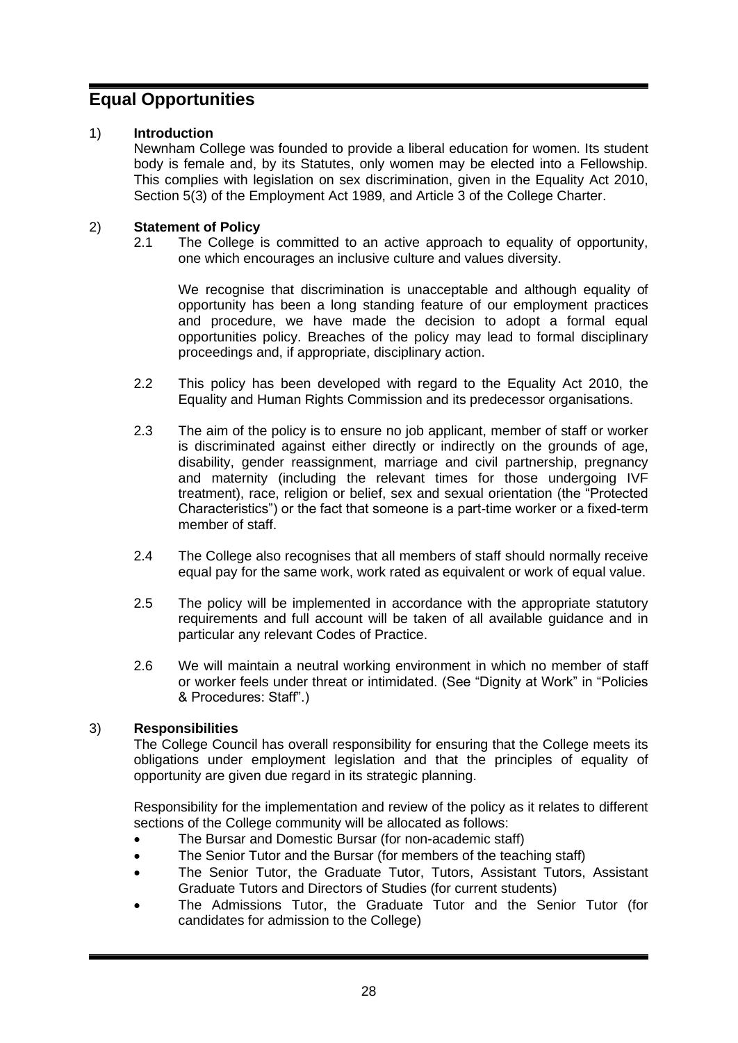# Equal Opportunities

1) **Introduction**

Newnham College was founded to provide a liberal education for women. Its student body is female and, by its Statutes, only women may be elected into a Fellowship. This complies with legislation on sex discrimination, given in the Equality Act 2010, Section 5(3) of the Employment Act 1989, and Article 3 of the College Charter.

2) **Statement of Policy**

2.1 The College is committed to an active approach to equality of opportunity, one which encourages an inclusive culture and values diversity.

We recognise that discrimination is unacceptable and although equality of opportunity has been a long standing feature of our employment practices and procedure, we have made the decision to adopt a formal equal opportunities policy. Breaches of the policy may lead to formal disciplinary proceedings and, if appropriate, disciplinary action.

2.2 This policy has been developed with regard to the Equality Act 2010, the Equality and Human Rights Commission and its predecessor organisations.

2.3 The aim of the policy is to ensure no job applicant, member of staff or worker is discriminated against either directly or indirectly on the grounds of age, disability, gender reassignment, marriage and civil partnership, pregnancy and maternity (including the relevant times for those undergoing IVF treatment), race, religion or belief, sex and sexual orientation (the "Protected Characteristics") or the fact that someone is a part-time worker or a fixed-term member of staff.

2.4 The College also recognises that all members of staff should normally receive equal pay for the same work, work rated as equivalent or work of equal value.

2.5 The policy will be implemented in accordance with the appropriate statutory requirements and full account will be taken of all available guidance and in particular any relevant Codes of Practice.

2.6 We will maintain a neutral working environment in which no member of staff or worker feels under threat or intimidated. (See "Dignity at Work" in "Policies & Procedures: Staff".)

3) **Responsibilities**

The College Council has overall responsibility for ensuring that the College meets its obligations under employment legislation and that the principles of equality of opportunity are given due regard in its strategic planning.

Responsibility for the implementation and review of the policy as it relates to different sections of the College community will be allocated as follows:

- The Bursar and Domestic Bursar (for non-academic staff)
- The Senior Tutor and the Bursar (for members of the teaching staff)
- The Senior Tutor, the Graduate Tutor, Tutors, Assistant Tutors, Assistant Graduate Tutors and Directors of Studies (for current students)
- The Admissions Tutor, the Graduate Tutor and the Senior Tutor (for candidates for admission to the College)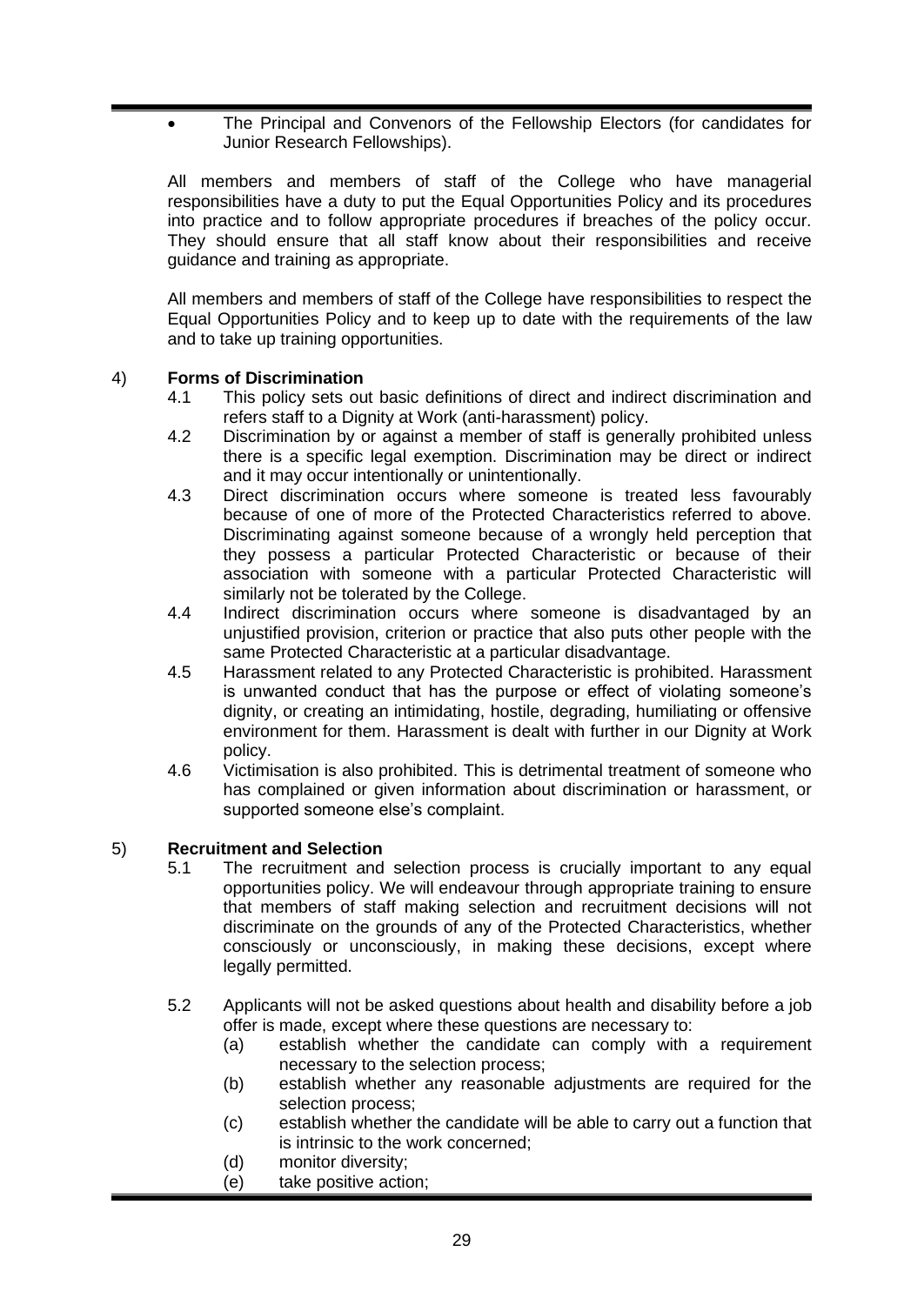- The Principal and Convenors of the Fellowship Electors (for candidates for Junior Research Fellowships).

All members and members of staff of the College who have managerial responsibilities have a duty to put the Equal Opportunities Policy and its procedures into practice and to follow appropriate procedures if breaches of the policy occur. They should ensure that all staff know about their responsibilities and receive guidance and training as appropriate.

All members and members of staff of the College have responsibilities to respect the Equal Opportunities Policy and to keep up to date with the requirements of the law and to take up training opportunities.

4) **Forms of Discrimination**

4.1 This policy sets out basic definitions of direct and indirect discrimination and refers staff to a Dignity at Work (anti-harassment) policy.

4.2 Discrimination by or against a member of staff is generally prohibited unless there is a specific legal exemption. Discrimination may be direct or indirect and it may occur intentionally or unintentionally.

4.3 Direct discrimination occurs where someone is treated less favourably because of one of more of the Protected Characteristics referred to above. Discriminating against someone because of a wrongly held perception that they possess a particular Protected Characteristic or because of their association with someone with a particular Protected Characteristic will similarly not be tolerated by the College.

4.4 Indirect discrimination occurs where someone is disadvantaged by an unjustified provision, criterion or practice that also puts other people with the same Protected Characteristic at a particular disadvantage.

4.5 Harassment related to any Protected Characteristic is prohibited. Harassment is unwanted conduct that has the purpose or effect of violating someone's dignity, or creating an intimidating, hostile, degrading, humiliating or offensive environment for them. Harassment is dealt with further in our Dignity at Work policy.

4.6 Victimisation is also prohibited. This is detrimental treatment of someone who has complained or given information about discrimination or harassment, or supported someone else's complaint.

5) **Recruitment and Selection**

5.1 The recruitment and selection process is crucially important to any equal opportunities policy. We will endeavour through appropriate training to ensure that members of staff making selection and recruitment decisions will not discriminate on the grounds of any of the Protected Characteristics, whether consciously or unconsciously, in making these decisions, except where legally permitted.

5.2 Applicants will not be asked questions about health and disability before a job offer is made, except where these questions are necessary to:

(a) establish whether the candidate can comply with a requirement necessary to the selection process;

(b) establish whether any reasonable adjustments are required for the selection process;

(c) establish whether the candidate will be able to carry out a function that is intrinsic to the work concerned;

(d) monitor diversity;

(e) take positive action;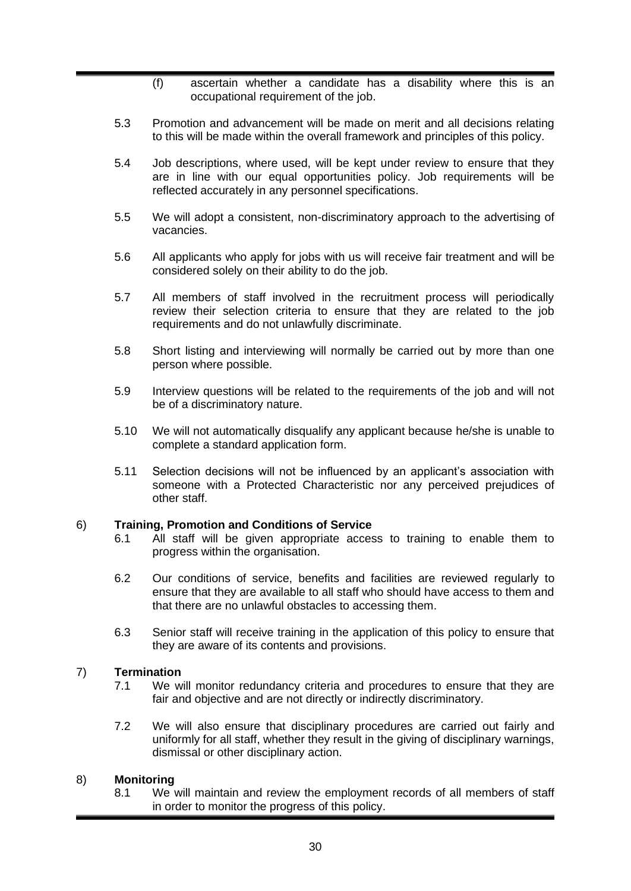(f) ascertain whether a candidate has a disability where this is an occupational requirement of the job.

5.3 Promotion and advancement will be made on merit and all decisions relating to this will be made within the overall framework and principles of this policy.

5.4 Job descriptions, where used, will be kept under review to ensure that they are in line with our equal opportunities policy. Job requirements will be reflected accurately in any personnel specifications.

5.5 We will adopt a consistent, non-discriminatory approach to the advertising of vacancies.

5.6 All applicants who apply for jobs with us will receive fair treatment and will be considered solely on their ability to do the job.

5.7 All members of staff involved in the recruitment process will periodically review their selection criteria to ensure that they are related to the job requirements and do not unlawfully discriminate.

5.8 Short listing and interviewing will normally be carried out by more than one person where possible.

5.9 Interview questions will be related to the requirements of the job and will not be of a discriminatory nature.

5.10 We will not automatically disqualify any applicant because he/she is unable to complete a standard application form.

5.11 Selection decisions will not be influenced by an applicant's association with someone with a Protected Characteristic nor any perceived prejudices of other staff.

## 6) Training, Promotion and Conditions of Service

6.1 All staff will be given appropriate access to training to enable them to progress within the organisation.

6.2 Our conditions of service, benefits and facilities are reviewed regularly to ensure that they are available to all staff who should have access to them and that there are no unlawful obstacles to accessing them.

6.3 Senior staff will receive training in the application of this policy to ensure that they are aware of its contents and provisions.

## 7) Termination

7.1 We will monitor redundancy criteria and procedures to ensure that they are fair and objective and are not directly or indirectly discriminatory.

7.2 We will also ensure that disciplinary procedures are carried out fairly and uniformly for all staff, whether they result in the giving of disciplinary warnings, dismissal or other disciplinary action.

## 8) Monitoring

8.1 We will maintain and review the employment records of all members of staff in order to monitor the progress of this policy.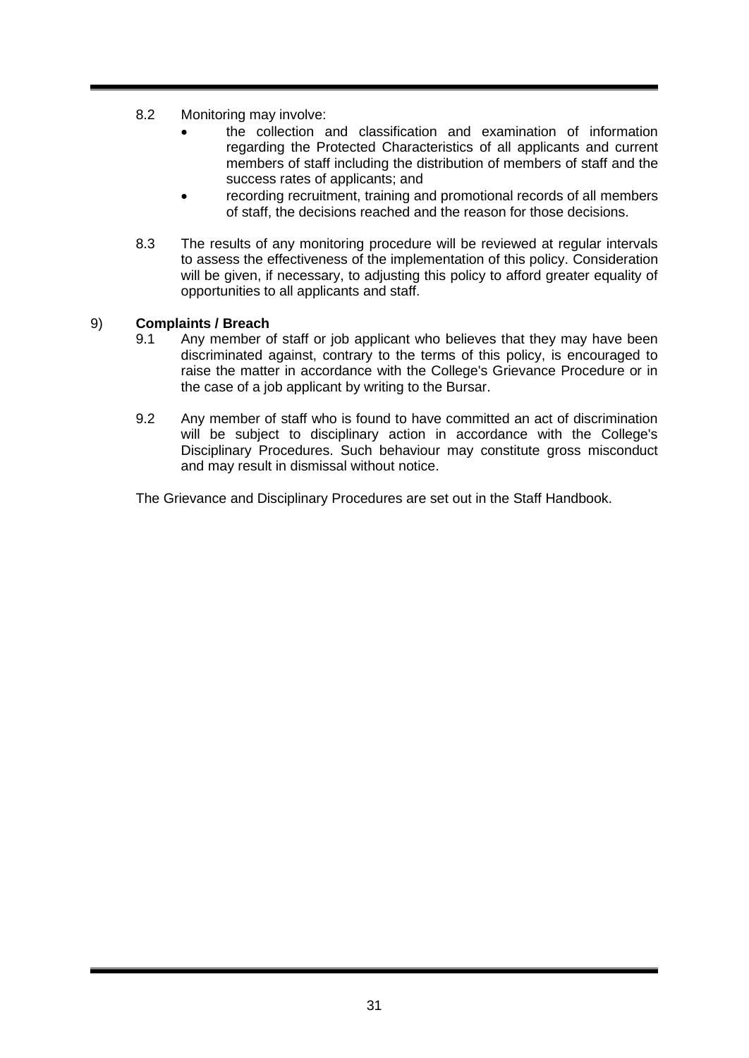8.2 Monitoring may involve:

- the collection and classification and examination of information regarding the Protected Characteristics of all applicants and current members of staff including the distribution of members of staff and the success rates of applicants; and
- recording recruitment, training and promotional records of all members of staff, the decisions reached and the reason for those decisions.

8.3 The results of any monitoring procedure will be reviewed at regular intervals to assess the effectiveness of the implementation of this policy. Consideration will be given, if necessary, to adjusting this policy to afford greater equality of opportunities to all applicants and staff.

## 9) Complaints / Breach

9.1 Any member of staff or job applicant who believes that they may have been discriminated against, contrary to the terms of this policy, is encouraged to raise the matter in accordance with the College's Grievance Procedure or in the case of a job applicant by writing to the Bursar.

9.2 Any member of staff who is found to have committed an act of discrimination will be subject to disciplinary action in accordance with the College's Disciplinary Procedures. Such behaviour may constitute gross misconduct and may result in dismissal without notice.

The Grievance and Disciplinary Procedures are set out in the Staff Handbook.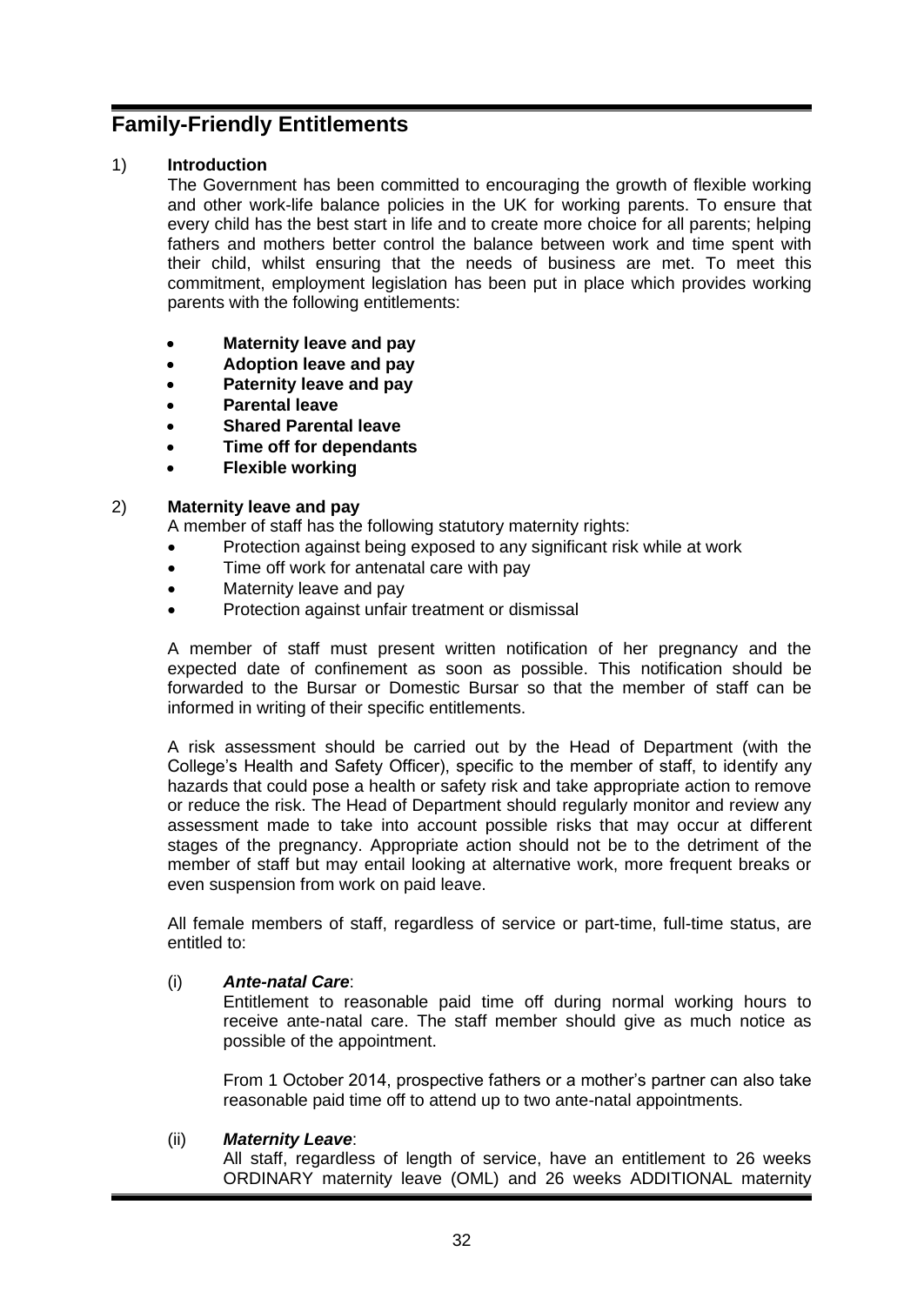# Family-Friendly Entitlements

## 1) Introduction

The Government has been committed to encouraging the growth of flexible working and other work-life balance policies in the UK for working parents. To ensure that every child has the best start in life and to create more choice for all parents; helping fathers and mothers better control the balance between work and time spent with their child, whilst ensuring that the needs of business are met. To meet this commitment, employment legislation has been put in place which provides working parents with the following entitlements:

- **Maternity leave and pay**
- **Adoption leave and pay**
- **Paternity leave and pay**
- **Parental leave**
- **Shared Parental leave**
- **Time off for dependants**
- **Flexible working**

## 2) Maternity leave and pay

A member of staff has the following statutory maternity rights:

- Protection against being exposed to any significant risk while at work
- Time off work for antenatal care with pay
- Maternity leave and pay
- Protection against unfair treatment or dismissal

A member of staff must present written notification of her pregnancy and the expected date of confinement as soon as possible. This notification should be forwarded to the Bursar or Domestic Bursar so that the member of staff can be informed in writing of their specific entitlements.

A risk assessment should be carried out by the Head of Department (with the College's Health and Safety Officer), specific to the member of staff, to identify any hazards that could pose a health or safety risk and take appropriate action to remove or reduce the risk. The Head of Department should regularly monitor and review any assessment made to take into account possible risks that may occur at different stages of the pregnancy. Appropriate action should not be to the detriment of the member of staff but may entail looking at alternative work, more frequent breaks or even suspension from work on paid leave.

All female members of staff, regardless of service or part-time, full-time status, are entitled to:

(i) ***Ante-natal Care***:

Entitlement to reasonable paid time off during normal working hours to receive ante-natal care. The staff member should give as much notice as possible of the appointment.

From 1 October 2014, prospective fathers or a mother's partner can also take reasonable paid time off to attend up to two ante-natal appointments.

(ii) ***Maternity Leave***:

All staff, regardless of length of service, have an entitlement to 26 weeks ORDINARY maternity leave (OML) and 26 weeks ADDITIONAL maternity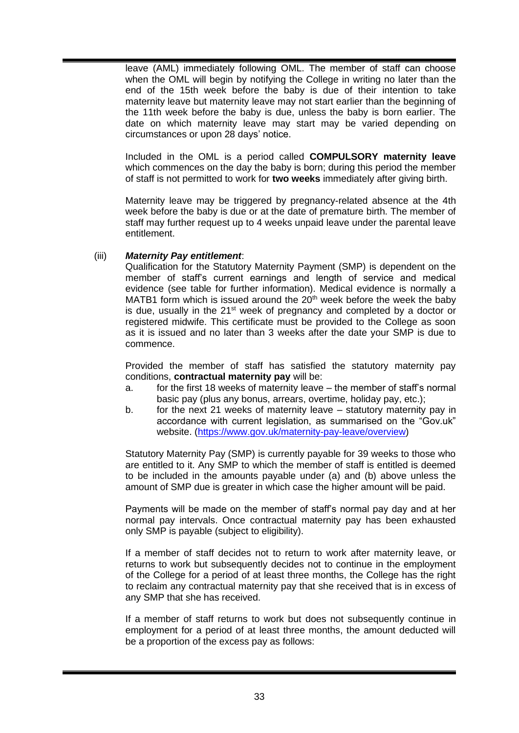leave (AML) immediately following OML. The member of staff can choose when the OML will begin by notifying the College in writing no later than the end of the 15th week before the baby is due of their intention to take maternity leave but maternity leave may not start earlier than the beginning of the 11th week before the baby is due, unless the baby is born earlier. The date on which maternity leave may start may be varied depending on circumstances or upon 28 days' notice.

Included in the OML is a period called **COMPULSORY maternity leave** which commences on the day the baby is born; during this period the member of staff is not permitted to work for **two weeks** immediately after giving birth.

Maternity leave may be triggered by pregnancy-related absence at the 4th week before the baby is due or at the date of premature birth. The member of staff may further request up to 4 weeks unpaid leave under the parental leave entitlement.

(iii) ***Maternity Pay entitlement***:

Qualification for the Statutory Maternity Payment (SMP) is dependent on the member of staff's current earnings and length of service and medical evidence (see table for further information). Medical evidence is normally a MATB1 form which is issued around the 20th week before the week the baby is due, usually in the 21st week of pregnancy and completed by a doctor or registered midwife. This certificate must be provided to the College as soon as it is issued and no later than 3 weeks after the date your SMP is due to commence.

Provided the member of staff has satisfied the statutory maternity pay conditions, **contractual maternity pay** will be:

a. for the first 18 weeks of maternity leave – the member of staff's normal basic pay (plus any bonus, arrears, overtime, holiday pay, etc.);
b. for the next 21 weeks of maternity leave – statutory maternity pay in accordance with current legislation, as summarised on the "Gov.uk" website. (https://www.gov.uk/maternity-pay-leave/overview)

Statutory Maternity Pay (SMP) is currently payable for 39 weeks to those who are entitled to it. Any SMP to which the member of staff is entitled is deemed to be included in the amounts payable under (a) and (b) above unless the amount of SMP due is greater in which case the higher amount will be paid.

Payments will be made on the member of staff's normal pay day and at her normal pay intervals. Once contractual maternity pay has been exhausted only SMP is payable (subject to eligibility).

If a member of staff decides not to return to work after maternity leave, or returns to work but subsequently decides not to continue in the employment of the College for a period of at least three months, the College has the right to reclaim any contractual maternity pay that she received that is in excess of any SMP that she has received.

If a member of staff returns to work but does not subsequently continue in employment for a period of at least three months, the amount deducted will be a proportion of the excess pay as follows: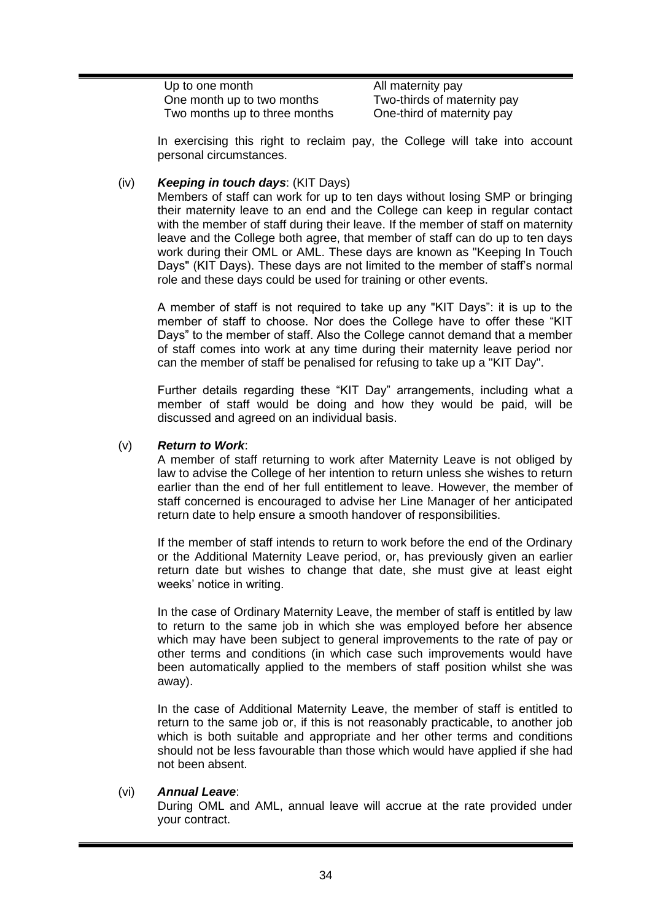| | |
|---|---|
| Up to one month | All maternity pay |
| One month up to two months | Two-thirds of maternity pay |
| Two months up to three months | One-third of maternity pay |

In exercising this right to reclaim pay, the College will take into account personal circumstances.

(iv) ***Keeping in touch days***: (KIT Days)

Members of staff can work for up to ten days without losing SMP or bringing their maternity leave to an end and the College can keep in regular contact with the member of staff during their leave. If the member of staff on maternity leave and the College both agree, that member of staff can do up to ten days work during their OML or AML. These days are known as "Keeping In Touch Days" (KIT Days). These days are not limited to the member of staff's normal role and these days could be used for training or other events.

A member of staff is not required to take up any "KIT Days": it is up to the member of staff to choose. Nor does the College have to offer these "KIT Days" to the member of staff. Also the College cannot demand that a member of staff comes into work at any time during their maternity leave period nor can the member of staff be penalised for refusing to take up a "KIT Day".

Further details regarding these "KIT Day" arrangements, including what a member of staff would be doing and how they would be paid, will be discussed and agreed on an individual basis.

(v) ***Return to Work***:

A member of staff returning to work after Maternity Leave is not obliged by law to advise the College of her intention to return unless she wishes to return earlier than the end of her full entitlement to leave. However, the member of staff concerned is encouraged to advise her Line Manager of her anticipated return date to help ensure a smooth handover of responsibilities.

If the member of staff intends to return to work before the end of the Ordinary or the Additional Maternity Leave period, or, has previously given an earlier return date but wishes to change that date, she must give at least eight weeks' notice in writing.

In the case of Ordinary Maternity Leave, the member of staff is entitled by law to return to the same job in which she was employed before her absence which may have been subject to general improvements to the rate of pay or other terms and conditions (in which case such improvements would have been automatically applied to the members of staff position whilst she was away).

In the case of Additional Maternity Leave, the member of staff is entitled to return to the same job or, if this is not reasonably practicable, to another job which is both suitable and appropriate and her other terms and conditions should not be less favourable than those which would have applied if she had not been absent.

(vi) ***Annual Leave***:

During OML and AML, annual leave will accrue at the rate provided under your contract.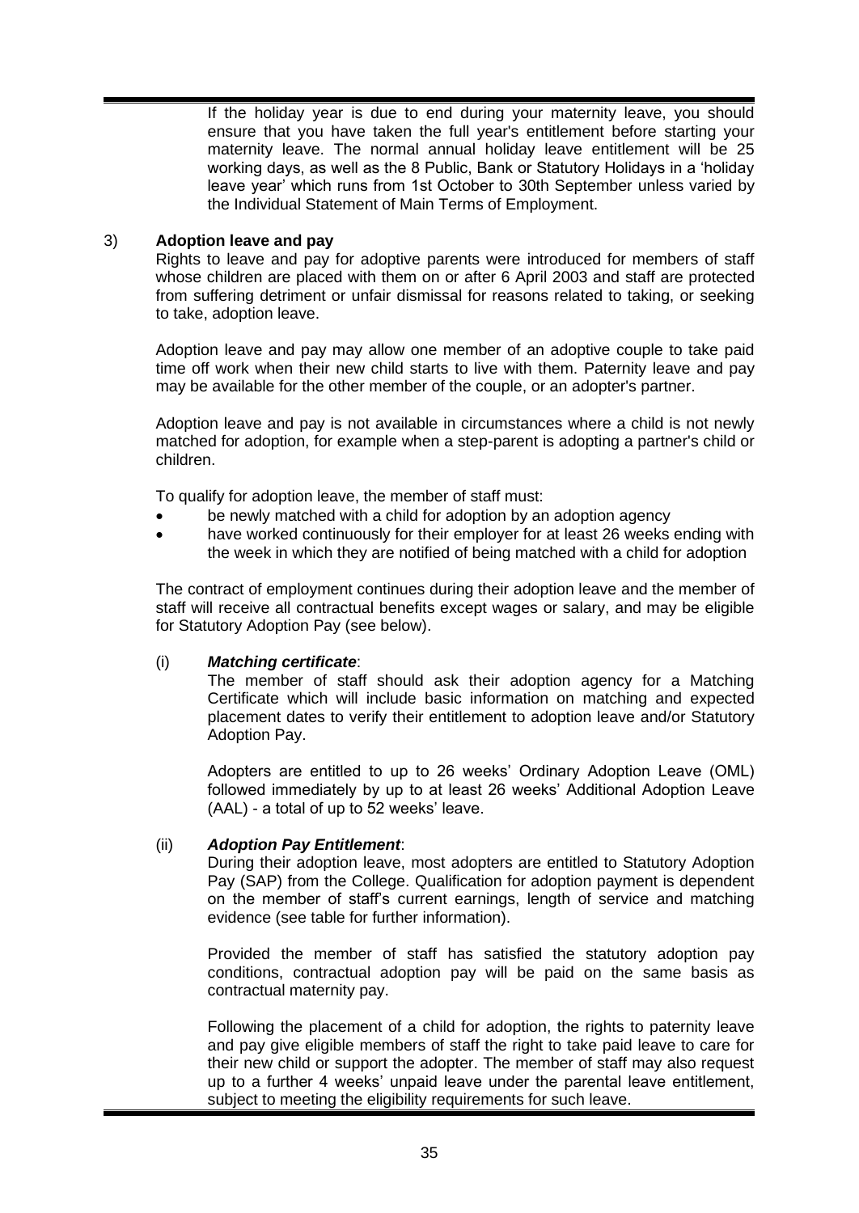If the holiday year is due to end during your maternity leave, you should ensure that you have taken the full year's entitlement before starting your maternity leave. The normal annual holiday leave entitlement will be 25 working days, as well as the 8 Public, Bank or Statutory Holidays in a 'holiday leave year' which runs from 1st October to 30th September unless varied by the Individual Statement of Main Terms of Employment.

3) **Adoption leave and pay**

Rights to leave and pay for adoptive parents were introduced for members of staff whose children are placed with them on or after 6 April 2003 and staff are protected from suffering detriment or unfair dismissal for reasons related to taking, or seeking to take, adoption leave.

Adoption leave and pay may allow one member of an adoptive couple to take paid time off work when their new child starts to live with them. Paternity leave and pay may be available for the other member of the couple, or an adopter's partner.

Adoption leave and pay is not available in circumstances where a child is not newly matched for adoption, for example when a step-parent is adopting a partner's child or children.

To qualify for adoption leave, the member of staff must:

- be newly matched with a child for adoption by an adoption agency
- have worked continuously for their employer for at least 26 weeks ending with the week in which they are notified of being matched with a child for adoption

The contract of employment continues during their adoption leave and the member of staff will receive all contractual benefits except wages or salary, and may be eligible for Statutory Adoption Pay (see below).

(i) ***Matching certificate***:

The member of staff should ask their adoption agency for a Matching Certificate which will include basic information on matching and expected placement dates to verify their entitlement to adoption leave and/or Statutory Adoption Pay.

Adopters are entitled to up to 26 weeks' Ordinary Adoption Leave (OML) followed immediately by up to at least 26 weeks' Additional Adoption Leave (AAL) - a total of up to 52 weeks' leave.

(ii) ***Adoption Pay Entitlement***:

During their adoption leave, most adopters are entitled to Statutory Adoption Pay (SAP) from the College. Qualification for adoption payment is dependent on the member of staff's current earnings, length of service and matching evidence (see table for further information).

Provided the member of staff has satisfied the statutory adoption pay conditions, contractual adoption pay will be paid on the same basis as contractual maternity pay.

Following the placement of a child for adoption, the rights to paternity leave and pay give eligible members of staff the right to take paid leave to care for their new child or support the adopter. The member of staff may also request up to a further 4 weeks' unpaid leave under the parental leave entitlement, subject to meeting the eligibility requirements for such leave.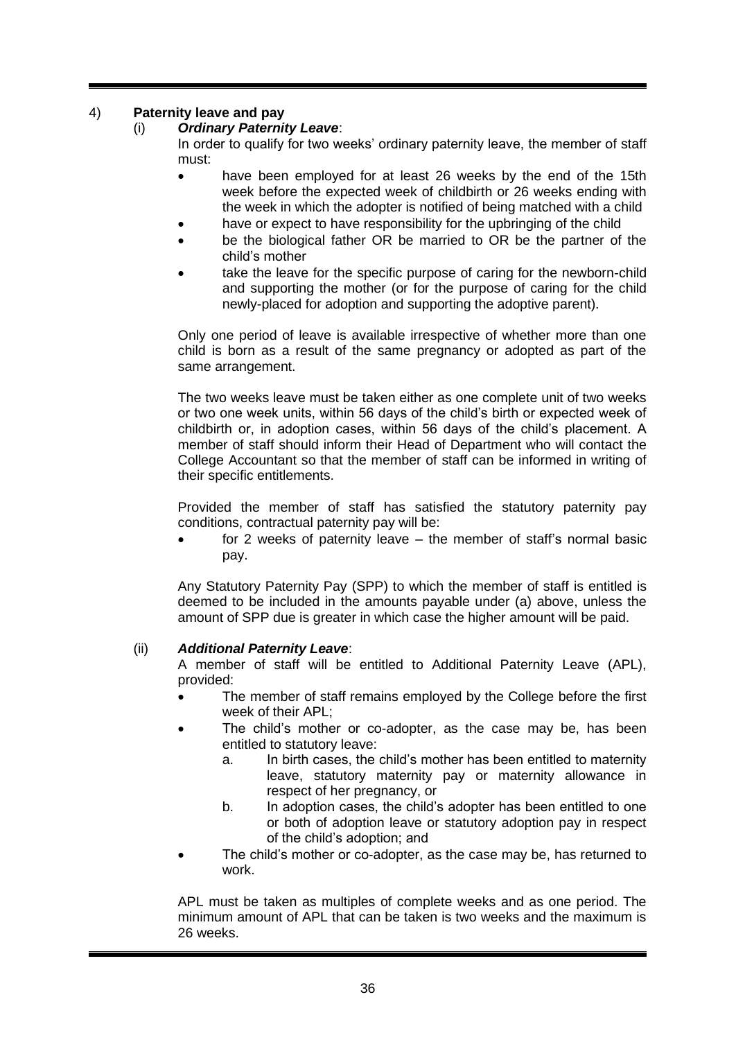## 4) Paternity leave and pay

### (i) *Ordinary Paternity Leave*:

In order to qualify for two weeks' ordinary paternity leave, the member of staff must:

- have been employed for at least 26 weeks by the end of the 15th week before the expected week of childbirth or 26 weeks ending with the week in which the adopter is notified of being matched with a child
- have or expect to have responsibility for the upbringing of the child
- be the biological father OR be married to OR be the partner of the child's mother
- take the leave for the specific purpose of caring for the newborn-child and supporting the mother (or for the purpose of caring for the child newly-placed for adoption and supporting the adoptive parent).

Only one period of leave is available irrespective of whether more than one child is born as a result of the same pregnancy or adopted as part of the same arrangement.

The two weeks leave must be taken either as one complete unit of two weeks or two one week units, within 56 days of the child's birth or expected week of childbirth or, in adoption cases, within 56 days of the child's placement. A member of staff should inform their Head of Department who will contact the College Accountant so that the member of staff can be informed in writing of their specific entitlements.

Provided the member of staff has satisfied the statutory paternity pay conditions, contractual paternity pay will be:

- for 2 weeks of paternity leave – the member of staff's normal basic pay.

Any Statutory Paternity Pay (SPP) to which the member of staff is entitled is deemed to be included in the amounts payable under (a) above, unless the amount of SPP due is greater in which case the higher amount will be paid.

### (ii) *Additional Paternity Leave*:

A member of staff will be entitled to Additional Paternity Leave (APL), provided:

- The member of staff remains employed by the College before the first week of their APL;
- The child's mother or co-adopter, as the case may be, has been entitled to statutory leave:
  a. In birth cases, the child's mother has been entitled to maternity leave, statutory maternity pay or maternity allowance in respect of her pregnancy, or
  b. In adoption cases, the child's adopter has been entitled to one or both of adoption leave or statutory adoption pay in respect of the child's adoption; and
- The child's mother or co-adopter, as the case may be, has returned to work.

APL must be taken as multiples of complete weeks and as one period. The minimum amount of APL that can be taken is two weeks and the maximum is 26 weeks.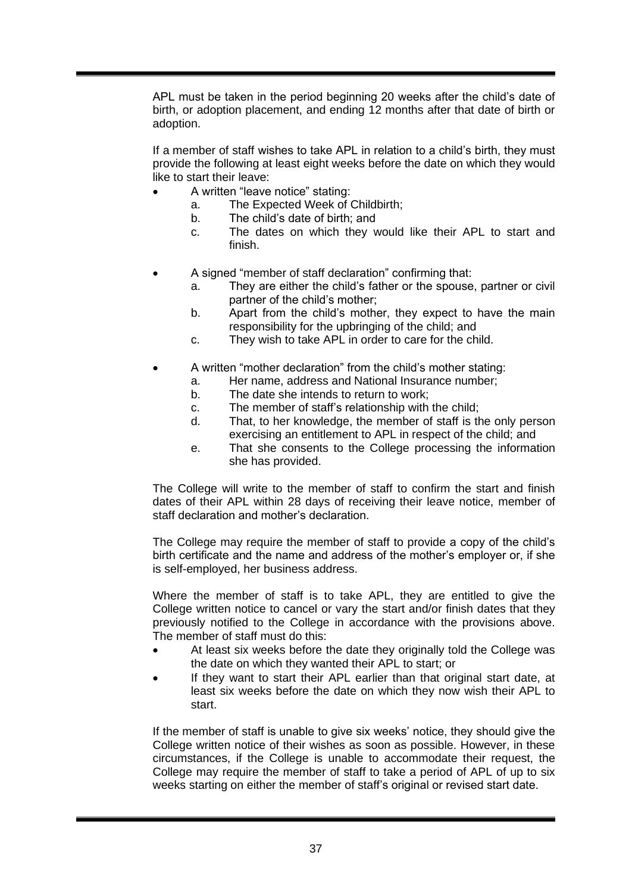APL must be taken in the period beginning 20 weeks after the child's date of birth, or adoption placement, and ending 12 months after that date of birth or adoption.

If a member of staff wishes to take APL in relation to a child's birth, they must provide the following at least eight weeks before the date on which they would like to start their leave:

- A written "leave notice" stating:
  a. The Expected Week of Childbirth;
  b. The child's date of birth; and
  c. The dates on which they would like their APL to start and finish.
- A signed "member of staff declaration" confirming that:
  a. They are either the child's father or the spouse, partner or civil partner of the child's mother;
  b. Apart from the child's mother, they expect to have the main responsibility for the upbringing of the child; and
  c. They wish to take APL in order to care for the child.
- A written "mother declaration" from the child's mother stating:
  a. Her name, address and National Insurance number;
  b. The date she intends to return to work;
  c. The member of staff's relationship with the child;
  d. That, to her knowledge, the member of staff is the only person exercising an entitlement to APL in respect of the child; and
  e. That she consents to the College processing the information she has provided.

The College will write to the member of staff to confirm the start and finish dates of their APL within 28 days of receiving their leave notice, member of staff declaration and mother's declaration.

The College may require the member of staff to provide a copy of the child's birth certificate and the name and address of the mother's employer or, if she is self-employed, her business address.

Where the member of staff is to take APL, they are entitled to give the College written notice to cancel or vary the start and/or finish dates that they previously notified to the College in accordance with the provisions above. The member of staff must do this:

- At least six weeks before the date they originally told the College was the date on which they wanted their APL to start; or
- If they want to start their APL earlier than that original start date, at least six weeks before the date on which they now wish their APL to start.

If the member of staff is unable to give six weeks' notice, they should give the College written notice of their wishes as soon as possible. However, in these circumstances, if the College is unable to accommodate their request, the College may require the member of staff to take a period of APL of up to six weeks starting on either the member of staff's original or revised start date.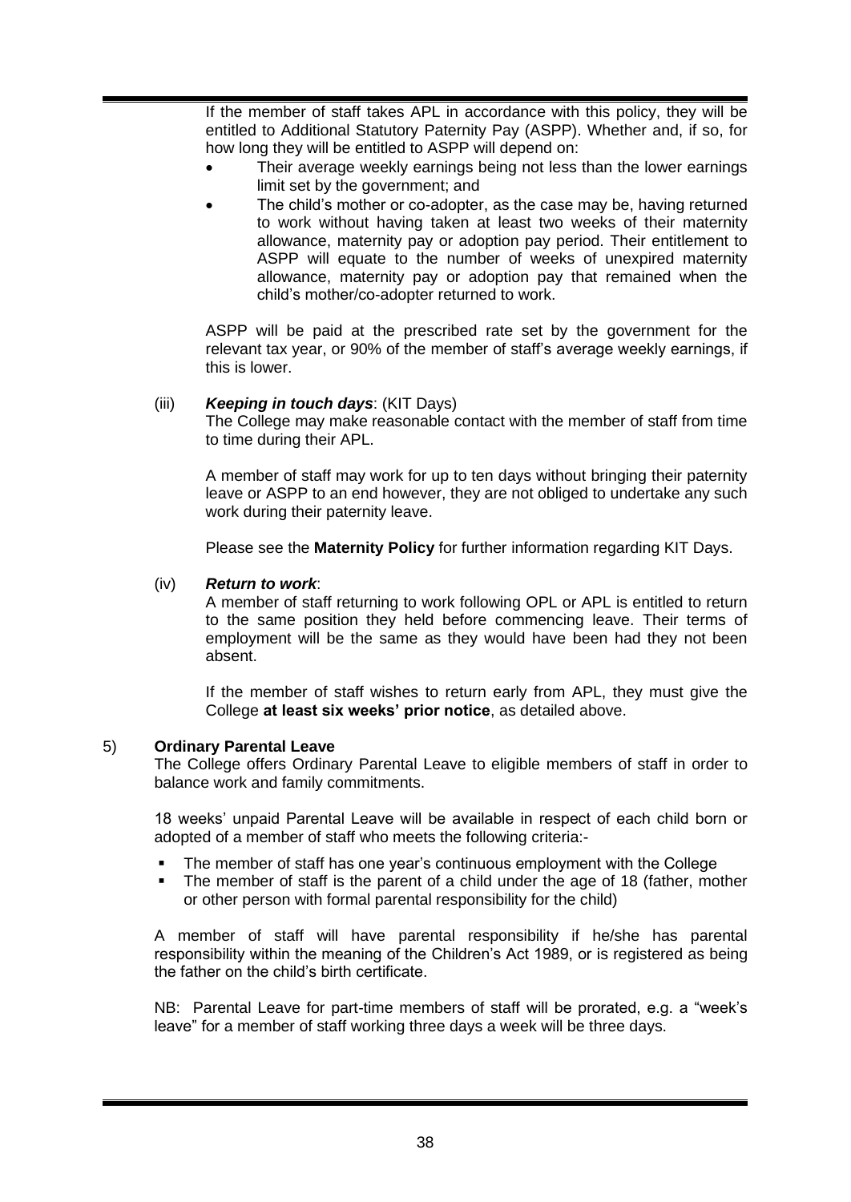If the member of staff takes APL in accordance with this policy, they will be entitled to Additional Statutory Paternity Pay (ASPP). Whether and, if so, for how long they will be entitled to ASPP will depend on:

- Their average weekly earnings being not less than the lower earnings limit set by the government; and
- The child's mother or co-adopter, as the case may be, having returned to work without having taken at least two weeks of their maternity allowance, maternity pay or adoption pay period. Their entitlement to ASPP will equate to the number of weeks of unexpired maternity allowance, maternity pay or adoption pay that remained when the child's mother/co-adopter returned to work.

ASPP will be paid at the prescribed rate set by the government for the relevant tax year, or 90% of the member of staff's average weekly earnings, if this is lower.

(iii) ***Keeping in touch days***: (KIT Days)

The College may make reasonable contact with the member of staff from time to time during their APL.

A member of staff may work for up to ten days without bringing their paternity leave or ASPP to an end however, they are not obliged to undertake any such work during their paternity leave.

Please see the **Maternity Policy** for further information regarding KIT Days.

(iv) ***Return to work***:

A member of staff returning to work following OPL or APL is entitled to return to the same position they held before commencing leave. Their terms of employment will be the same as they would have been had they not been absent.

If the member of staff wishes to return early from APL, they must give the College **at least six weeks' prior notice**, as detailed above.

## 5) Ordinary Parental Leave

The College offers Ordinary Parental Leave to eligible members of staff in order to balance work and family commitments.

18 weeks' unpaid Parental Leave will be available in respect of each child born or adopted of a member of staff who meets the following criteria:-

- The member of staff has one year's continuous employment with the College
- The member of staff is the parent of a child under the age of 18 (father, mother or other person with formal parental responsibility for the child)

A member of staff will have parental responsibility if he/she has parental responsibility within the meaning of the Children's Act 1989, or is registered as being the father on the child's birth certificate.

NB: Parental Leave for part-time members of staff will be prorated, e.g. a "week's leave" for a member of staff working three days a week will be three days.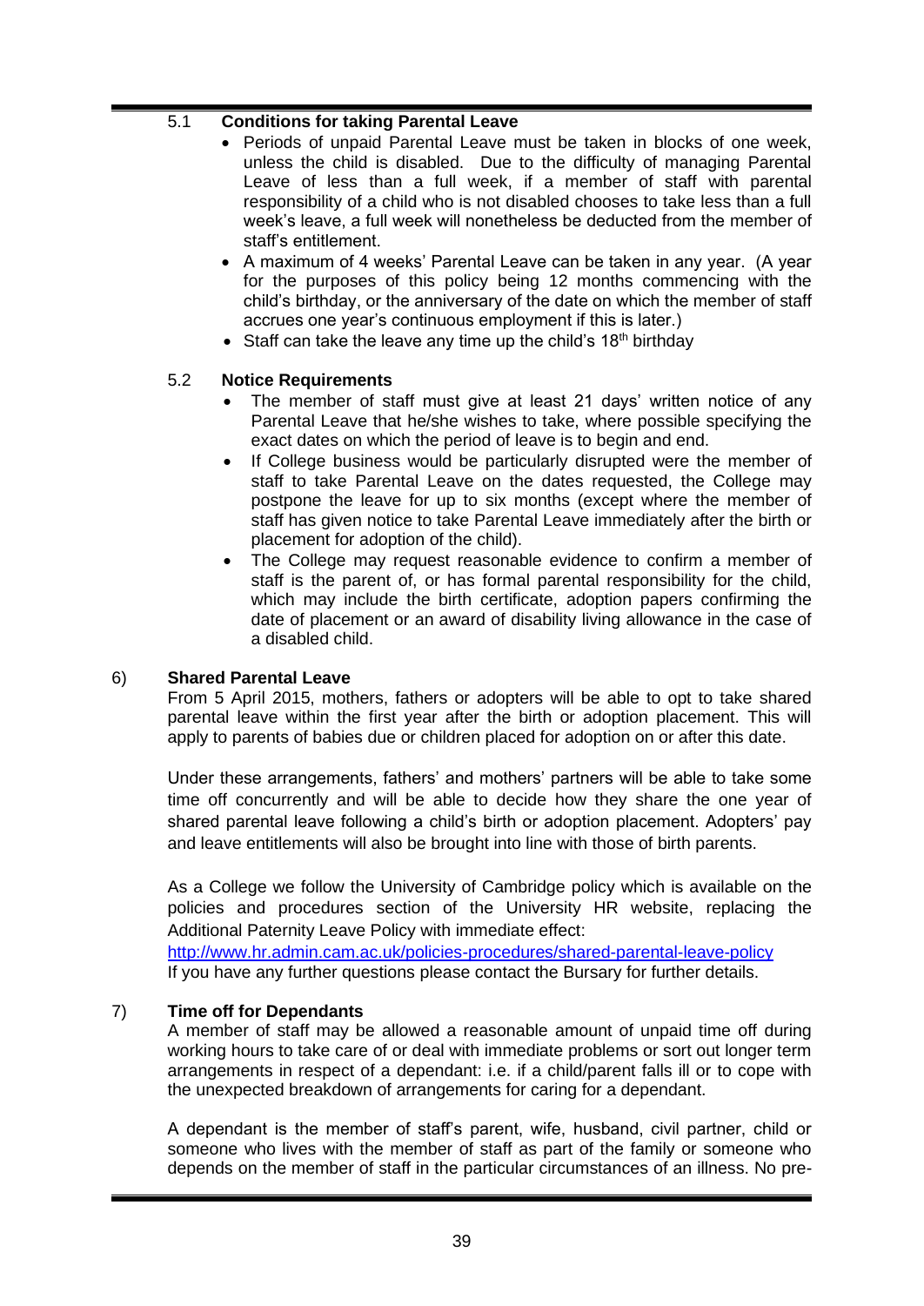### 5.1 Conditions for taking Parental Leave

- Periods of unpaid Parental Leave must be taken in blocks of one week, unless the child is disabled. Due to the difficulty of managing Parental Leave of less than a full week, if a member of staff with parental responsibility of a child who is not disabled chooses to take less than a full week's leave, a full week will nonetheless be deducted from the member of staff's entitlement.
- A maximum of 4 weeks' Parental Leave can be taken in any year. (A year for the purposes of this policy being 12 months commencing with the child's birthday, or the anniversary of the date on which the member of staff accrues one year's continuous employment if this is later.)
- Staff can take the leave any time up the child's 18th birthday

### 5.2 Notice Requirements

- The member of staff must give at least 21 days' written notice of any Parental Leave that he/she wishes to take, where possible specifying the exact dates on which the period of leave is to begin and end.
- If College business would be particularly disrupted were the member of staff to take Parental Leave on the dates requested, the College may postpone the leave for up to six months (except where the member of staff has given notice to take Parental Leave immediately after the birth or placement for adoption of the child).
- The College may request reasonable evidence to confirm a member of staff is the parent of, or has formal parental responsibility for the child, which may include the birth certificate, adoption papers confirming the date of placement or an award of disability living allowance in the case of a disabled child.

## 6) Shared Parental Leave

From 5 April 2015, mothers, fathers or adopters will be able to opt to take shared parental leave within the first year after the birth or adoption placement. This will apply to parents of babies due or children placed for adoption on or after this date.

Under these arrangements, fathers' and mothers' partners will be able to take some time off concurrently and will be able to decide how they share the one year of shared parental leave following a child's birth or adoption placement. Adopters' pay and leave entitlements will also be brought into line with those of birth parents.

As a College we follow the University of Cambridge policy which is available on the policies and procedures section of the University HR website, replacing the Additional Paternity Leave Policy with immediate effect:
http://www.hr.admin.cam.ac.uk/policies-procedures/shared-parental-leave-policy
If you have any further questions please contact the Bursary for further details.

## 7) Time off for Dependants

A member of staff may be allowed a reasonable amount of unpaid time off during working hours to take care of or deal with immediate problems or sort out longer term arrangements in respect of a dependant: i.e. if a child/parent falls ill or to cope with the unexpected breakdown of arrangements for caring for a dependant.

A dependant is the member of staff's parent, wife, husband, civil partner, child or someone who lives with the member of staff as part of the family or someone who depends on the member of staff in the particular circumstances of an illness. No pre-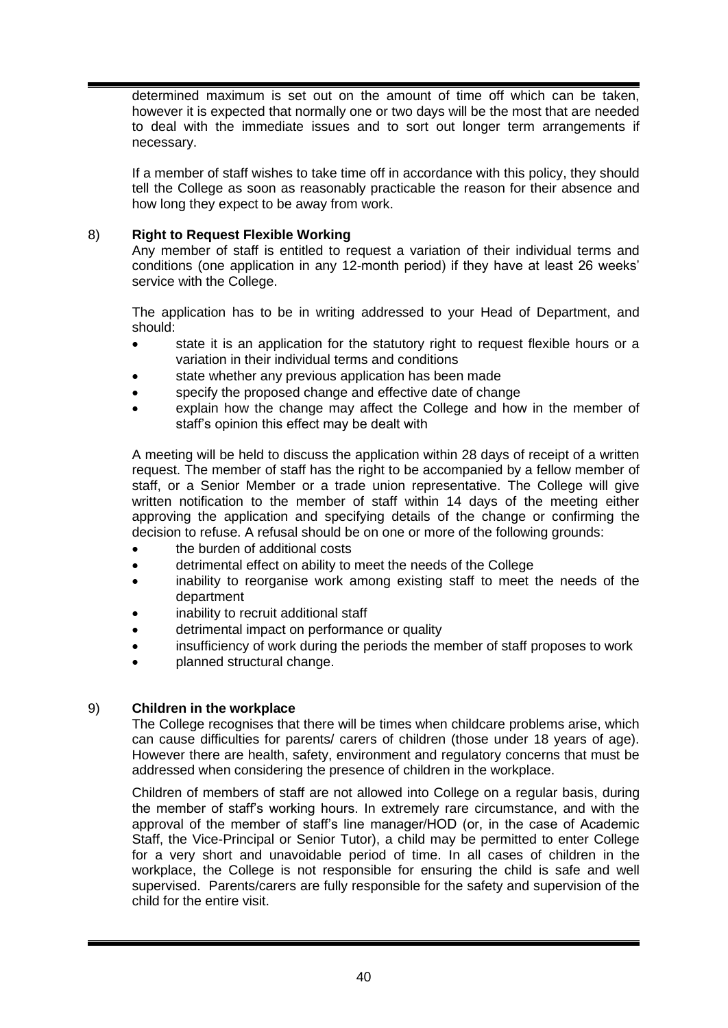determined maximum is set out on the amount of time off which can be taken, however it is expected that normally one or two days will be the most that are needed to deal with the immediate issues and to sort out longer term arrangements if necessary.

If a member of staff wishes to take time off in accordance with this policy, they should tell the College as soon as reasonably practicable the reason for their absence and how long they expect to be away from work.

## 8) Right to Request Flexible Working

Any member of staff is entitled to request a variation of their individual terms and conditions (one application in any 12-month period) if they have at least 26 weeks' service with the College.

The application has to be in writing addressed to your Head of Department, and should:

- state it is an application for the statutory right to request flexible hours or a variation in their individual terms and conditions
- state whether any previous application has been made
- specify the proposed change and effective date of change
- explain how the change may affect the College and how in the member of staff's opinion this effect may be dealt with

A meeting will be held to discuss the application within 28 days of receipt of a written request. The member of staff has the right to be accompanied by a fellow member of staff, or a Senior Member or a trade union representative. The College will give written notification to the member of staff within 14 days of the meeting either approving the application and specifying details of the change or confirming the decision to refuse. A refusal should be on one or more of the following grounds:

- the burden of additional costs
- detrimental effect on ability to meet the needs of the College
- inability to reorganise work among existing staff to meet the needs of the department
- inability to recruit additional staff
- detrimental impact on performance or quality
- insufficiency of work during the periods the member of staff proposes to work
- planned structural change.

## 9) Children in the workplace

The College recognises that there will be times when childcare problems arise, which can cause difficulties for parents/ carers of children (those under 18 years of age). However there are health, safety, environment and regulatory concerns that must be addressed when considering the presence of children in the workplace.

Children of members of staff are not allowed into College on a regular basis, during the member of staff's working hours. In extremely rare circumstance, and with the approval of the member of staff's line manager/HOD (or, in the case of Academic Staff, the Vice-Principal or Senior Tutor), a child may be permitted to enter College for a very short and unavoidable period of time. In all cases of children in the workplace, the College is not responsible for ensuring the child is safe and well supervised. Parents/carers are fully responsible for the safety and supervision of the child for the entire visit.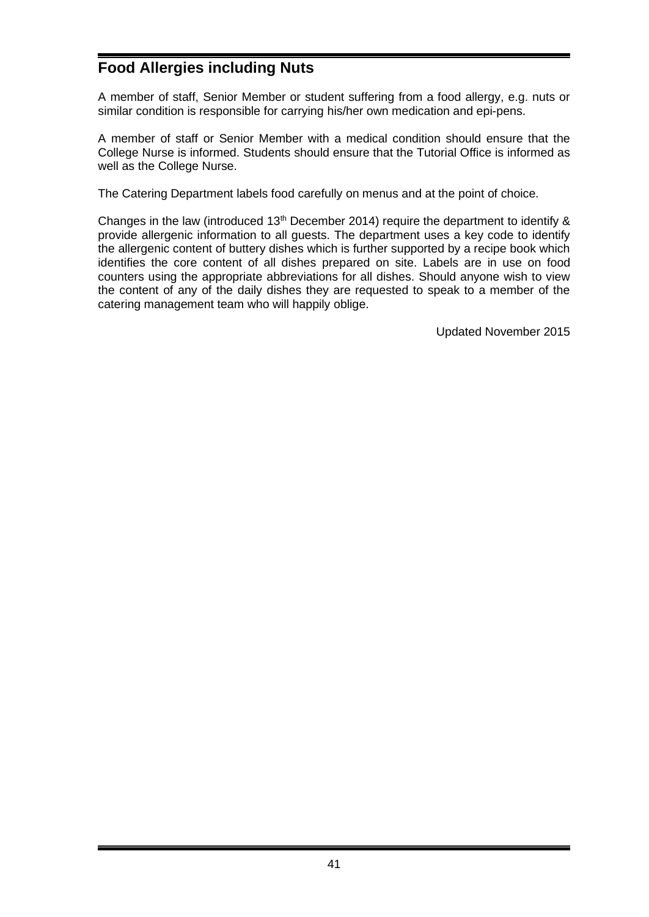## Food Allergies including Nuts

A member of staff, Senior Member or student suffering from a food allergy, e.g. nuts or similar condition is responsible for carrying his/her own medication and epi-pens.

A member of staff or Senior Member with a medical condition should ensure that the College Nurse is informed. Students should ensure that the Tutorial Office is informed as well as the College Nurse.

The Catering Department labels food carefully on menus and at the point of choice.

Changes in the law (introduced 13th December 2014) require the department to identify & provide allergenic information to all guests. The department uses a key code to identify the allergenic content of buttery dishes which is further supported by a recipe book which identifies the core content of all dishes prepared on site. Labels are in use on food counters using the appropriate abbreviations for all dishes. Should anyone wish to view the content of any of the daily dishes they are requested to speak to a member of the catering management team who will happily oblige.

Updated November 2015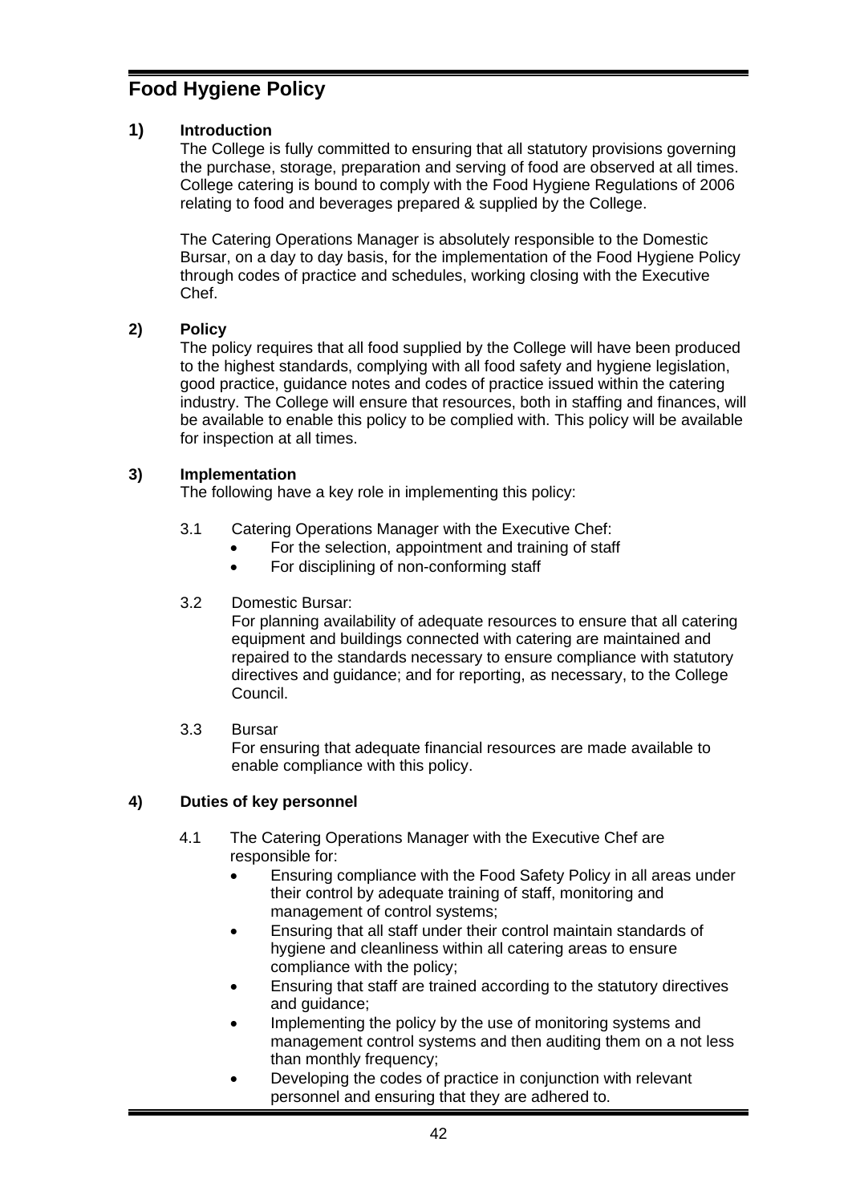# Food Hygiene Policy

## 1) Introduction

The College is fully committed to ensuring that all statutory provisions governing the purchase, storage, preparation and serving of food are observed at all times. College catering is bound to comply with the Food Hygiene Regulations of 2006 relating to food and beverages prepared & supplied by the College.

The Catering Operations Manager is absolutely responsible to the Domestic Bursar, on a day to day basis, for the implementation of the Food Hygiene Policy through codes of practice and schedules, working closing with the Executive Chef.

## 2) Policy

The policy requires that all food supplied by the College will have been produced to the highest standards, complying with all food safety and hygiene legislation, good practice, guidance notes and codes of practice issued within the catering industry. The College will ensure that resources, both in staffing and finances, will be available to enable this policy to be complied with. This policy will be available for inspection at all times.

## 3) Implementation

The following have a key role in implementing this policy:

3.1 Catering Operations Manager with the Executive Chef:

- For the selection, appointment and training of staff
- For disciplining of non-conforming staff

3.2 Domestic Bursar:

For planning availability of adequate resources to ensure that all catering equipment and buildings connected with catering are maintained and repaired to the standards necessary to ensure compliance with statutory directives and guidance; and for reporting, as necessary, to the College Council.

3.3 Bursar

For ensuring that adequate financial resources are made available to enable compliance with this policy.

## 4) Duties of key personnel

4.1 The Catering Operations Manager with the Executive Chef are responsible for:

- Ensuring compliance with the Food Safety Policy in all areas under their control by adequate training of staff, monitoring and management of control systems;
- Ensuring that all staff under their control maintain standards of hygiene and cleanliness within all catering areas to ensure compliance with the policy;
- Ensuring that staff are trained according to the statutory directives and guidance;
- Implementing the policy by the use of monitoring systems and management control systems and then auditing them on a not less than monthly frequency;
- Developing the codes of practice in conjunction with relevant personnel and ensuring that they are adhered to.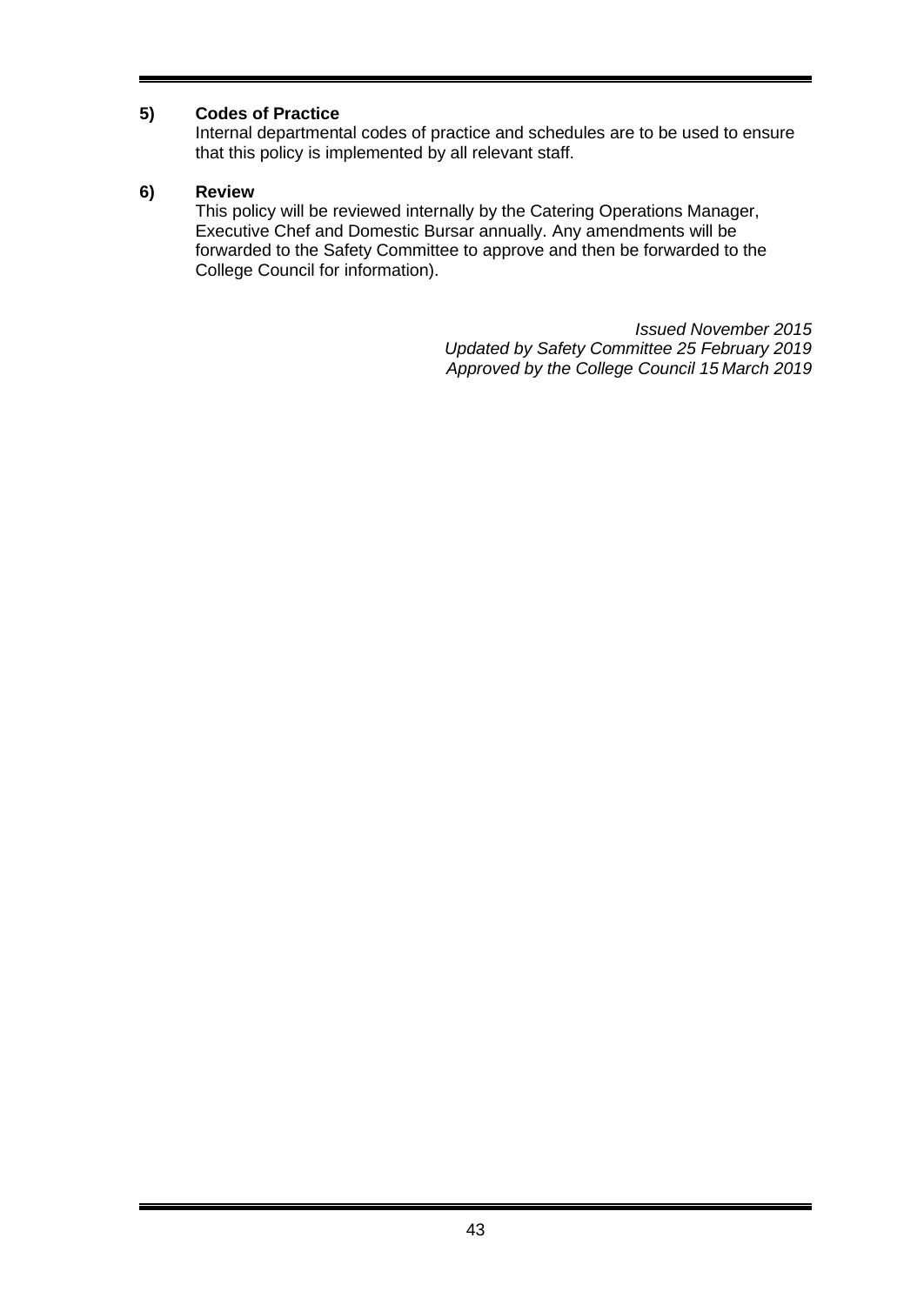**5) Codes of Practice**

Internal departmental codes of practice and schedules are to be used to ensure that this policy is implemented by all relevant staff.

**6) Review**

This policy will be reviewed internally by the Catering Operations Manager, Executive Chef and Domestic Bursar annually. Any amendments will be forwarded to the Safety Committee to approve and then be forwarded to the College Council for information).

*Issued November 2015*
*Updated by Safety Committee 25 February 2019*
*Approved by the College Council 15 March 2019*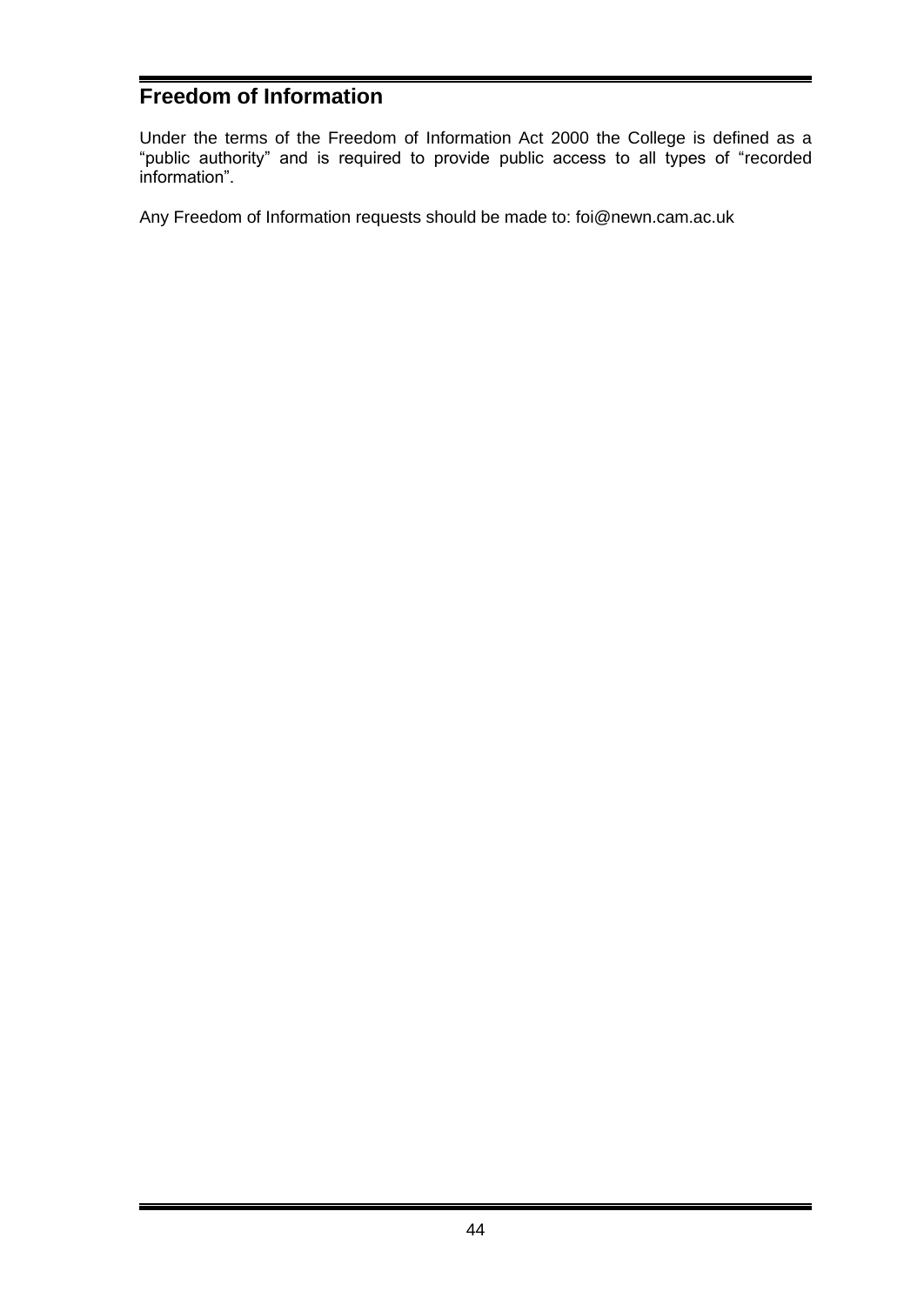## Freedom of Information

Under the terms of the Freedom of Information Act 2000 the College is defined as a "public authority" and is required to provide public access to all types of "recorded information".

Any Freedom of Information requests should be made to: foi@newn.cam.ac.uk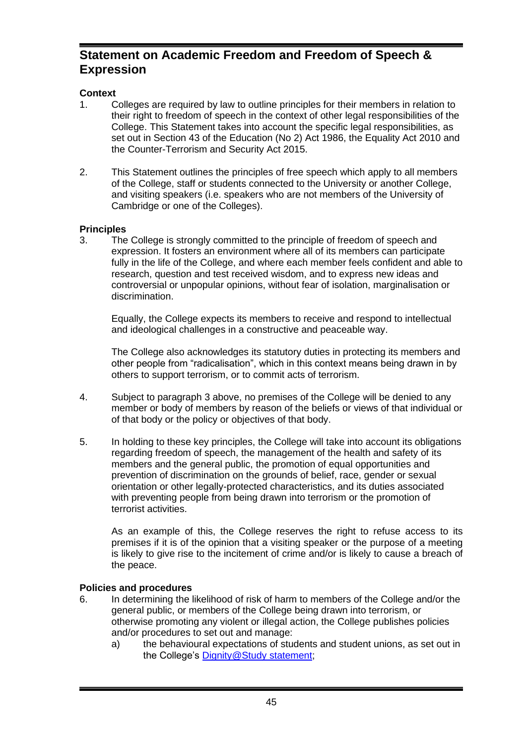# Statement on Academic Freedom and Freedom of Speech & Expression

**Context**

1. Colleges are required by law to outline principles for their members in relation to their right to freedom of speech in the context of other legal responsibilities of the College. This Statement takes into account the specific legal responsibilities, as set out in Section 43 of the Education (No 2) Act 1986, the Equality Act 2010 and the Counter-Terrorism and Security Act 2015.

2. This Statement outlines the principles of free speech which apply to all members of the College, staff or students connected to the University or another College, and visiting speakers (i.e. speakers who are not members of the University of Cambridge or one of the Colleges).

**Principles**

3. The College is strongly committed to the principle of freedom of speech and expression. It fosters an environment where all of its members can participate fully in the life of the College, and where each member feels confident and able to research, question and test received wisdom, and to express new ideas and controversial or unpopular opinions, without fear of isolation, marginalisation or discrimination.

   Equally, the College expects its members to receive and respond to intellectual and ideological challenges in a constructive and peaceable way.

   The College also acknowledges its statutory duties in protecting its members and other people from "radicalisation", which in this context means being drawn in by others to support terrorism, or to commit acts of terrorism.

4. Subject to paragraph 3 above, no premises of the College will be denied to any member or body of members by reason of the beliefs or views of that individual or of that body or the policy or objectives of that body.

5. In holding to these key principles, the College will take into account its obligations regarding freedom of speech, the management of the health and safety of its members and the general public, the promotion of equal opportunities and prevention of discrimination on the grounds of belief, race, gender or sexual orientation or other legally-protected characteristics, and its duties associated with preventing people from being drawn into terrorism or the promotion of terrorist activities.

   As an example of this, the College reserves the right to refuse access to its premises if it is of the opinion that a visiting speaker or the purpose of a meeting is likely to give rise to the incitement of crime and/or is likely to cause a breach of the peace.

**Policies and procedures**

6. In determining the likelihood of risk of harm to members of the College and/or the general public, or members of the College being drawn into terrorism, or otherwise promoting any violent or illegal action, the College publishes policies and/or procedures to set out and manage:
   a) the behavioural expectations of students and student unions, as set out in the College's Dignity@Study statement;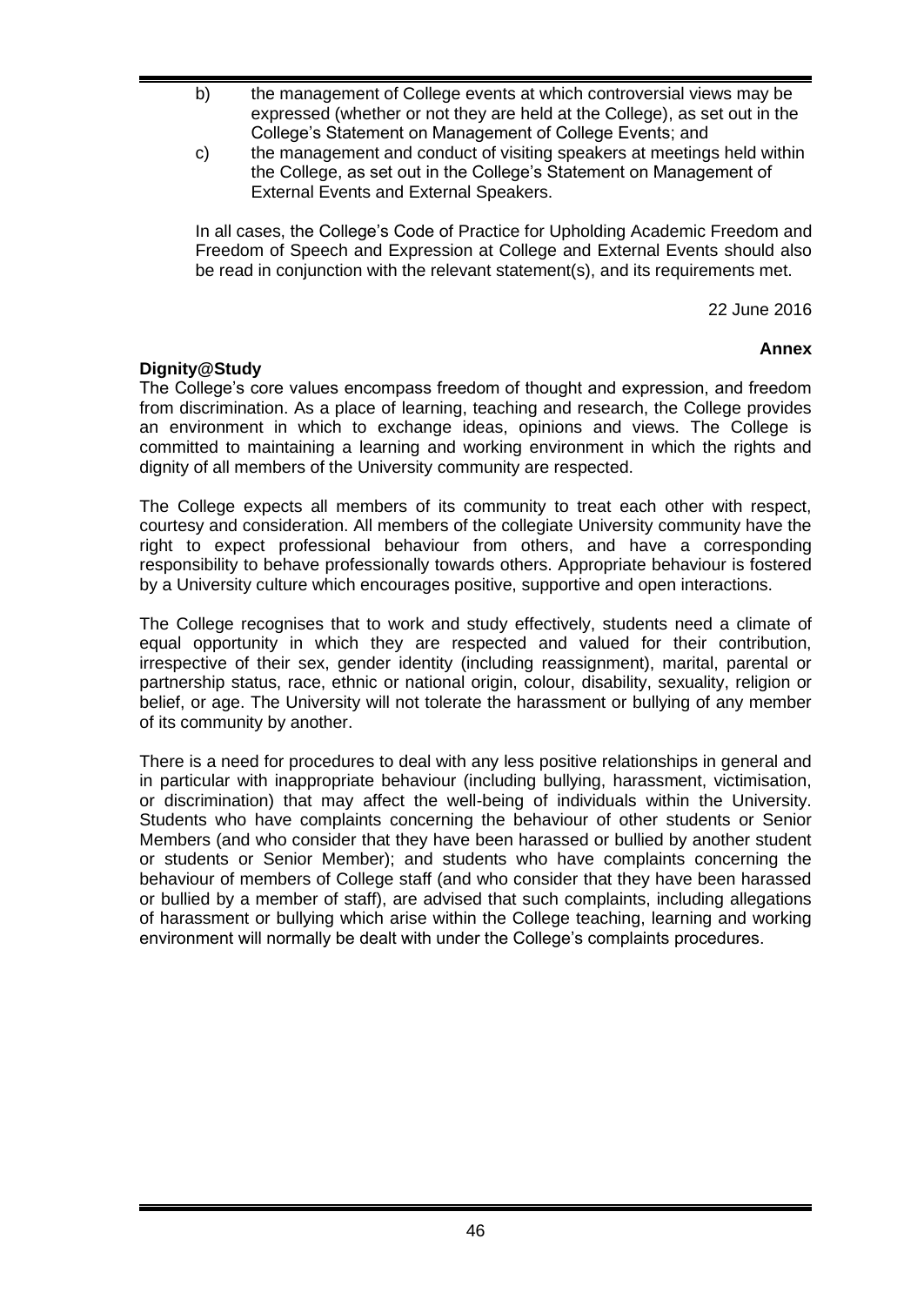b) the management of College events at which controversial views may be expressed (whether or not they are held at the College), as set out in the College's Statement on Management of College Events; and

c) the management and conduct of visiting speakers at meetings held within the College, as set out in the College's Statement on Management of External Events and External Speakers.

In all cases, the College's Code of Practice for Upholding Academic Freedom and Freedom of Speech and Expression at College and External Events should also be read in conjunction with the relevant statement(s), and its requirements met.

22 June 2016

**Annex**

**Dignity@Study**

The College's core values encompass freedom of thought and expression, and freedom from discrimination. As a place of learning, teaching and research, the College provides an environment in which to exchange ideas, opinions and views. The College is committed to maintaining a learning and working environment in which the rights and dignity of all members of the University community are respected.

The College expects all members of its community to treat each other with respect, courtesy and consideration. All members of the collegiate University community have the right to expect professional behaviour from others, and have a corresponding responsibility to behave professionally towards others. Appropriate behaviour is fostered by a University culture which encourages positive, supportive and open interactions.

The College recognises that to work and study effectively, students need a climate of equal opportunity in which they are respected and valued for their contribution, irrespective of their sex, gender identity (including reassignment), marital, parental or partnership status, race, ethnic or national origin, colour, disability, sexuality, religion or belief, or age. The University will not tolerate the harassment or bullying of any member of its community by another.

There is a need for procedures to deal with any less positive relationships in general and in particular with inappropriate behaviour (including bullying, harassment, victimisation, or discrimination) that may affect the well-being of individuals within the University. Students who have complaints concerning the behaviour of other students or Senior Members (and who consider that they have been harassed or bullied by another student or students or Senior Member); and students who have complaints concerning the behaviour of members of College staff (and who consider that they have been harassed or bullied by a member of staff), are advised that such complaints, including allegations of harassment or bullying which arise within the College teaching, learning and working environment will normally be dealt with under the College's complaints procedures.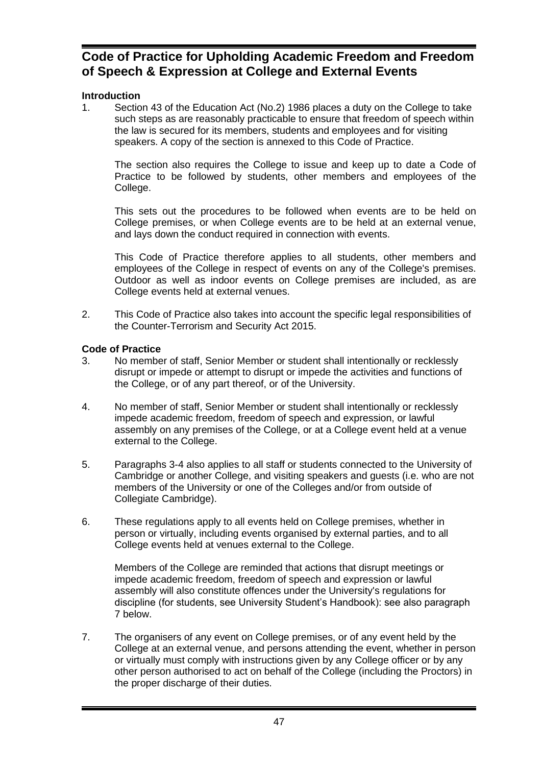# Code of Practice for Upholding Academic Freedom and Freedom of Speech & Expression at College and External Events

**Introduction**

1. Section 43 of the Education Act (No.2) 1986 places a duty on the College to take such steps as are reasonably practicable to ensure that freedom of speech within the law is secured for its members, students and employees and for visiting speakers. A copy of the section is annexed to this Code of Practice.

   The section also requires the College to issue and keep up to date a Code of Practice to be followed by students, other members and employees of the College.

   This sets out the procedures to be followed when events are to be held on College premises, or when College events are to be held at an external venue, and lays down the conduct required in connection with events.

   This Code of Practice therefore applies to all students, other members and employees of the College in respect of events on any of the College's premises. Outdoor as well as indoor events on College premises are included, as are College events held at external venues.

2. This Code of Practice also takes into account the specific legal responsibilities of the Counter-Terrorism and Security Act 2015.

**Code of Practice**

3. No member of staff, Senior Member or student shall intentionally or recklessly disrupt or impede or attempt to disrupt or impede the activities and functions of the College, or of any part thereof, or of the University.

4. No member of staff, Senior Member or student shall intentionally or recklessly impede academic freedom, freedom of speech and expression, or lawful assembly on any premises of the College, or at a College event held at a venue external to the College.

5. Paragraphs 3-4 also applies to all staff or students connected to the University of Cambridge or another College, and visiting speakers and guests (i.e. who are not members of the University or one of the Colleges and/or from outside of Collegiate Cambridge).

6. These regulations apply to all events held on College premises, whether in person or virtually, including events organised by external parties, and to all College events held at venues external to the College.

   Members of the College are reminded that actions that disrupt meetings or impede academic freedom, freedom of speech and expression or lawful assembly will also constitute offences under the University's regulations for discipline (for students, see University Student's Handbook): see also paragraph 7 below.

7. The organisers of any event on College premises, or of any event held by the College at an external venue, and persons attending the event, whether in person or virtually must comply with instructions given by any College officer or by any other person authorised to act on behalf of the College (including the Proctors) in the proper discharge of their duties.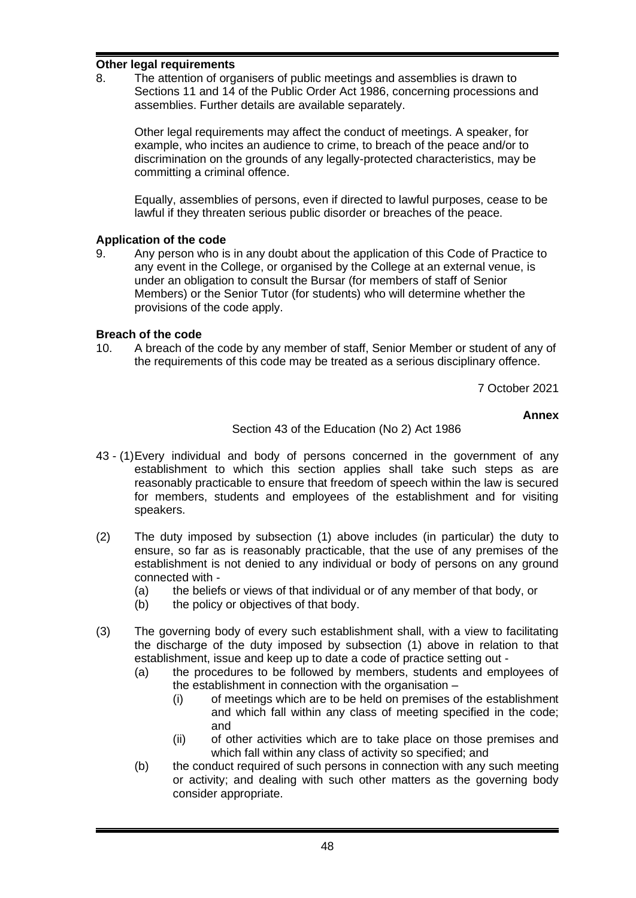**Other legal requirements**

8. The attention of organisers of public meetings and assemblies is drawn to Sections 11 and 14 of the Public Order Act 1986, concerning processions and assemblies. Further details are available separately.

   Other legal requirements may affect the conduct of meetings. A speaker, for example, who incites an audience to crime, to breach of the peace and/or to discrimination on the grounds of any legally-protected characteristics, may be committing a criminal offence.

   Equally, assemblies of persons, even if directed to lawful purposes, cease to be lawful if they threaten serious public disorder or breaches of the peace.

**Application of the code**

9. Any person who is in any doubt about the application of this Code of Practice to any event in the College, or organised by the College at an external venue, is under an obligation to consult the Bursar (for members of staff of Senior Members) or the Senior Tutor (for students) who will determine whether the provisions of the code apply.

**Breach of the code**

10. A breach of the code by any member of staff, Senior Member or student of any of the requirements of this code may be treated as a serious disciplinary offence.

7 October 2021

**Annex**

Section 43 of the Education (No 2) Act 1986

43 - (1) Every individual and body of persons concerned in the government of any establishment to which this section applies shall take such steps as are reasonably practicable to ensure that freedom of speech within the law is secured for members, students and employees of the establishment and for visiting speakers.

(2) The duty imposed by subsection (1) above includes (in particular) the duty to ensure, so far as is reasonably practicable, that the use of any premises of the establishment is not denied to any individual or body of persons on any ground connected with -
   - (a) the beliefs or views of that individual or of any member of that body, or
   - (b) the policy or objectives of that body.

(3) The governing body of every such establishment shall, with a view to facilitating the discharge of the duty imposed by subsection (1) above in relation to that establishment, issue and keep up to date a code of practice setting out -
   - (a) the procedures to be followed by members, students and employees of the establishment in connection with the organisation –
     - (i) of meetings which are to be held on premises of the establishment and which fall within any class of meeting specified in the code; and
     - (ii) of other activities which are to take place on those premises and which fall within any class of activity so specified; and
   - (b) the conduct required of such persons in connection with any such meeting or activity; and dealing with such other matters as the governing body consider appropriate.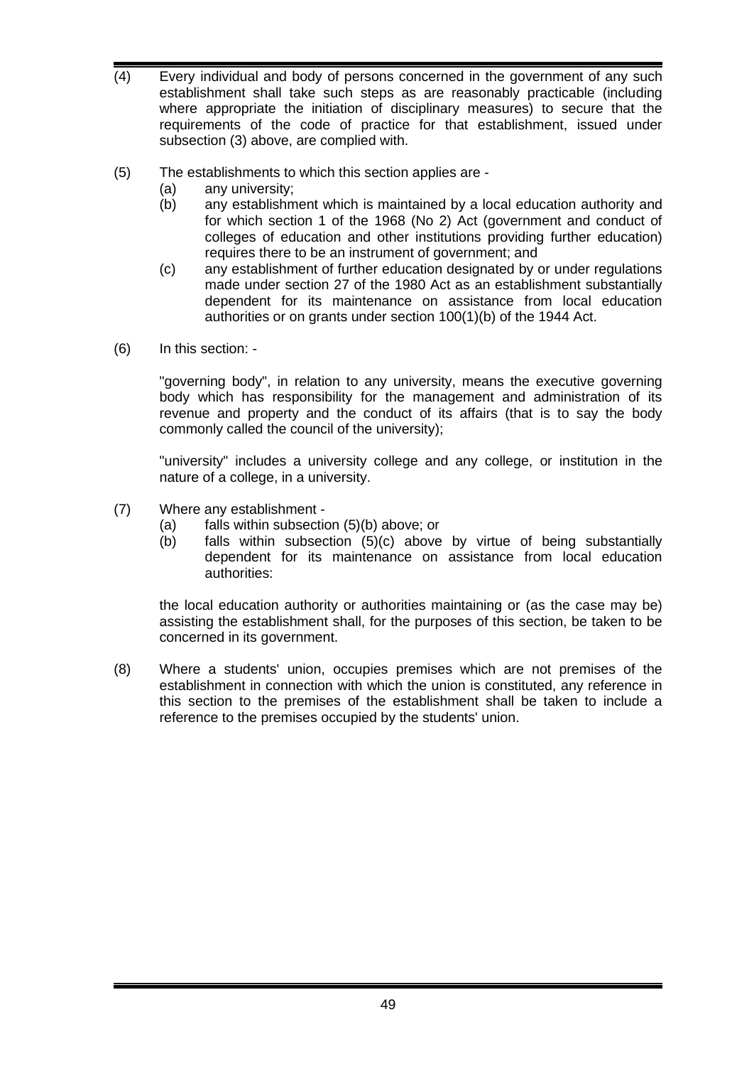(4) Every individual and body of persons concerned in the government of any such establishment shall take such steps as are reasonably practicable (including where appropriate the initiation of disciplinary measures) to secure that the requirements of the code of practice for that establishment, issued under subsection (3) above, are complied with.

(5) The establishments to which this section applies are -

   (a) any university;

   (b) any establishment which is maintained by a local education authority and for which section 1 of the 1968 (No 2) Act (government and conduct of colleges of education and other institutions providing further education) requires there to be an instrument of government; and

   (c) any establishment of further education designated by or under regulations made under section 27 of the 1980 Act as an establishment substantially dependent for its maintenance on assistance from local education authorities or on grants under section 100(1)(b) of the 1944 Act.

(6) In this section: -

"governing body", in relation to any university, means the executive governing body which has responsibility for the management and administration of its revenue and property and the conduct of its affairs (that is to say the body commonly called the council of the university);

"university" includes a university college and any college, or institution in the nature of a college, in a university.

(7) Where any establishment -

   (a) falls within subsection (5)(b) above; or

   (b) falls within subsection (5)(c) above by virtue of being substantially dependent for its maintenance on assistance from local education authorities:

the local education authority or authorities maintaining or (as the case may be) assisting the establishment shall, for the purposes of this section, be taken to be concerned in its government.

(8) Where a students' union, occupies premises which are not premises of the establishment in connection with which the union is constituted, any reference in this section to the premises of the establishment shall be taken to include a reference to the premises occupied by the students' union.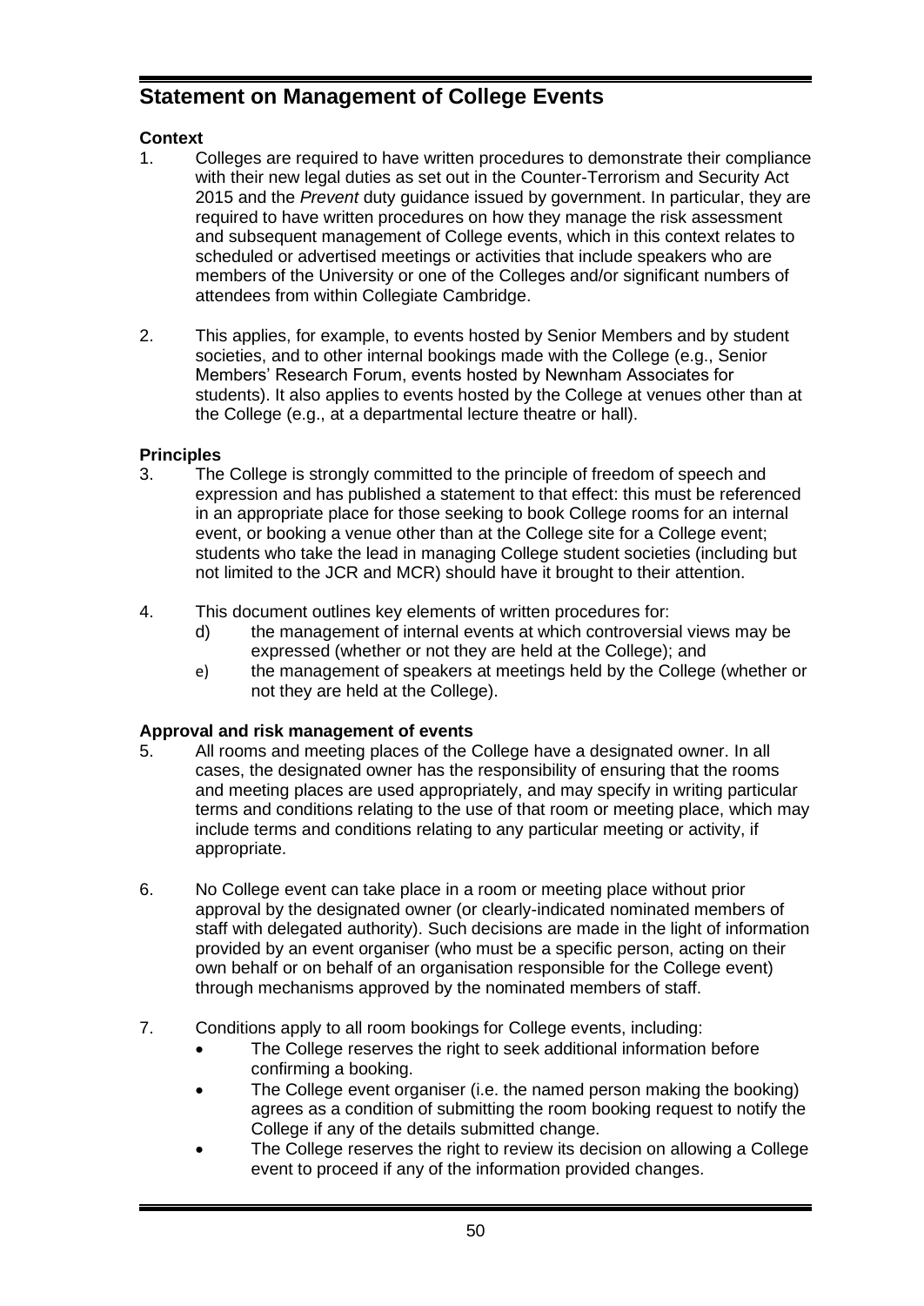## Statement on Management of College Events

**Context**

1. Colleges are required to have written procedures to demonstrate their compliance with their new legal duties as set out in the Counter-Terrorism and Security Act 2015 and the *Prevent* duty guidance issued by government. In particular, they are required to have written procedures on how they manage the risk assessment and subsequent management of College events, which in this context relates to scheduled or advertised meetings or activities that include speakers who are members of the University or one of the Colleges and/or significant numbers of attendees from within Collegiate Cambridge.

2. This applies, for example, to events hosted by Senior Members and by student societies, and to other internal bookings made with the College (e.g., Senior Members' Research Forum, events hosted by Newnham Associates for students). It also applies to events hosted by the College at venues other than at the College (e.g., at a departmental lecture theatre or hall).

**Principles**

3. The College is strongly committed to the principle of freedom of speech and expression and has published a statement to that effect: this must be referenced in an appropriate place for those seeking to book College rooms for an internal event, or booking a venue other than at the College site for a College event; students who take the lead in managing College student societies (including but not limited to the JCR and MCR) should have it brought to their attention.

4. This document outlines key elements of written procedures for:
   d) the management of internal events at which controversial views may be expressed (whether or not they are held at the College); and
   e) the management of speakers at meetings held by the College (whether or not they are held at the College).

**Approval and risk management of events**

5. All rooms and meeting places of the College have a designated owner. In all cases, the designated owner has the responsibility of ensuring that the rooms and meeting places are used appropriately, and may specify in writing particular terms and conditions relating to the use of that room or meeting place, which may include terms and conditions relating to any particular meeting or activity, if appropriate.

6. No College event can take place in a room or meeting place without prior approval by the designated owner (or clearly-indicated nominated members of staff with delegated authority). Such decisions are made in the light of information provided by an event organiser (who must be a specific person, acting on their own behalf or on behalf of an organisation responsible for the College event) through mechanisms approved by the nominated members of staff.

7. Conditions apply to all room bookings for College events, including:
   - The College reserves the right to seek additional information before confirming a booking.
   - The College event organiser (i.e. the named person making the booking) agrees as a condition of submitting the room booking request to notify the College if any of the details submitted change.
   - The College reserves the right to review its decision on allowing a College event to proceed if any of the information provided changes.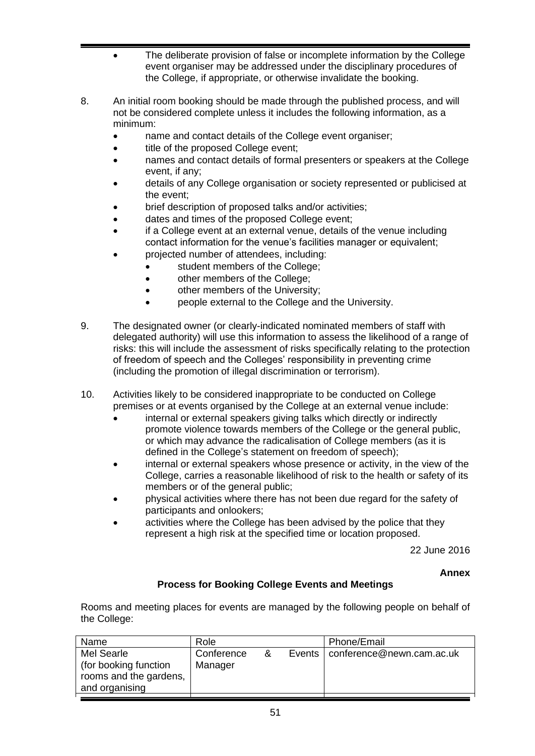- The deliberate provision of false or incomplete information by the College event organiser may be addressed under the disciplinary procedures of the College, if appropriate, or otherwise invalidate the booking.

8. An initial room booking should be made through the published process, and will not be considered complete unless it includes the following information, as a minimum:
   - name and contact details of the College event organiser;
   - title of the proposed College event;
   - names and contact details of formal presenters or speakers at the College event, if any;
   - details of any College organisation or society represented or publicised at the event;
   - brief description of proposed talks and/or activities;
   - dates and times of the proposed College event;
   - if a College event at an external venue, details of the venue including contact information for the venue's facilities manager or equivalent;
   - projected number of attendees, including:
     - student members of the College;
     - other members of the College;
     - other members of the University;
     - people external to the College and the University.

9. The designated owner (or clearly-indicated nominated members of staff with delegated authority) will use this information to assess the likelihood of a range of risks: this will include the assessment of risks specifically relating to the protection of freedom of speech and the Colleges' responsibility in preventing crime (including the promotion of illegal discrimination or terrorism).

10. Activities likely to be considered inappropriate to be conducted on College premises or at events organised by the College at an external venue include:
    - internal or external speakers giving talks which directly or indirectly promote violence towards members of the College or the general public, or which may advance the radicalisation of College members (as it is defined in the College's statement on freedom of speech);
    - internal or external speakers whose presence or activity, in the view of the College, carries a reasonable likelihood of risk to the health or safety of its members or of the general public;
    - physical activities where there has not been due regard for the safety of participants and onlookers;
    - activities where the College has been advised by the police that they represent a high risk at the specified time or location proposed.

22 June 2016

**Annex**

**Process for Booking College Events and Meetings**

Rooms and meeting places for events are managed by the following people on behalf of the College:

| Name | Role | Phone/Email |
|---|---|---|
| Mel Searle (for booking function rooms and the gardens, and organising | Conference & Events Manager | conference@newn.cam.ac.uk |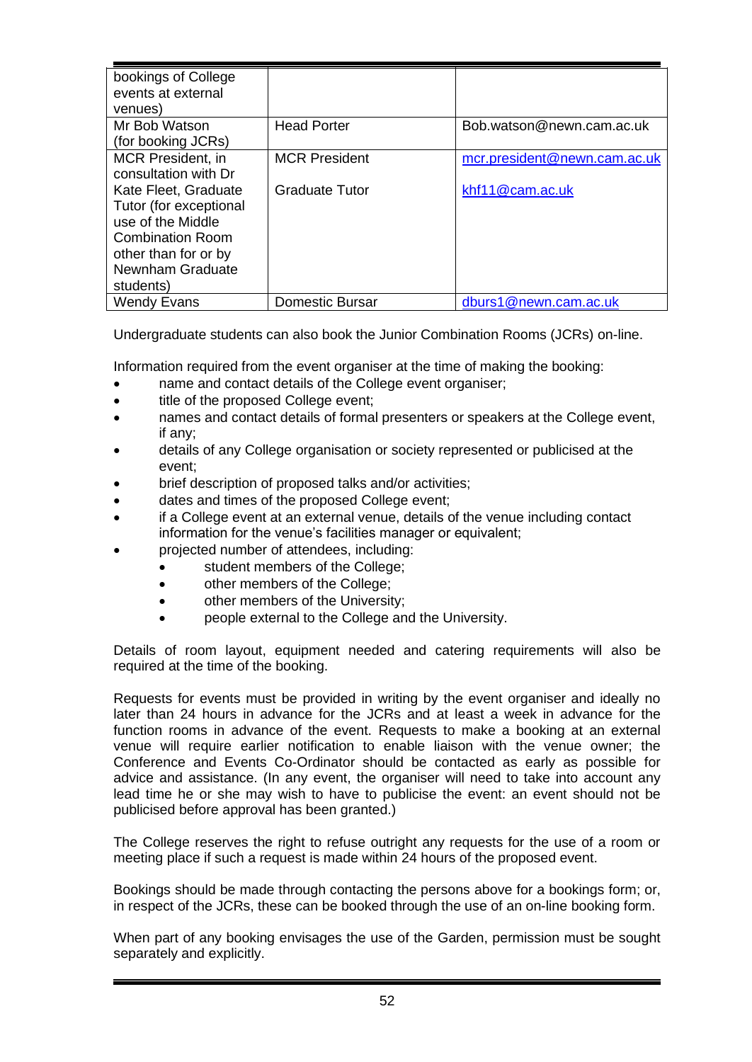| | | |
|---|---|---|
| bookings of College events at external venues) | | |
| Mr Bob Watson (for booking JCRs) | Head Porter | Bob.watson@newn.cam.ac.uk |
| MCR President, in consultation with Dr Kate Fleet, Graduate Tutor (for exceptional use of the Middle Combination Room other than for or by Newnham Graduate students) | MCR President<br>Graduate Tutor | mcr.president@newn.cam.ac.uk<br>khf11@cam.ac.uk |
| Wendy Evans | Domestic Bursar | dburs1@newn.cam.ac.uk |

Undergraduate students can also book the Junior Combination Rooms (JCRs) on-line.

Information required from the event organiser at the time of making the booking:

- name and contact details of the College event organiser;
- title of the proposed College event;
- names and contact details of formal presenters or speakers at the College event, if any;
- details of any College organisation or society represented or publicised at the event;
- brief description of proposed talks and/or activities;
- dates and times of the proposed College event;
- if a College event at an external venue, details of the venue including contact information for the venue's facilities manager or equivalent;
- projected number of attendees, including:
    - student members of the College;
    - other members of the College;
    - other members of the University;
    - people external to the College and the University.

Details of room layout, equipment needed and catering requirements will also be required at the time of the booking.

Requests for events must be provided in writing by the event organiser and ideally no later than 24 hours in advance for the JCRs and at least a week in advance for the function rooms in advance of the event. Requests to make a booking at an external venue will require earlier notification to enable liaison with the venue owner; the Conference and Events Co-Ordinator should be contacted as early as possible for advice and assistance. (In any event, the organiser will need to take into account any lead time he or she may wish to have to publicise the event: an event should not be publicised before approval has been granted.)

The College reserves the right to refuse outright any requests for the use of a room or meeting place if such a request is made within 24 hours of the proposed event.

Bookings should be made through contacting the persons above for a bookings form; or, in respect of the JCRs, these can be booked through the use of an on-line booking form.

When part of any booking envisages the use of the Garden, permission must be sought separately and explicitly.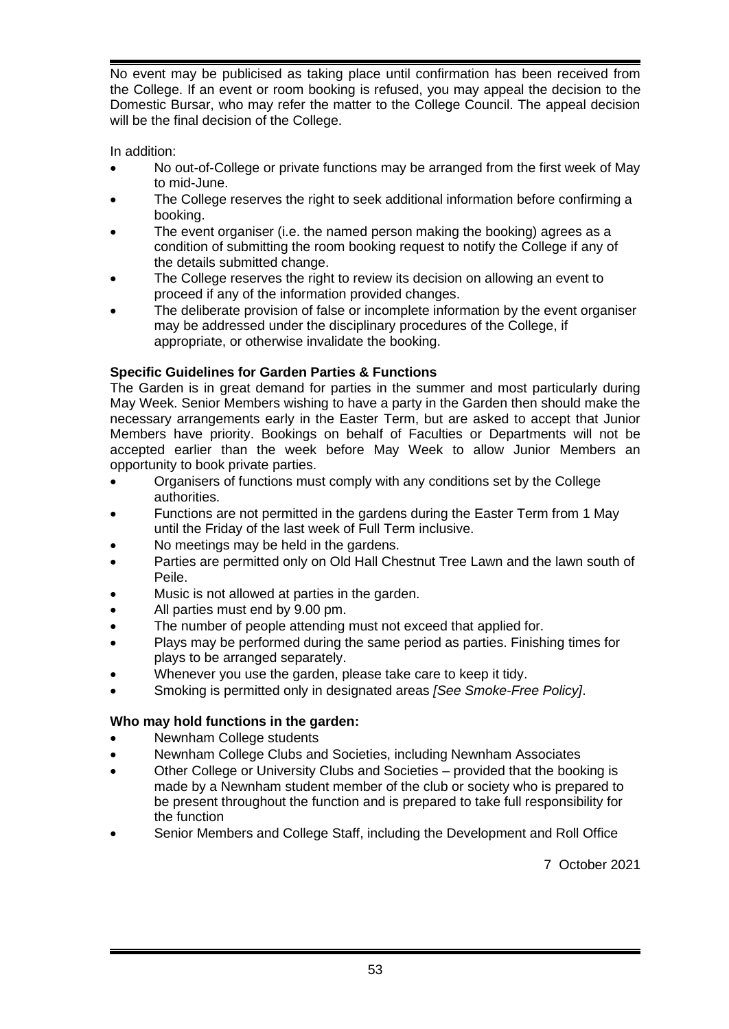No event may be publicised as taking place until confirmation has been received from the College. If an event or room booking is refused, you may appeal the decision to the Domestic Bursar, who may refer the matter to the College Council. The appeal decision will be the final decision of the College.

In addition:

- No out-of-College or private functions may be arranged from the first week of May to mid-June.
- The College reserves the right to seek additional information before confirming a booking.
- The event organiser (i.e. the named person making the booking) agrees as a condition of submitting the room booking request to notify the College if any of the details submitted change.
- The College reserves the right to review its decision on allowing an event to proceed if any of the information provided changes.
- The deliberate provision of false or incomplete information by the event organiser may be addressed under the disciplinary procedures of the College, if appropriate, or otherwise invalidate the booking.

**Specific Guidelines for Garden Parties & Functions**

The Garden is in great demand for parties in the summer and most particularly during May Week. Senior Members wishing to have a party in the Garden then should make the necessary arrangements early in the Easter Term, but are asked to accept that Junior Members have priority. Bookings on behalf of Faculties or Departments will not be accepted earlier than the week before May Week to allow Junior Members an opportunity to book private parties.

- Organisers of functions must comply with any conditions set by the College authorities.
- Functions are not permitted in the gardens during the Easter Term from 1 May until the Friday of the last week of Full Term inclusive.
- No meetings may be held in the gardens.
- Parties are permitted only on Old Hall Chestnut Tree Lawn and the lawn south of Peile.
- Music is not allowed at parties in the garden.
- All parties must end by 9.00 pm.
- The number of people attending must not exceed that applied for.
- Plays may be performed during the same period as parties. Finishing times for plays to be arranged separately.
- Whenever you use the garden, please take care to keep it tidy.
- Smoking is permitted only in designated areas *[See Smoke-Free Policy]*.

**Who may hold functions in the garden:**

- Newnham College students
- Newnham College Clubs and Societies, including Newnham Associates
- Other College or University Clubs and Societies – provided that the booking is made by a Newnham student member of the club or society who is prepared to be present throughout the function and is prepared to take full responsibility for the function
- Senior Members and College Staff, including the Development and Roll Office

7 October 2021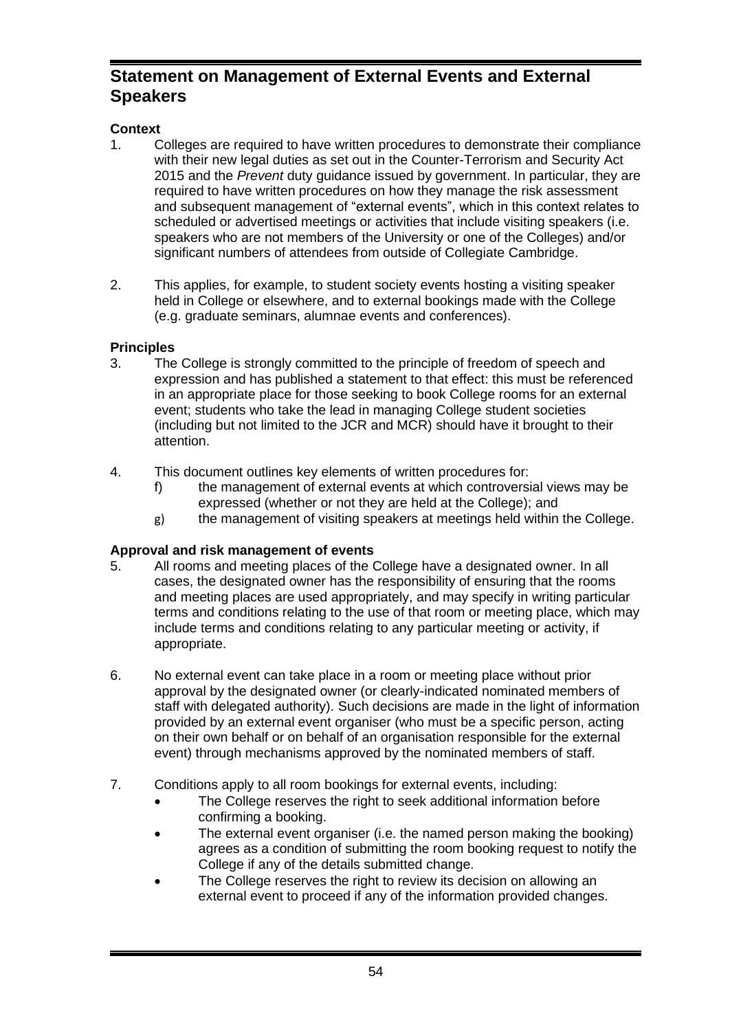## Statement on Management of External Events and External Speakers

**Context**

1. Colleges are required to have written procedures to demonstrate their compliance with their new legal duties as set out in the Counter-Terrorism and Security Act 2015 and the *Prevent* duty guidance issued by government. In particular, they are required to have written procedures on how they manage the risk assessment and subsequent management of "external events", which in this context relates to scheduled or advertised meetings or activities that include visiting speakers (i.e. speakers who are not members of the University or one of the Colleges) and/or significant numbers of attendees from outside of Collegiate Cambridge.

2. This applies, for example, to student society events hosting a visiting speaker held in College or elsewhere, and to external bookings made with the College (e.g. graduate seminars, alumnae events and conferences).

**Principles**

3. The College is strongly committed to the principle of freedom of speech and expression and has published a statement to that effect: this must be referenced in an appropriate place for those seeking to book College rooms for an external event; students who take the lead in managing College student societies (including but not limited to the JCR and MCR) should have it brought to their attention.

4. This document outlines key elements of written procedures for:
   f) the management of external events at which controversial views may be expressed (whether or not they are held at the College); and
   g) the management of visiting speakers at meetings held within the College.

**Approval and risk management of events**

5. All rooms and meeting places of the College have a designated owner. In all cases, the designated owner has the responsibility of ensuring that the rooms and meeting places are used appropriately, and may specify in writing particular terms and conditions relating to the use of that room or meeting place, which may include terms and conditions relating to any particular meeting or activity, if appropriate.

6. No external event can take place in a room or meeting place without prior approval by the designated owner (or clearly-indicated nominated members of staff with delegated authority). Such decisions are made in the light of information provided by an external event organiser (who must be a specific person, acting on their own behalf or on behalf of an organisation responsible for the external event) through mechanisms approved by the nominated members of staff.

7. Conditions apply to all room bookings for external events, including:
   - The College reserves the right to seek additional information before confirming a booking.
   - The external event organiser (i.e. the named person making the booking) agrees as a condition of submitting the room booking request to notify the College if any of the details submitted change.
   - The College reserves the right to review its decision on allowing an external event to proceed if any of the information provided changes.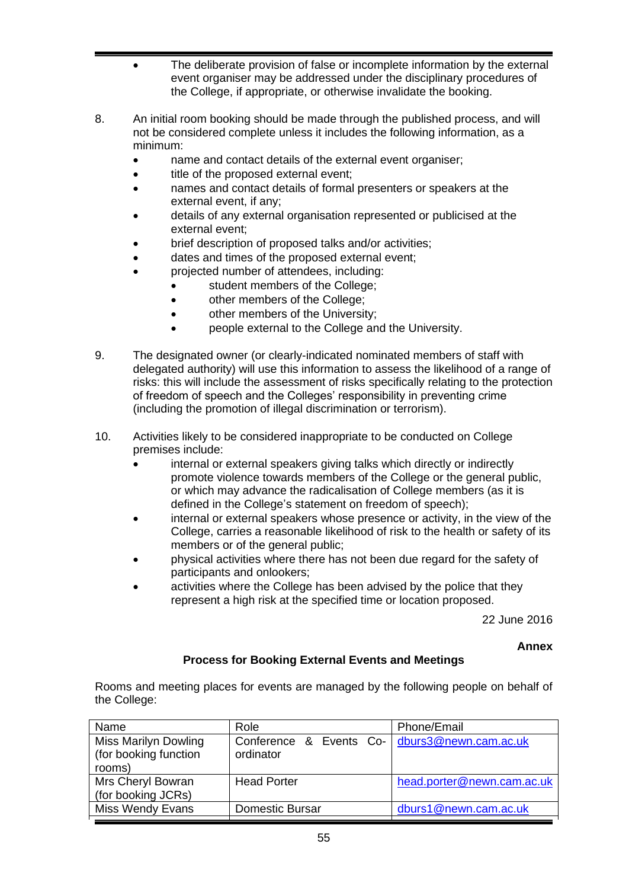- The deliberate provision of false or incomplete information by the external event organiser may be addressed under the disciplinary procedures of the College, if appropriate, or otherwise invalidate the booking.

8. An initial room booking should be made through the published process, and will not be considered complete unless it includes the following information, as a minimum:
   - name and contact details of the external event organiser;
   - title of the proposed external event;
   - names and contact details of formal presenters or speakers at the external event, if any;
   - details of any external organisation represented or publicised at the external event;
   - brief description of proposed talks and/or activities;
   - dates and times of the proposed external event;
   - projected number of attendees, including:
     - student members of the College;
     - other members of the College;
     - other members of the University;
     - people external to the College and the University.

9. The designated owner (or clearly-indicated nominated members of staff with delegated authority) will use this information to assess the likelihood of a range of risks: this will include the assessment of risks specifically relating to the protection of freedom of speech and the Colleges' responsibility in preventing crime (including the promotion of illegal discrimination or terrorism).

10. Activities likely to be considered inappropriate to be conducted on College premises include:
    - internal or external speakers giving talks which directly or indirectly promote violence towards members of the College or the general public, or which may advance the radicalisation of College members (as it is defined in the College's statement on freedom of speech);
    - internal or external speakers whose presence or activity, in the view of the College, carries a reasonable likelihood of risk to the health or safety of its members or of the general public;
    - physical activities where there has not been due regard for the safety of participants and onlookers;
    - activities where the College has been advised by the police that they represent a high risk at the specified time or location proposed.

22 June 2016

**Annex**

**Process for Booking External Events and Meetings**

Rooms and meeting places for events are managed by the following people on behalf of the College:

| Name | Role | Phone/Email |
|---|---|---|
| Miss Marilyn Dowling (for booking function rooms) | Conference & Events Co-ordinator | dburs3@newn.cam.ac.uk |
| Mrs Cheryl Bowran (for booking JCRs) | Head Porter | head.porter@newn.cam.ac.uk |
| Miss Wendy Evans | Domestic Bursar | dburs1@newn.cam.ac.uk |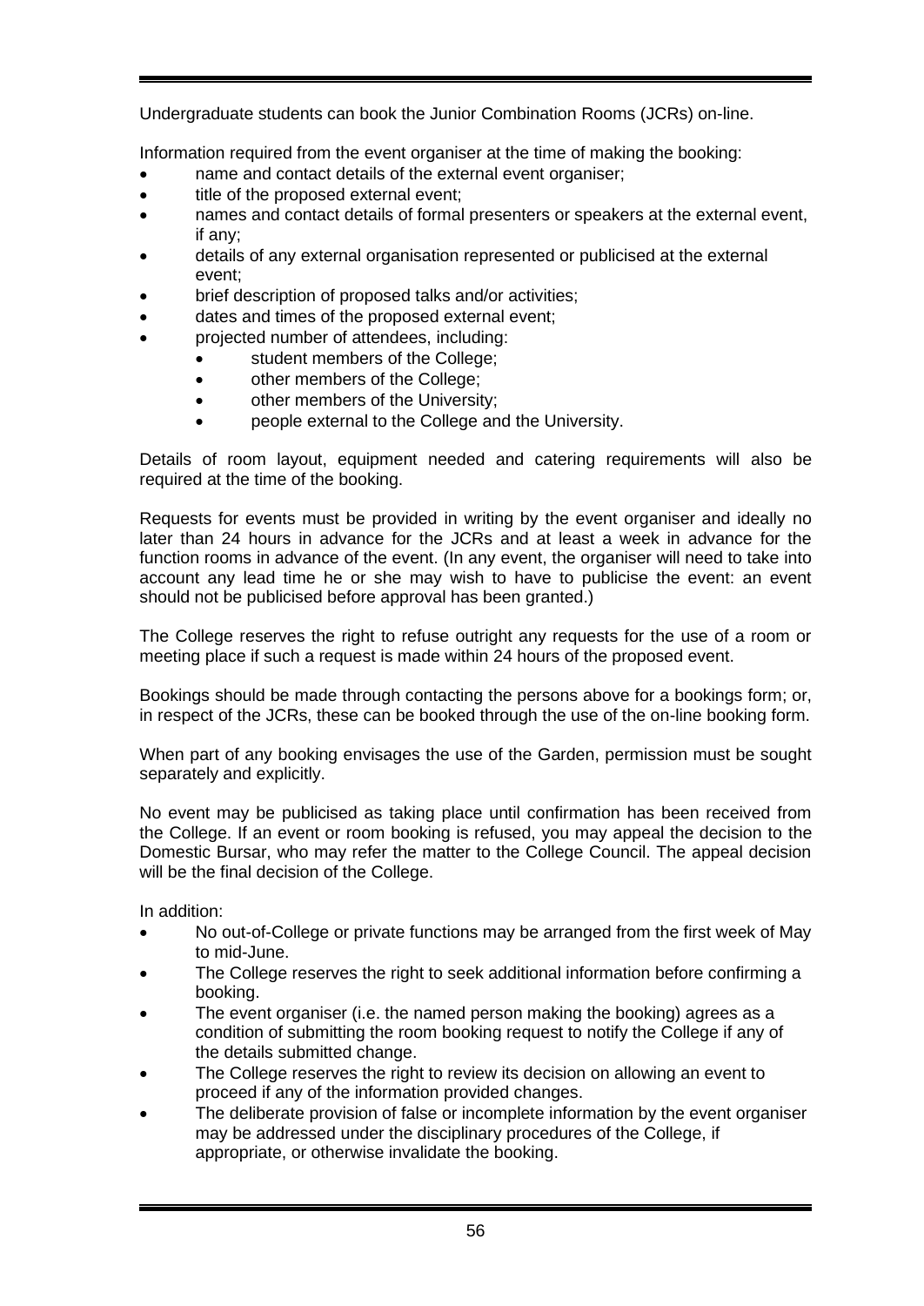Undergraduate students can book the Junior Combination Rooms (JCRs) on-line.

Information required from the event organiser at the time of making the booking:

- name and contact details of the external event organiser;
- title of the proposed external event;
- names and contact details of formal presenters or speakers at the external event, if any;
- details of any external organisation represented or publicised at the external event;
- brief description of proposed talks and/or activities;
- dates and times of the proposed external event;
- projected number of attendees, including:
  - student members of the College;
  - other members of the College;
  - other members of the University;
  - people external to the College and the University.

Details of room layout, equipment needed and catering requirements will also be required at the time of the booking.

Requests for events must be provided in writing by the event organiser and ideally no later than 24 hours in advance for the JCRs and at least a week in advance for the function rooms in advance of the event. (In any event, the organiser will need to take into account any lead time he or she may wish to have to publicise the event: an event should not be publicised before approval has been granted.)

The College reserves the right to refuse outright any requests for the use of a room or meeting place if such a request is made within 24 hours of the proposed event.

Bookings should be made through contacting the persons above for a bookings form; or, in respect of the JCRs, these can be booked through the use of the on-line booking form.

When part of any booking envisages the use of the Garden, permission must be sought separately and explicitly.

No event may be publicised as taking place until confirmation has been received from the College. If an event or room booking is refused, you may appeal the decision to the Domestic Bursar, who may refer the matter to the College Council. The appeal decision will be the final decision of the College.

In addition:

- No out-of-College or private functions may be arranged from the first week of May to mid-June.
- The College reserves the right to seek additional information before confirming a booking.
- The event organiser (i.e. the named person making the booking) agrees as a condition of submitting the room booking request to notify the College if any of the details submitted change.
- The College reserves the right to review its decision on allowing an event to proceed if any of the information provided changes.
- The deliberate provision of false or incomplete information by the event organiser may be addressed under the disciplinary procedures of the College, if appropriate, or otherwise invalidate the booking.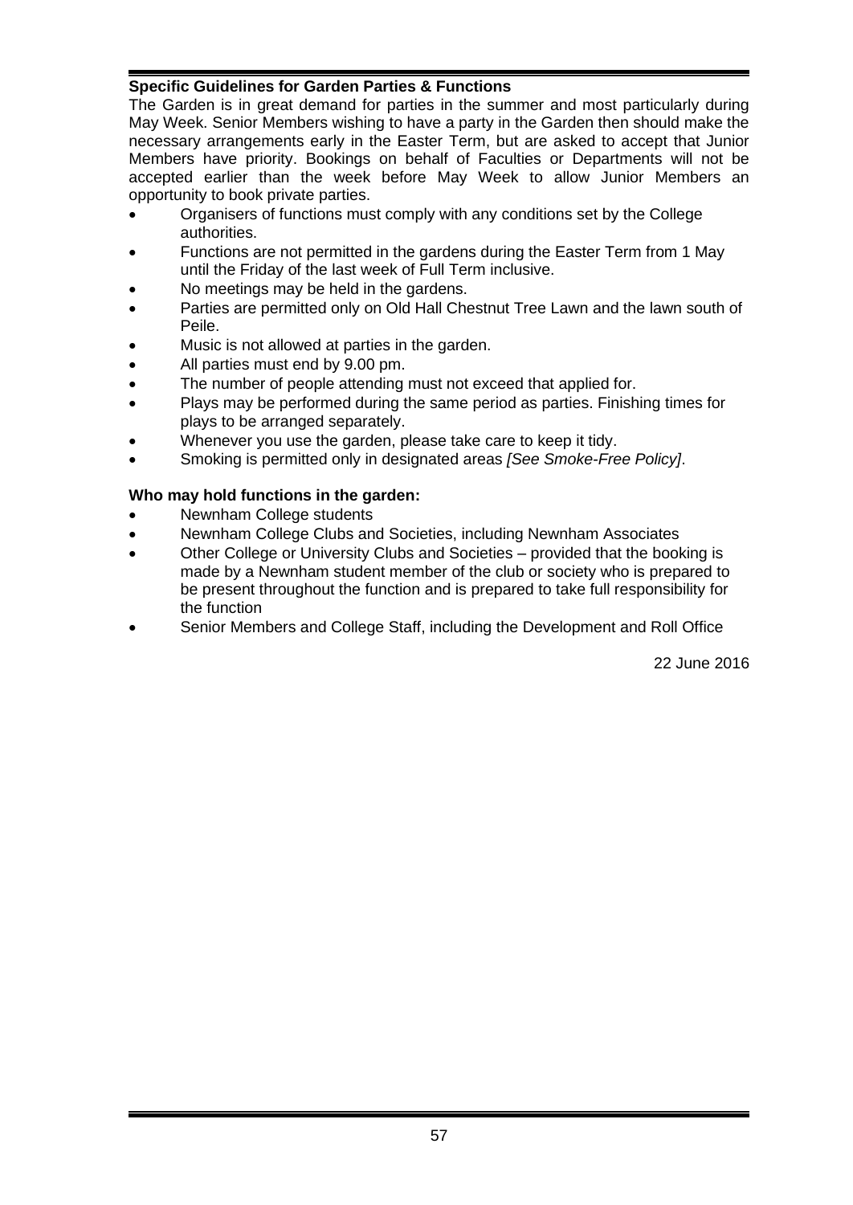**Specific Guidelines for Garden Parties & Functions**

The Garden is in great demand for parties in the summer and most particularly during May Week. Senior Members wishing to have a party in the Garden then should make the necessary arrangements early in the Easter Term, but are asked to accept that Junior Members have priority. Bookings on behalf of Faculties or Departments will not be accepted earlier than the week before May Week to allow Junior Members an opportunity to book private parties.

- Organisers of functions must comply with any conditions set by the College authorities.
- Functions are not permitted in the gardens during the Easter Term from 1 May until the Friday of the last week of Full Term inclusive.
- No meetings may be held in the gardens.
- Parties are permitted only on Old Hall Chestnut Tree Lawn and the lawn south of Peile.
- Music is not allowed at parties in the garden.
- All parties must end by 9.00 pm.
- The number of people attending must not exceed that applied for.
- Plays may be performed during the same period as parties. Finishing times for plays to be arranged separately.
- Whenever you use the garden, please take care to keep it tidy.
- Smoking is permitted only in designated areas *[See Smoke-Free Policy]*.

**Who may hold functions in the garden:**

- Newnham College students
- Newnham College Clubs and Societies, including Newnham Associates
- Other College or University Clubs and Societies – provided that the booking is made by a Newnham student member of the club or society who is prepared to be present throughout the function and is prepared to take full responsibility for the function
- Senior Members and College Staff, including the Development and Roll Office

22 June 2016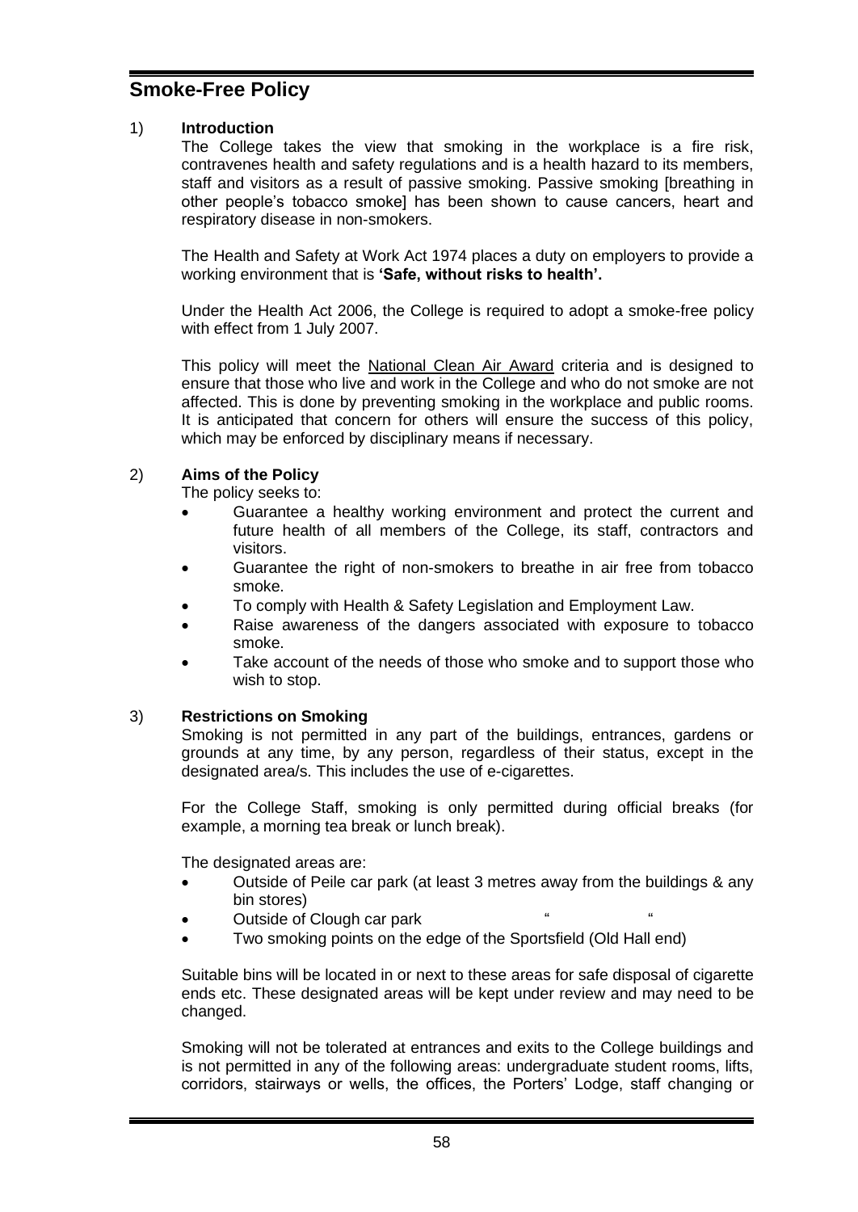# Smoke-Free Policy

1) **Introduction**

The College takes the view that smoking in the workplace is a fire risk, contravenes health and safety regulations and is a health hazard to its members, staff and visitors as a result of passive smoking. Passive smoking [breathing in other people's tobacco smoke] has been shown to cause cancers, heart and respiratory disease in non-smokers.

The Health and Safety at Work Act 1974 places a duty on employers to provide a working environment that is **'Safe, without risks to health'.**

Under the Health Act 2006, the College is required to adopt a smoke-free policy with effect from 1 July 2007.

This policy will meet the National Clean Air Award criteria and is designed to ensure that those who live and work in the College and who do not smoke are not affected. This is done by preventing smoking in the workplace and public rooms. It is anticipated that concern for others will ensure the success of this policy, which may be enforced by disciplinary means if necessary.

2) **Aims of the Policy**

The policy seeks to:

- Guarantee a healthy working environment and protect the current and future health of all members of the College, its staff, contractors and visitors.
- Guarantee the right of non-smokers to breathe in air free from tobacco smoke.
- To comply with Health & Safety Legislation and Employment Law.
- Raise awareness of the dangers associated with exposure to tobacco smoke.
- Take account of the needs of those who smoke and to support those who wish to stop.

3) **Restrictions on Smoking**

Smoking is not permitted in any part of the buildings, entrances, gardens or grounds at any time, by any person, regardless of their status, except in the designated area/s. This includes the use of e-cigarettes.

For the College Staff, smoking is only permitted during official breaks (for example, a morning tea break or lunch break).

The designated areas are:

- Outside of Peile car park (at least 3 metres away from the buildings & any bin stores)
- Outside of Clough car park " "
- Two smoking points on the edge of the Sportsfield (Old Hall end)

Suitable bins will be located in or next to these areas for safe disposal of cigarette ends etc. These designated areas will be kept under review and may need to be changed.

Smoking will not be tolerated at entrances and exits to the College buildings and is not permitted in any of the following areas: undergraduate student rooms, lifts, corridors, stairways or wells, the offices, the Porters' Lodge, staff changing or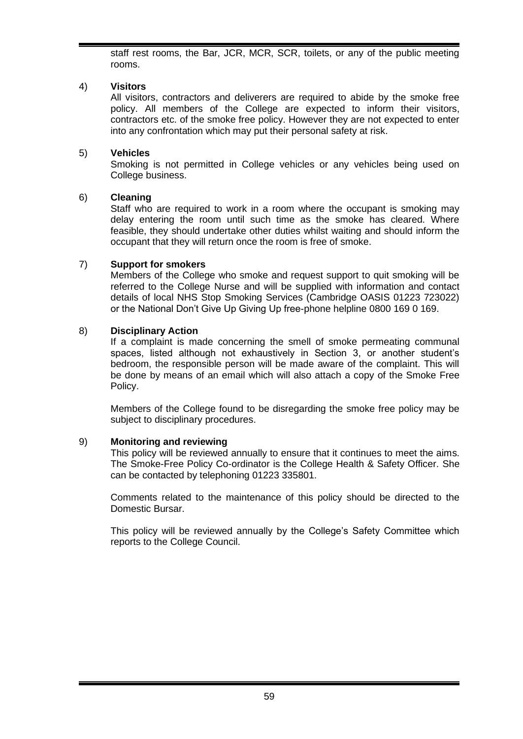staff rest rooms, the Bar, JCR, MCR, SCR, toilets, or any of the public meeting rooms.

4) **Visitors**

All visitors, contractors and deliverers are required to abide by the smoke free policy. All members of the College are expected to inform their visitors, contractors etc. of the smoke free policy. However they are not expected to enter into any confrontation which may put their personal safety at risk.

5) **Vehicles**

Smoking is not permitted in College vehicles or any vehicles being used on College business.

6) **Cleaning**

Staff who are required to work in a room where the occupant is smoking may delay entering the room until such time as the smoke has cleared. Where feasible, they should undertake other duties whilst waiting and should inform the occupant that they will return once the room is free of smoke.

7) **Support for smokers**

Members of the College who smoke and request support to quit smoking will be referred to the College Nurse and will be supplied with information and contact details of local NHS Stop Smoking Services (Cambridge OASIS 01223 723022) or the National Don't Give Up Giving Up free-phone helpline 0800 169 0 169.

8) **Disciplinary Action**

If a complaint is made concerning the smell of smoke permeating communal spaces, listed although not exhaustively in Section 3, or another student's bedroom, the responsible person will be made aware of the complaint. This will be done by means of an email which will also attach a copy of the Smoke Free Policy.

Members of the College found to be disregarding the smoke free policy may be subject to disciplinary procedures.

9) **Monitoring and reviewing**

This policy will be reviewed annually to ensure that it continues to meet the aims. The Smoke-Free Policy Co-ordinator is the College Health & Safety Officer. She can be contacted by telephoning 01223 335801.

Comments related to the maintenance of this policy should be directed to the Domestic Bursar.

This policy will be reviewed annually by the College's Safety Committee which reports to the College Council.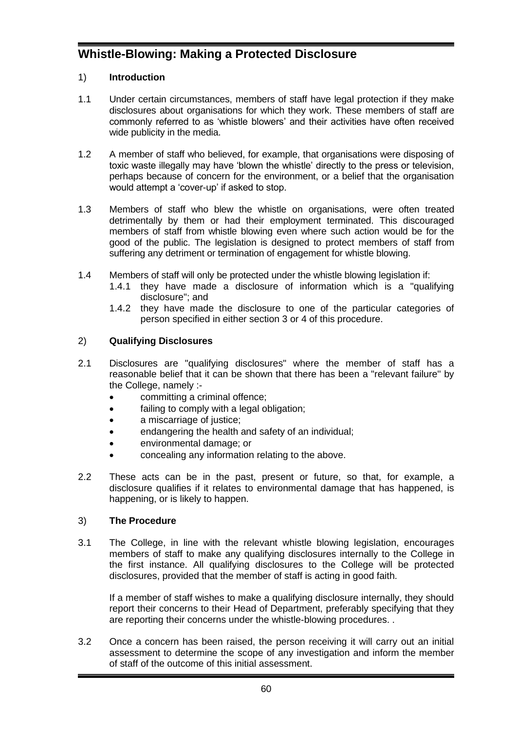# Whistle-Blowing: Making a Protected Disclosure

## 1) Introduction

1.1 Under certain circumstances, members of staff have legal protection if they make disclosures about organisations for which they work. These members of staff are commonly referred to as 'whistle blowers' and their activities have often received wide publicity in the media.

1.2 A member of staff who believed, for example, that organisations were disposing of toxic waste illegally may have 'blown the whistle' directly to the press or television, perhaps because of concern for the environment, or a belief that the organisation would attempt a 'cover-up' if asked to stop.

1.3 Members of staff who blew the whistle on organisations, were often treated detrimentally by them or had their employment terminated. This discouraged members of staff from whistle blowing even where such action would be for the good of the public. The legislation is designed to protect members of staff from suffering any detriment or termination of engagement for whistle blowing.

1.4 Members of staff will only be protected under the whistle blowing legislation if:

- 1.4.1 they have made a disclosure of information which is a "qualifying disclosure"; and
- 1.4.2 they have made the disclosure to one of the particular categories of person specified in either section 3 or 4 of this procedure.

## 2) Qualifying Disclosures

2.1 Disclosures are "qualifying disclosures" where the member of staff has a reasonable belief that it can be shown that there has been a "relevant failure" by the College, namely :-

- committing a criminal offence;
- failing to comply with a legal obligation;
- a miscarriage of justice;
- endangering the health and safety of an individual;
- environmental damage; or
- concealing any information relating to the above.

2.2 These acts can be in the past, present or future, so that, for example, a disclosure qualifies if it relates to environmental damage that has happened, is happening, or is likely to happen.

## 3) The Procedure

3.1 The College, in line with the relevant whistle blowing legislation, encourages members of staff to make any qualifying disclosures internally to the College in the first instance. All qualifying disclosures to the College will be protected disclosures, provided that the member of staff is acting in good faith.

If a member of staff wishes to make a qualifying disclosure internally, they should report their concerns to their Head of Department, preferably specifying that they are reporting their concerns under the whistle-blowing procedures. .

3.2 Once a concern has been raised, the person receiving it will carry out an initial assessment to determine the scope of any investigation and inform the member of staff of the outcome of this initial assessment.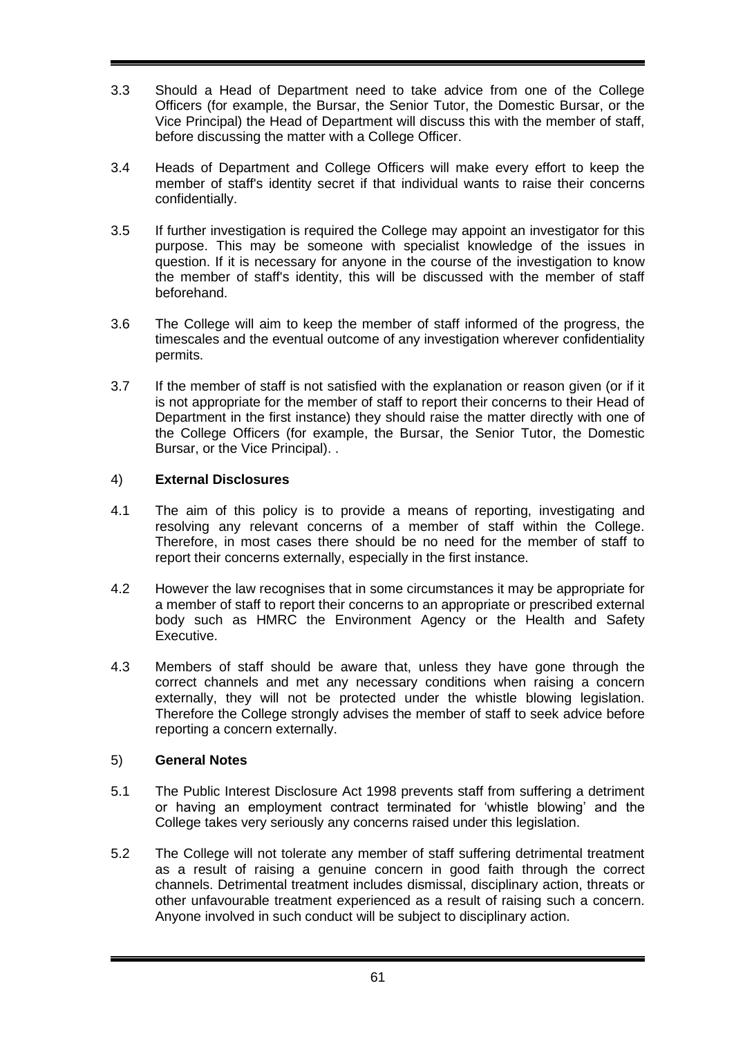3.3 Should a Head of Department need to take advice from one of the College Officers (for example, the Bursar, the Senior Tutor, the Domestic Bursar, or the Vice Principal) the Head of Department will discuss this with the member of staff, before discussing the matter with a College Officer.

3.4 Heads of Department and College Officers will make every effort to keep the member of staff's identity secret if that individual wants to raise their concerns confidentially.

3.5 If further investigation is required the College may appoint an investigator for this purpose. This may be someone with specialist knowledge of the issues in question. If it is necessary for anyone in the course of the investigation to know the member of staff's identity, this will be discussed with the member of staff beforehand.

3.6 The College will aim to keep the member of staff informed of the progress, the timescales and the eventual outcome of any investigation wherever confidentiality permits.

3.7 If the member of staff is not satisfied with the explanation or reason given (or if it is not appropriate for the member of staff to report their concerns to their Head of Department in the first instance) they should raise the matter directly with one of the College Officers (for example, the Bursar, the Senior Tutor, the Domestic Bursar, or the Vice Principal). .

## 4) External Disclosures

4.1 The aim of this policy is to provide a means of reporting, investigating and resolving any relevant concerns of a member of staff within the College. Therefore, in most cases there should be no need for the member of staff to report their concerns externally, especially in the first instance.

4.2 However the law recognises that in some circumstances it may be appropriate for a member of staff to report their concerns to an appropriate or prescribed external body such as HMRC the Environment Agency or the Health and Safety Executive.

4.3 Members of staff should be aware that, unless they have gone through the correct channels and met any necessary conditions when raising a concern externally, they will not be protected under the whistle blowing legislation. Therefore the College strongly advises the member of staff to seek advice before reporting a concern externally.

## 5) General Notes

5.1 The Public Interest Disclosure Act 1998 prevents staff from suffering a detriment or having an employment contract terminated for 'whistle blowing' and the College takes very seriously any concerns raised under this legislation.

5.2 The College will not tolerate any member of staff suffering detrimental treatment as a result of raising a genuine concern in good faith through the correct channels. Detrimental treatment includes dismissal, disciplinary action, threats or other unfavourable treatment experienced as a result of raising such a concern. Anyone involved in such conduct will be subject to disciplinary action.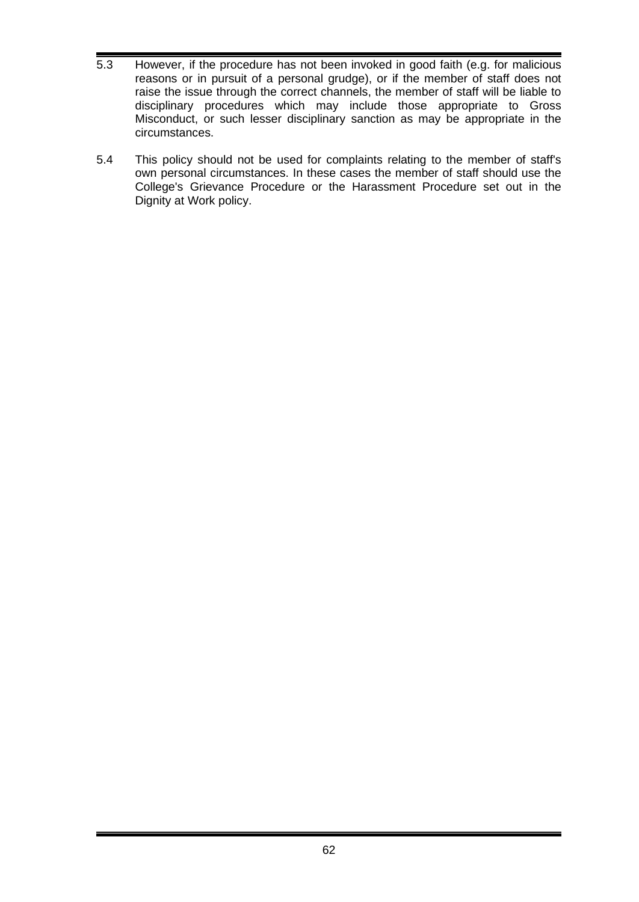5.3 However, if the procedure has not been invoked in good faith (e.g. for malicious reasons or in pursuit of a personal grudge), or if the member of staff does not raise the issue through the correct channels, the member of staff will be liable to disciplinary procedures which may include those appropriate to Gross Misconduct, or such lesser disciplinary sanction as may be appropriate in the circumstances.

5.4 This policy should not be used for complaints relating to the member of staff's own personal circumstances. In these cases the member of staff should use the College's Grievance Procedure or the Harassment Procedure set out in the Dignity at Work policy.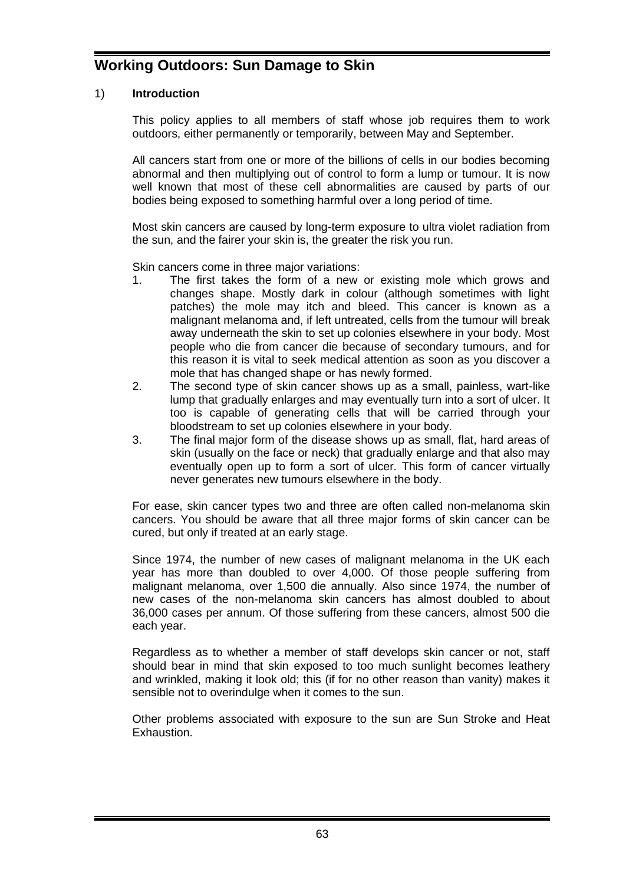# Working Outdoors: Sun Damage to Skin

## 1) Introduction

This policy applies to all members of staff whose job requires them to work outdoors, either permanently or temporarily, between May and September.

All cancers start from one or more of the billions of cells in our bodies becoming abnormal and then multiplying out of control to form a lump or tumour. It is now well known that most of these cell abnormalities are caused by parts of our bodies being exposed to something harmful over a long period of time.

Most skin cancers are caused by long-term exposure to ultra violet radiation from the sun, and the fairer your skin is, the greater the risk you run.

Skin cancers come in three major variations:

1. The first takes the form of a new or existing mole which grows and changes shape. Mostly dark in colour (although sometimes with light patches) the mole may itch and bleed. This cancer is known as a malignant melanoma and, if left untreated, cells from the tumour will break away underneath the skin to set up colonies elsewhere in your body. Most people who die from cancer die because of secondary tumours, and for this reason it is vital to seek medical attention as soon as you discover a mole that has changed shape or has newly formed.
2. The second type of skin cancer shows up as a small, painless, wart-like lump that gradually enlarges and may eventually turn into a sort of ulcer. It too is capable of generating cells that will be carried through your bloodstream to set up colonies elsewhere in your body.
3. The final major form of the disease shows up as small, flat, hard areas of skin (usually on the face or neck) that gradually enlarge and that also may eventually open up to form a sort of ulcer. This form of cancer virtually never generates new tumours elsewhere in the body.

For ease, skin cancer types two and three are often called non-melanoma skin cancers. You should be aware that all three major forms of skin cancer can be cured, but only if treated at an early stage.

Since 1974, the number of new cases of malignant melanoma in the UK each year has more than doubled to over 4,000. Of those people suffering from malignant melanoma, over 1,500 die annually. Also since 1974, the number of new cases of the non-melanoma skin cancers has almost doubled to about 36,000 cases per annum. Of those suffering from these cancers, almost 500 die each year.

Regardless as to whether a member of staff develops skin cancer or not, staff should bear in mind that skin exposed to too much sunlight becomes leathery and wrinkled, making it look old; this (if for no other reason than vanity) makes it sensible not to overindulge when it comes to the sun.

Other problems associated with exposure to the sun are Sun Stroke and Heat Exhaustion.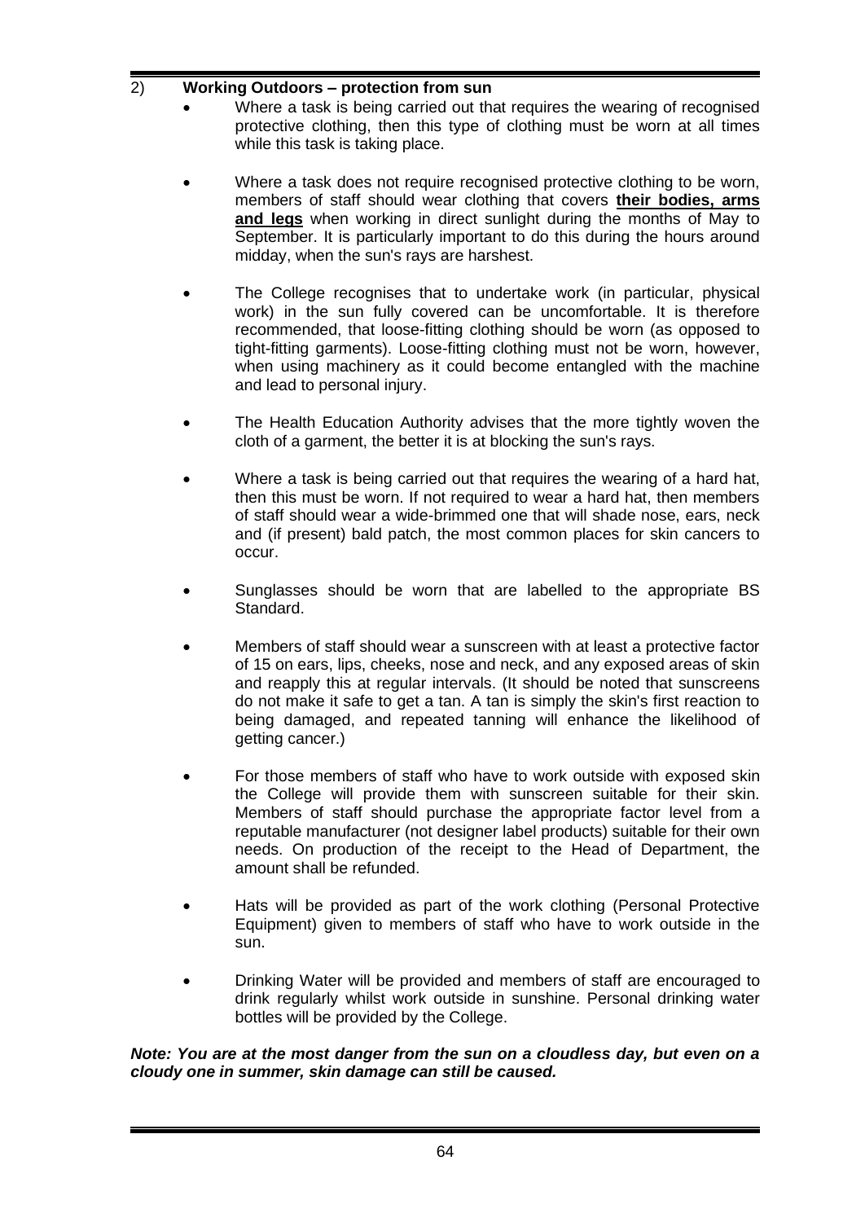## 2) Working Outdoors – protection from sun

- Where a task is being carried out that requires the wearing of recognised protective clothing, then this type of clothing must be worn at all times while this task is taking place.

- Where a task does not require recognised protective clothing to be worn, members of staff should wear clothing that covers **<u>their bodies, arms and legs</u>** when working in direct sunlight during the months of May to September. It is particularly important to do this during the hours around midday, when the sun's rays are harshest.

- The College recognises that to undertake work (in particular, physical work) in the sun fully covered can be uncomfortable. It is therefore recommended, that loose-fitting clothing should be worn (as opposed to tight-fitting garments). Loose-fitting clothing must not be worn, however, when using machinery as it could become entangled with the machine and lead to personal injury.

- The Health Education Authority advises that the more tightly woven the cloth of a garment, the better it is at blocking the sun's rays.

- Where a task is being carried out that requires the wearing of a hard hat, then this must be worn. If not required to wear a hard hat, then members of staff should wear a wide-brimmed one that will shade nose, ears, neck and (if present) bald patch, the most common places for skin cancers to occur.

- Sunglasses should be worn that are labelled to the appropriate BS Standard.

- Members of staff should wear a sunscreen with at least a protective factor of 15 on ears, lips, cheeks, nose and neck, and any exposed areas of skin and reapply this at regular intervals. (It should be noted that sunscreens do not make it safe to get a tan. A tan is simply the skin's first reaction to being damaged, and repeated tanning will enhance the likelihood of getting cancer.)

- For those members of staff who have to work outside with exposed skin the College will provide them with sunscreen suitable for their skin. Members of staff should purchase the appropriate factor level from a reputable manufacturer (not designer label products) suitable for their own needs. On production of the receipt to the Head of Department, the amount shall be refunded.

- Hats will be provided as part of the work clothing (Personal Protective Equipment) given to members of staff who have to work outside in the sun.

- Drinking Water will be provided and members of staff are encouraged to drink regularly whilst work outside in sunshine. Personal drinking water bottles will be provided by the College.

***Note: You are at the most danger from the sun on a cloudless day, but even on a cloudy one in summer, skin damage can still be caused.***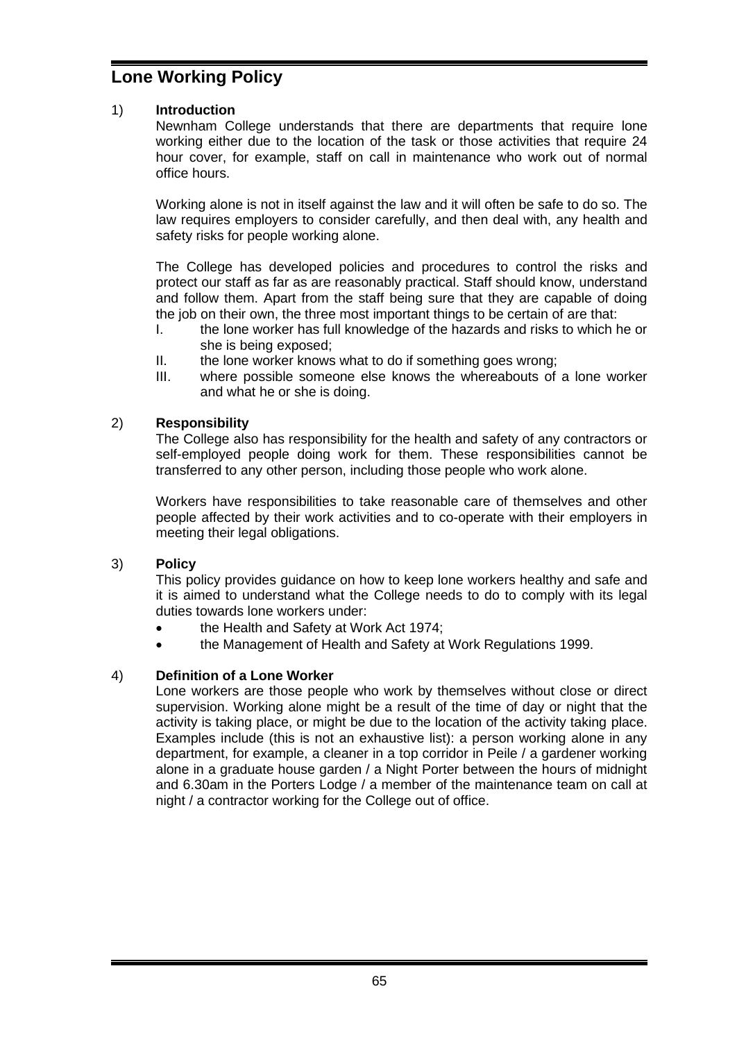# Lone Working Policy

## 1) Introduction

Newnham College understands that there are departments that require lone working either due to the location of the task or those activities that require 24 hour cover, for example, staff on call in maintenance who work out of normal office hours.

Working alone is not in itself against the law and it will often be safe to do so. The law requires employers to consider carefully, and then deal with, any health and safety risks for people working alone.

The College has developed policies and procedures to control the risks and protect our staff as far as are reasonably practical. Staff should know, understand and follow them. Apart from the staff being sure that they are capable of doing the job on their own, the three most important things to be certain of are that:

I. the lone worker has full knowledge of the hazards and risks to which he or she is being exposed;
II. the lone worker knows what to do if something goes wrong;
III. where possible someone else knows the whereabouts of a lone worker and what he or she is doing.

## 2) Responsibility

The College also has responsibility for the health and safety of any contractors or self-employed people doing work for them. These responsibilities cannot be transferred to any other person, including those people who work alone.

Workers have responsibilities to take reasonable care of themselves and other people affected by their work activities and to co-operate with their employers in meeting their legal obligations.

## 3) Policy

This policy provides guidance on how to keep lone workers healthy and safe and it is aimed to understand what the College needs to do to comply with its legal duties towards lone workers under:

- the Health and Safety at Work Act 1974;
- the Management of Health and Safety at Work Regulations 1999.

## 4) Definition of a Lone Worker

Lone workers are those people who work by themselves without close or direct supervision. Working alone might be a result of the time of day or night that the activity is taking place, or might be due to the location of the activity taking place. Examples include (this is not an exhaustive list): a person working alone in any department, for example, a cleaner in a top corridor in Peile / a gardener working alone in a graduate house garden / a Night Porter between the hours of midnight and 6.30am in the Porters Lodge / a member of the maintenance team on call at night / a contractor working for the College out of office.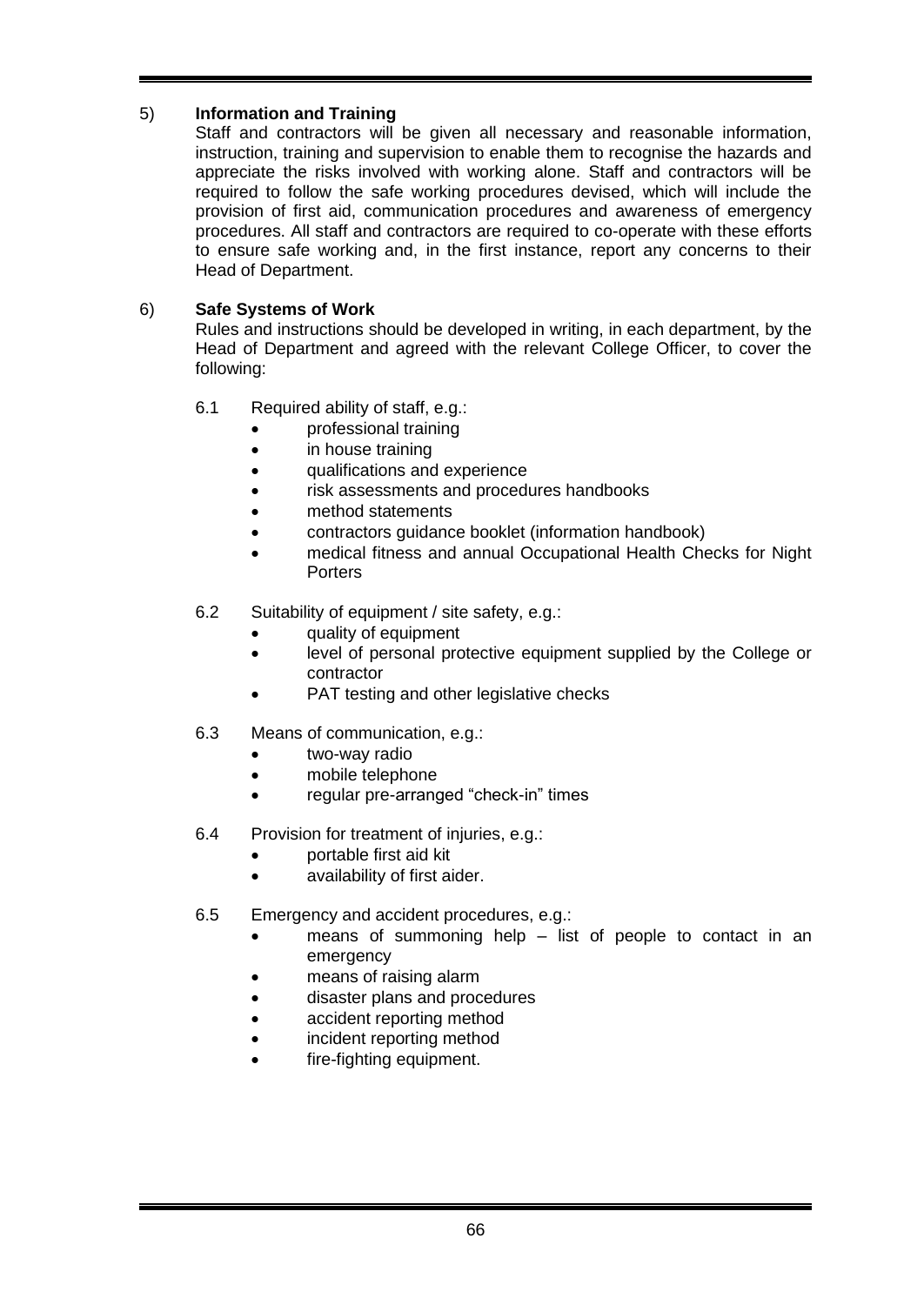## 5) Information and Training

Staff and contractors will be given all necessary and reasonable information, instruction, training and supervision to enable them to recognise the hazards and appreciate the risks involved with working alone. Staff and contractors will be required to follow the safe working procedures devised, which will include the provision of first aid, communication procedures and awareness of emergency procedures. All staff and contractors are required to co-operate with these efforts to ensure safe working and, in the first instance, report any concerns to their Head of Department.

## 6) Safe Systems of Work

Rules and instructions should be developed in writing, in each department, by the Head of Department and agreed with the relevant College Officer, to cover the following:

6.1 Required ability of staff, e.g.:

- professional training
- in house training
- qualifications and experience
- risk assessments and procedures handbooks
- method statements
- contractors guidance booklet (information handbook)
- medical fitness and annual Occupational Health Checks for Night Porters

6.2 Suitability of equipment / site safety, e.g.:

- quality of equipment
- level of personal protective equipment supplied by the College or contractor
- PAT testing and other legislative checks

6.3 Means of communication, e.g.:

- two-way radio
- mobile telephone
- regular pre-arranged "check-in" times

6.4 Provision for treatment of injuries, e.g.:

- portable first aid kit
- availability of first aider.

6.5 Emergency and accident procedures, e.g.:

- means of summoning help – list of people to contact in an emergency
- means of raising alarm
- disaster plans and procedures
- accident reporting method
- incident reporting method
- fire-fighting equipment.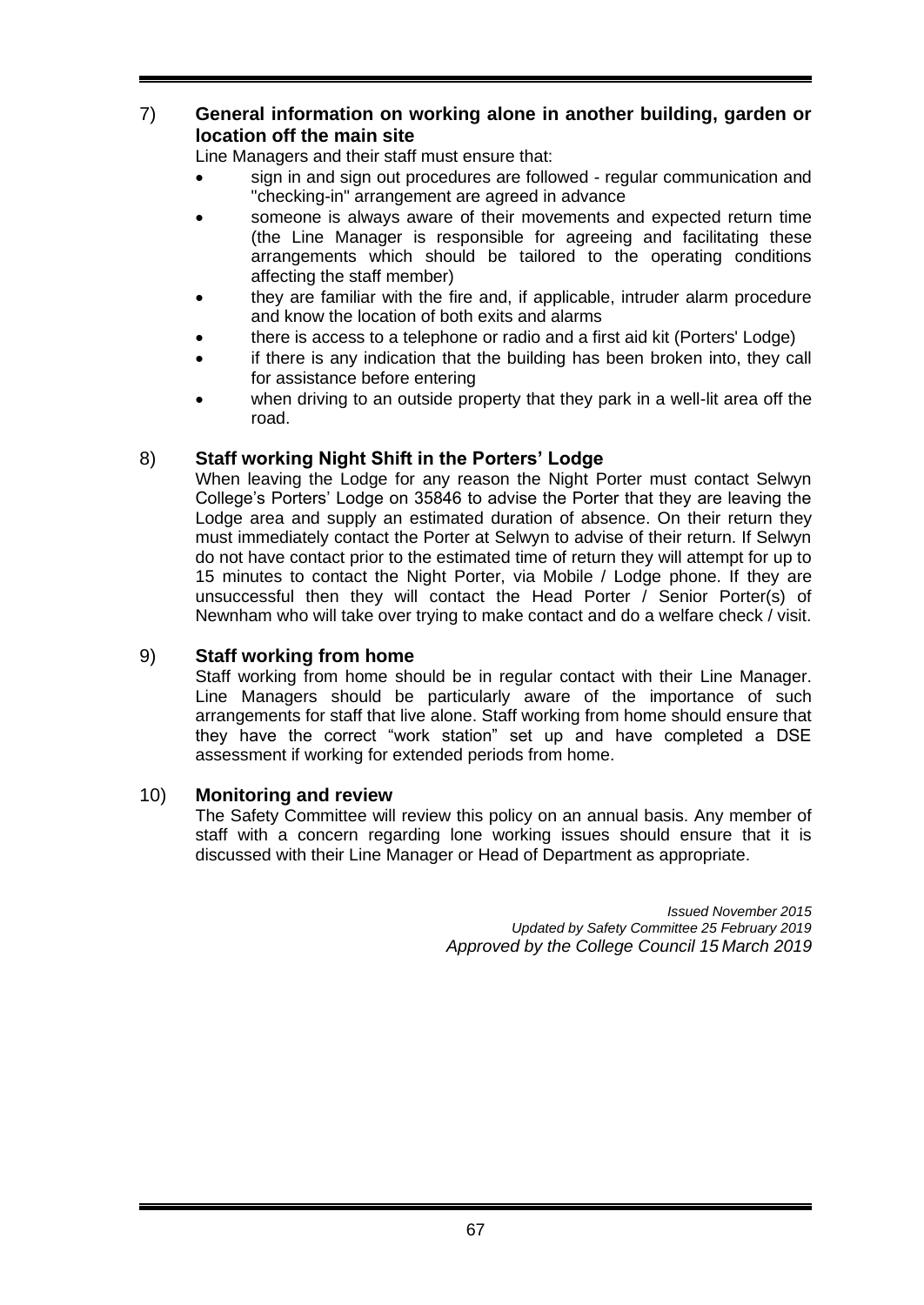## 7) General information on working alone in another building, garden or location off the main site

Line Managers and their staff must ensure that:

- sign in and sign out procedures are followed - regular communication and "checking-in" arrangement are agreed in advance
- someone is always aware of their movements and expected return time (the Line Manager is responsible for agreeing and facilitating these arrangements which should be tailored to the operating conditions affecting the staff member)
- they are familiar with the fire and, if applicable, intruder alarm procedure and know the location of both exits and alarms
- there is access to a telephone or radio and a first aid kit (Porters' Lodge)
- if there is any indication that the building has been broken into, they call for assistance before entering
- when driving to an outside property that they park in a well-lit area off the road.

## 8) Staff working Night Shift in the Porters' Lodge

When leaving the Lodge for any reason the Night Porter must contact Selwyn College's Porters' Lodge on 35846 to advise the Porter that they are leaving the Lodge area and supply an estimated duration of absence. On their return they must immediately contact the Porter at Selwyn to advise of their return. If Selwyn do not have contact prior to the estimated time of return they will attempt for up to 15 minutes to contact the Night Porter, via Mobile / Lodge phone. If they are unsuccessful then they will contact the Head Porter / Senior Porter(s) of Newnham who will take over trying to make contact and do a welfare check / visit.

## 9) Staff working from home

Staff working from home should be in regular contact with their Line Manager. Line Managers should be particularly aware of the importance of such arrangements for staff that live alone. Staff working from home should ensure that they have the correct "work station" set up and have completed a DSE assessment if working for extended periods from home.

## 10) Monitoring and review

The Safety Committee will review this policy on an annual basis. Any member of staff with a concern regarding lone working issues should ensure that it is discussed with their Line Manager or Head of Department as appropriate.

*Issued November 2015*
*Updated by Safety Committee 25 February 2019*
*Approved by the College Council 15 March 2019*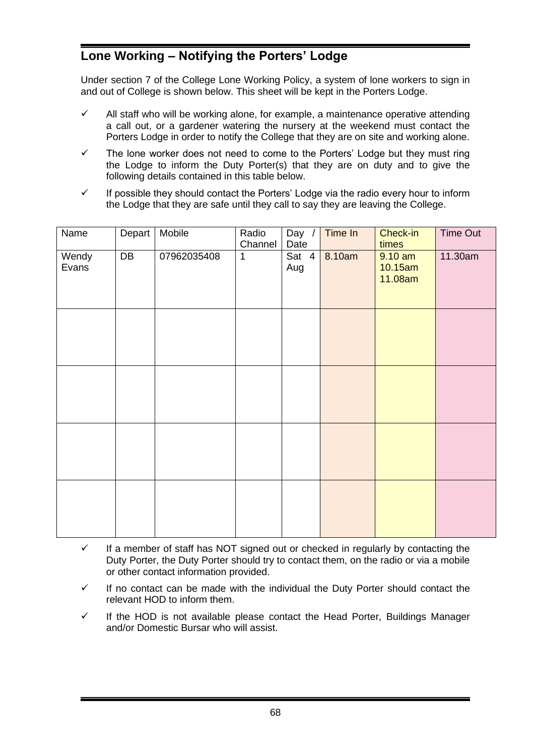## Lone Working – Notifying the Porters' Lodge

Under section 7 of the College Lone Working Policy, a system of lone workers to sign in and out of College is shown below. This sheet will be kept in the Porters Lodge.

- ✓ All staff who will be working alone, for example, a maintenance operative attending a call out, or a gardener watering the nursery at the weekend must contact the Porters Lodge in order to notify the College that they are on site and working alone.
- ✓ The lone worker does not need to come to the Porters' Lodge but they must ring the Lodge to inform the Duty Porter(s) that they are on duty and to give the following details contained in this table below.
- ✓ If possible they should contact the Porters' Lodge via the radio every hour to inform the Lodge that they are safe until they call to say they are leaving the College.

| Name | Depart | Mobile | Radio Channel | Day / Date | Time In | Check-in times | Time Out |
|---|---|---|---|---|---|---|---|
| Wendy Evans | DB | 07962035408 | 1 | Sat 4 Aug | 8.10am | 9.10 am<br>10.15am<br>11.08am | 11.30am |
| | | | | | | | |
| | | | | | | | |
| | | | | | | | |
| | | | | | | | |

- ✓ If a member of staff has NOT signed out or checked in regularly by contacting the Duty Porter, the Duty Porter should try to contact them, on the radio or via a mobile or other contact information provided.
- ✓ If no contact can be made with the individual the Duty Porter should contact the relevant HOD to inform them.
- ✓ If the HOD is not available please contact the Head Porter, Buildings Manager and/or Domestic Bursar who will assist.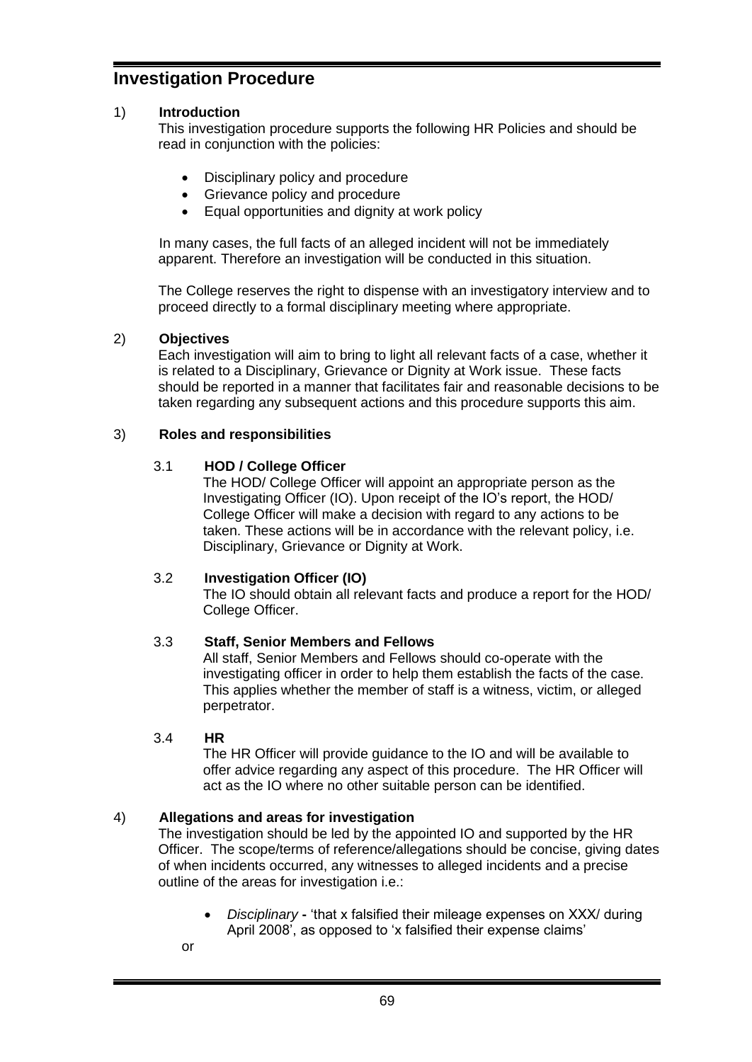# Investigation Procedure

## 1) Introduction

This investigation procedure supports the following HR Policies and should be read in conjunction with the policies:

- Disciplinary policy and procedure
- Grievance policy and procedure
- Equal opportunities and dignity at work policy

In many cases, the full facts of an alleged incident will not be immediately apparent. Therefore an investigation will be conducted in this situation.

The College reserves the right to dispense with an investigatory interview and to proceed directly to a formal disciplinary meeting where appropriate.

## 2) Objectives

Each investigation will aim to bring to light all relevant facts of a case, whether it is related to a Disciplinary, Grievance or Dignity at Work issue. These facts should be reported in a manner that facilitates fair and reasonable decisions to be taken regarding any subsequent actions and this procedure supports this aim.

## 3) Roles and responsibilities

### 3.1 HOD / College Officer

The HOD/ College Officer will appoint an appropriate person as the Investigating Officer (IO). Upon receipt of the IO's report, the HOD/ College Officer will make a decision with regard to any actions to be taken. These actions will be in accordance with the relevant policy, i.e. Disciplinary, Grievance or Dignity at Work.

### 3.2 Investigation Officer (IO)

The IO should obtain all relevant facts and produce a report for the HOD/ College Officer.

### 3.3 Staff, Senior Members and Fellows

All staff, Senior Members and Fellows should co-operate with the investigating officer in order to help them establish the facts of the case. This applies whether the member of staff is a witness, victim, or alleged perpetrator.

### 3.4 HR

The HR Officer will provide guidance to the IO and will be available to offer advice regarding any aspect of this procedure. The HR Officer will act as the IO where no other suitable person can be identified.

## 4) Allegations and areas for investigation

The investigation should be led by the appointed IO and supported by the HR Officer. The scope/terms of reference/allegations should be concise, giving dates of when incidents occurred, any witnesses to alleged incidents and a precise outline of the areas for investigation i.e.:

- *Disciplinary* **-** 'that x falsified their mileage expenses on XXX/ during April 2008', as opposed to 'x falsified their expense claims'

or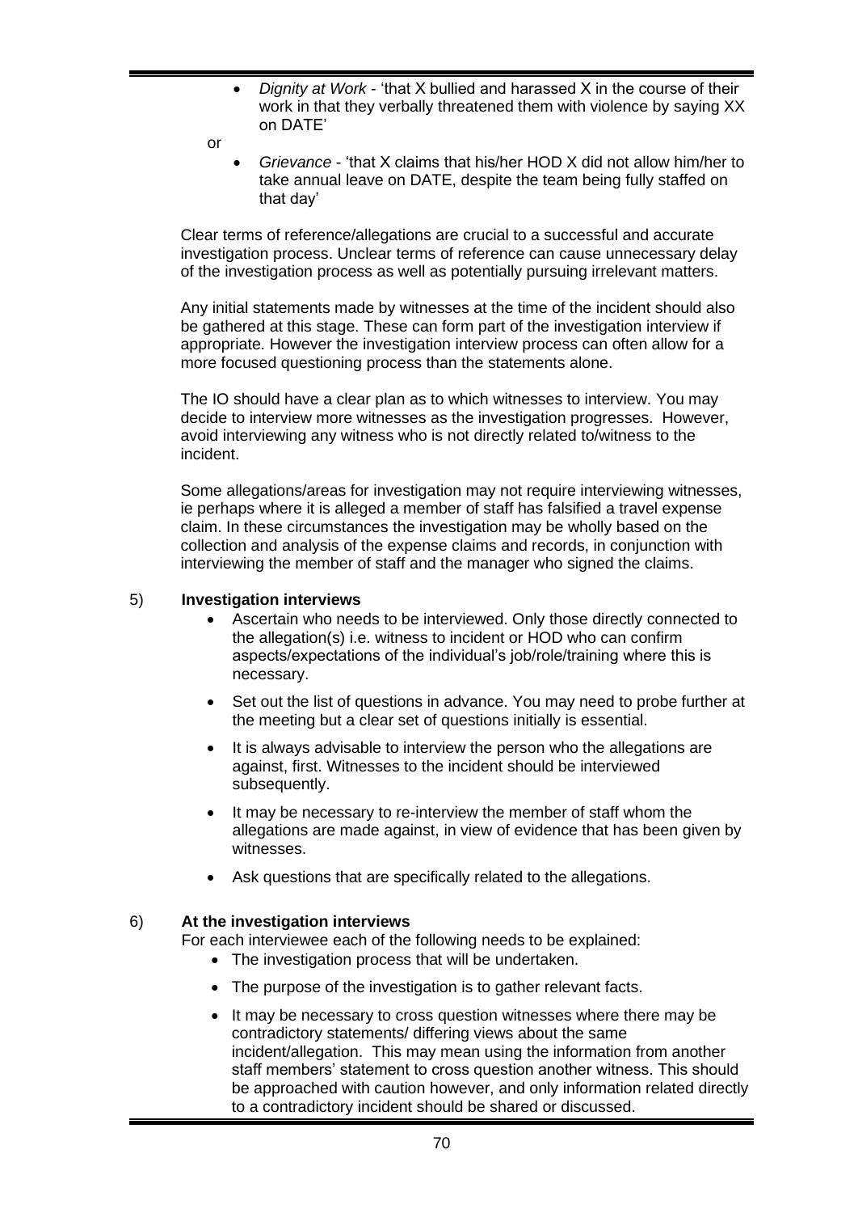- *Dignity at Work* - 'that X bullied and harassed X in the course of their work in that they verbally threatened them with violence by saying XX on DATE'

or

- *Grievance* - 'that X claims that his/her HOD X did not allow him/her to take annual leave on DATE, despite the team being fully staffed on that day'

Clear terms of reference/allegations are crucial to a successful and accurate investigation process. Unclear terms of reference can cause unnecessary delay of the investigation process as well as potentially pursuing irrelevant matters.

Any initial statements made by witnesses at the time of the incident should also be gathered at this stage. These can form part of the investigation interview if appropriate. However the investigation interview process can often allow for a more focused questioning process than the statements alone.

The IO should have a clear plan as to which witnesses to interview. You may decide to interview more witnesses as the investigation progresses. However, avoid interviewing any witness who is not directly related to/witness to the incident.

Some allegations/areas for investigation may not require interviewing witnesses, ie perhaps where it is alleged a member of staff has falsified a travel expense claim. In these circumstances the investigation may be wholly based on the collection and analysis of the expense claims and records, in conjunction with interviewing the member of staff and the manager who signed the claims.

5) **Investigation interviews**

- Ascertain who needs to be interviewed. Only those directly connected to the allegation(s) i.e. witness to incident or HOD who can confirm aspects/expectations of the individual's job/role/training where this is necessary.
- Set out the list of questions in advance. You may need to probe further at the meeting but a clear set of questions initially is essential.
- It is always advisable to interview the person who the allegations are against, first. Witnesses to the incident should be interviewed subsequently.
- It may be necessary to re-interview the member of staff whom the allegations are made against, in view of evidence that has been given by witnesses.
- Ask questions that are specifically related to the allegations.

6) **At the investigation interviews**

For each interviewee each of the following needs to be explained:

- The investigation process that will be undertaken.
- The purpose of the investigation is to gather relevant facts.
- It may be necessary to cross question witnesses where there may be contradictory statements/ differing views about the same incident/allegation. This may mean using the information from another staff members' statement to cross question another witness. This should be approached with caution however, and only information related directly to a contradictory incident should be shared or discussed.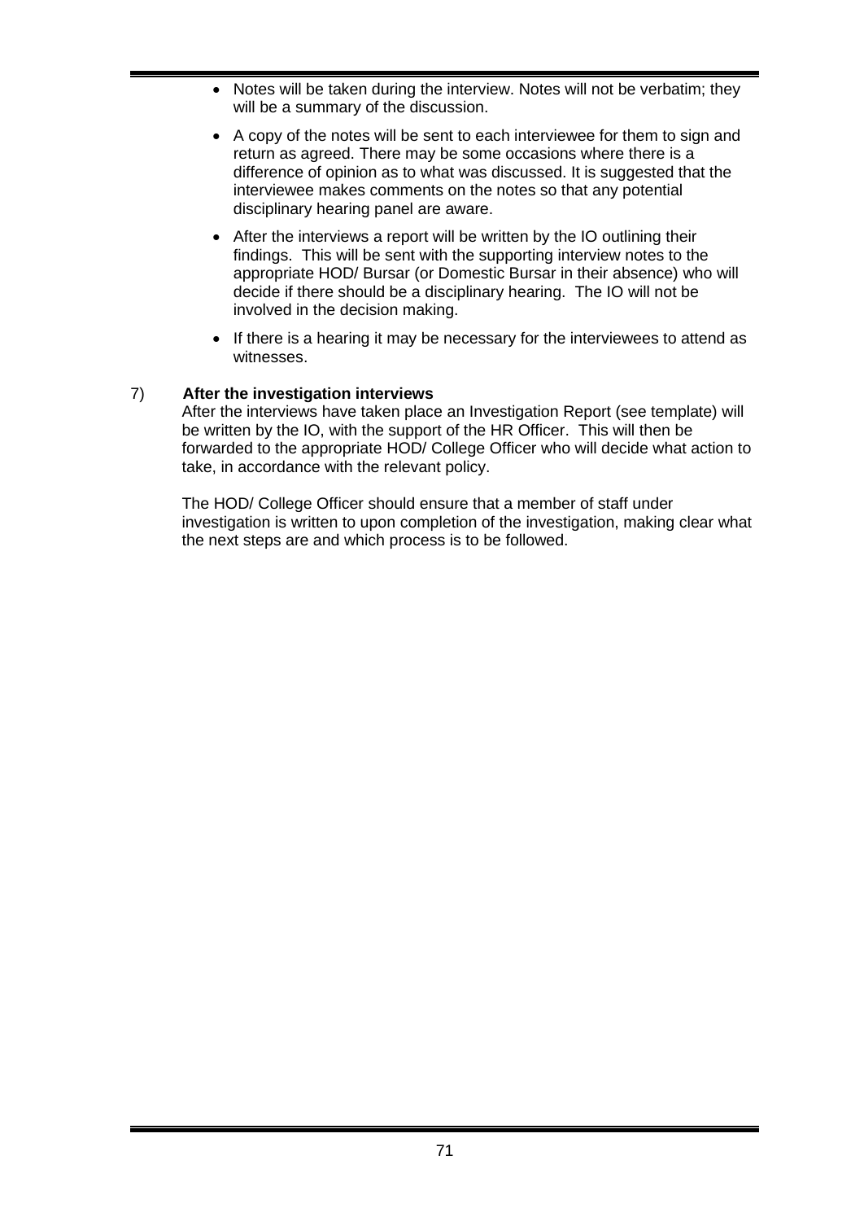- Notes will be taken during the interview. Notes will not be verbatim; they will be a summary of the discussion.
- A copy of the notes will be sent to each interviewee for them to sign and return as agreed. There may be some occasions where there is a difference of opinion as to what was discussed. It is suggested that the interviewee makes comments on the notes so that any potential disciplinary hearing panel are aware.
- After the interviews a report will be written by the IO outlining their findings. This will be sent with the supporting interview notes to the appropriate HOD/ Bursar (or Domestic Bursar in their absence) who will decide if there should be a disciplinary hearing. The IO will not be involved in the decision making.
- If there is a hearing it may be necessary for the interviewees to attend as witnesses.

7) **After the investigation interviews**

After the interviews have taken place an Investigation Report (see template) will be written by the IO, with the support of the HR Officer. This will then be forwarded to the appropriate HOD/ College Officer who will decide what action to take, in accordance with the relevant policy.

The HOD/ College Officer should ensure that a member of staff under investigation is written to upon completion of the investigation, making clear what the next steps are and which process is to be followed.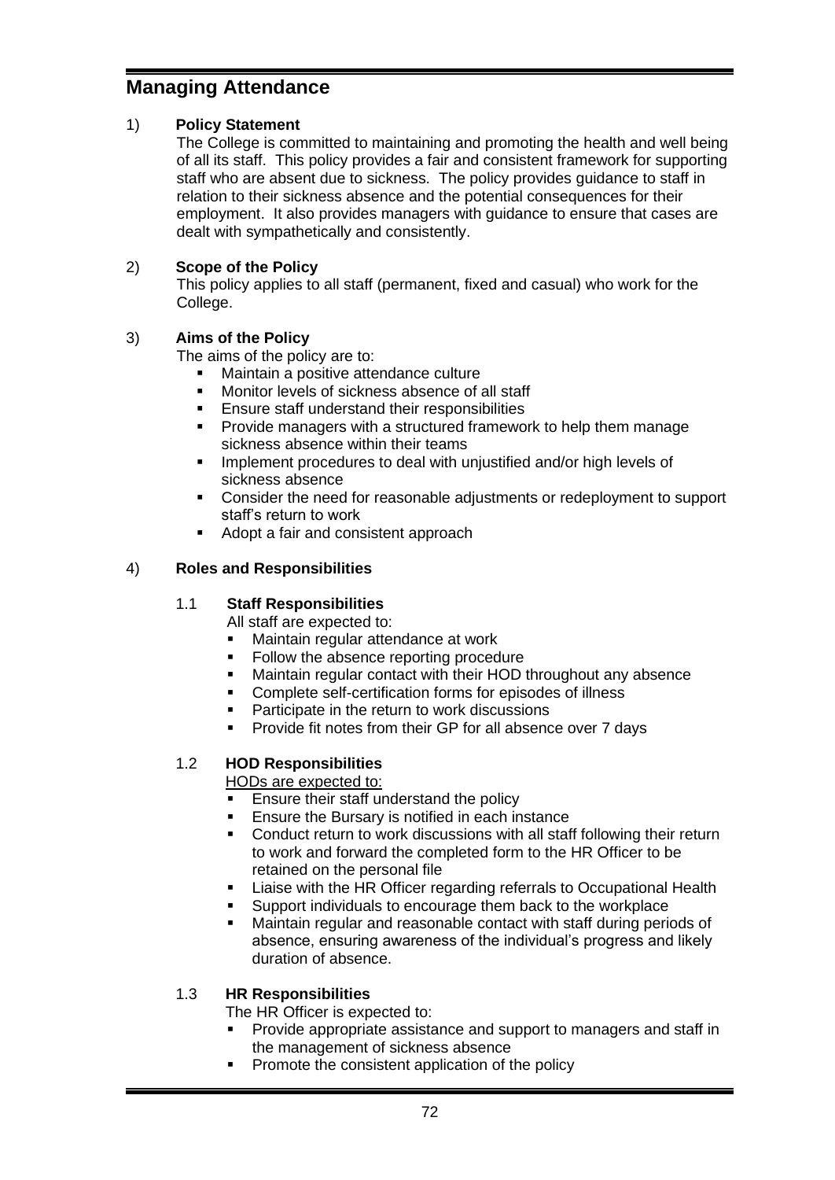# Managing Attendance

## 1) Policy Statement

The College is committed to maintaining and promoting the health and well being of all its staff. This policy provides a fair and consistent framework for supporting staff who are absent due to sickness. The policy provides guidance to staff in relation to their sickness absence and the potential consequences for their employment. It also provides managers with guidance to ensure that cases are dealt with sympathetically and consistently.

## 2) Scope of the Policy

This policy applies to all staff (permanent, fixed and casual) who work for the College.

## 3) Aims of the Policy

The aims of the policy are to:

- Maintain a positive attendance culture
- Monitor levels of sickness absence of all staff
- Ensure staff understand their responsibilities
- Provide managers with a structured framework to help them manage sickness absence within their teams
- Implement procedures to deal with unjustified and/or high levels of sickness absence
- Consider the need for reasonable adjustments or redeployment to support staff's return to work
- Adopt a fair and consistent approach

## 4) Roles and Responsibilities

### 1.1 Staff Responsibilities

All staff are expected to:

- Maintain regular attendance at work
- Follow the absence reporting procedure
- Maintain regular contact with their HOD throughout any absence
- Complete self-certification forms for episodes of illness
- Participate in the return to work discussions
- Provide fit notes from their GP for all absence over 7 days

### 1.2 HOD Responsibilities

HODs are expected to:

- Ensure their staff understand the policy
- Ensure the Bursary is notified in each instance
- Conduct return to work discussions with all staff following their return to work and forward the completed form to the HR Officer to be retained on the personal file
- Liaise with the HR Officer regarding referrals to Occupational Health
- Support individuals to encourage them back to the workplace
- Maintain regular and reasonable contact with staff during periods of absence, ensuring awareness of the individual's progress and likely duration of absence.

### 1.3 HR Responsibilities

The HR Officer is expected to:

- Provide appropriate assistance and support to managers and staff in the management of sickness absence
- Promote the consistent application of the policy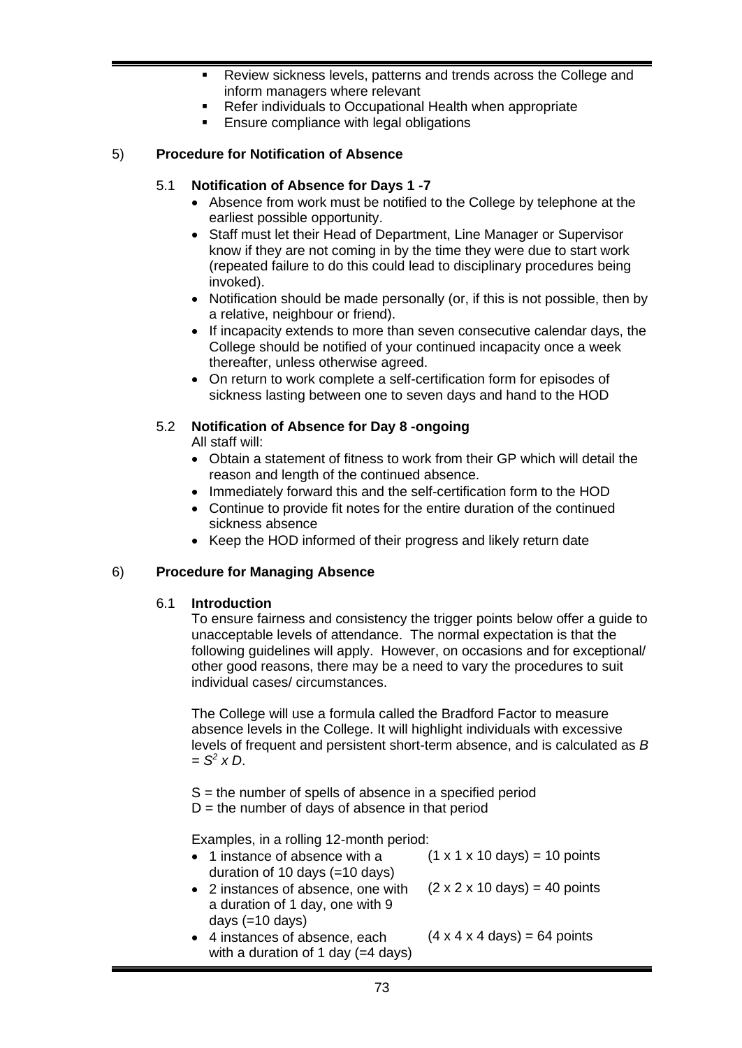- Review sickness levels, patterns and trends across the College and inform managers where relevant
- Refer individuals to Occupational Health when appropriate
- Ensure compliance with legal obligations

## 5) Procedure for Notification of Absence

### 5.1 Notification of Absence for Days 1 -7

- Absence from work must be notified to the College by telephone at the earliest possible opportunity.
- Staff must let their Head of Department, Line Manager or Supervisor know if they are not coming in by the time they were due to start work (repeated failure to do this could lead to disciplinary procedures being invoked).
- Notification should be made personally (or, if this is not possible, then by a relative, neighbour or friend).
- If incapacity extends to more than seven consecutive calendar days, the College should be notified of your continued incapacity once a week thereafter, unless otherwise agreed.
- On return to work complete a self-certification form for episodes of sickness lasting between one to seven days and hand to the HOD

### 5.2 Notification of Absence for Day 8 -ongoing

All staff will:

- Obtain a statement of fitness to work from their GP which will detail the reason and length of the continued absence.
- Immediately forward this and the self-certification form to the HOD
- Continue to provide fit notes for the entire duration of the continued sickness absence
- Keep the HOD informed of their progress and likely return date

## 6) Procedure for Managing Absence

### 6.1 Introduction

To ensure fairness and consistency the trigger points below offer a guide to unacceptable levels of attendance. The normal expectation is that the following guidelines will apply. However, on occasions and for exceptional/ other good reasons, there may be a need to vary the procedures to suit individual cases/ circumstances.

The College will use a formula called the Bradford Factor to measure absence levels in the College. It will highlight individuals with excessive levels of frequent and persistent short-term absence, and is calculated as $B = S^2 \times D$.

S = the number of spells of absence in a specified period
D = the number of days of absence in that period

Examples, in a rolling 12-month period:

| | |
|---|---|
| • 1 instance of absence with a duration of 10 days (=10 days) | (1 x 1 x 10 days) = 10 points |
| • 2 instances of absence, one with a duration of 1 day, one with 9 days (=10 days) | (2 x 2 x 10 days) = 40 points |
| • 4 instances of absence, each with a duration of 1 day (=4 days) | (4 x 4 x 4 days) = 64 points |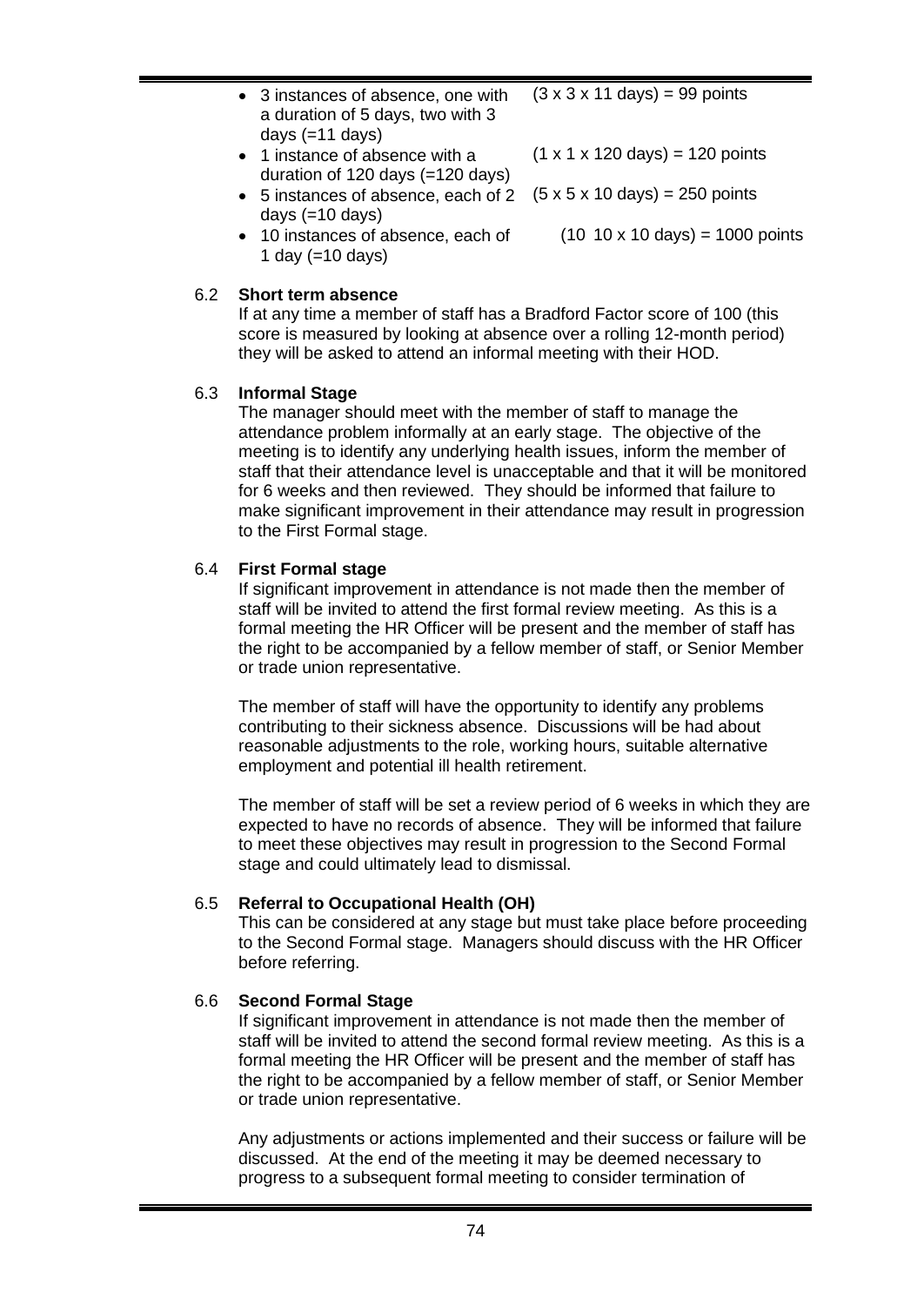- 3 instances of absence, one with a duration of 5 days, two with 3 days (=11 days) (3 x 3 x 11 days) = 99 points
- 1 instance of absence with a duration of 120 days (=120 days) (1 x 1 x 120 days) = 120 points
- 5 instances of absence, each of 2 days (=10 days) (5 x 5 x 10 days) = 250 points
- 10 instances of absence, each of 1 day (=10 days) (10 10 x 10 days) = 1000 points

6.2 **Short term absence**

If at any time a member of staff has a Bradford Factor score of 100 (this score is measured by looking at absence over a rolling 12-month period) they will be asked to attend an informal meeting with their HOD.

6.3 **Informal Stage**

The manager should meet with the member of staff to manage the attendance problem informally at an early stage. The objective of the meeting is to identify any underlying health issues, inform the member of staff that their attendance level is unacceptable and that it will be monitored for 6 weeks and then reviewed. They should be informed that failure to make significant improvement in their attendance may result in progression to the First Formal stage.

6.4 **First Formal stage**

If significant improvement in attendance is not made then the member of staff will be invited to attend the first formal review meeting. As this is a formal meeting the HR Officer will be present and the member of staff has the right to be accompanied by a fellow member of staff, or Senior Member or trade union representative.

The member of staff will have the opportunity to identify any problems contributing to their sickness absence. Discussions will be had about reasonable adjustments to the role, working hours, suitable alternative employment and potential ill health retirement.

The member of staff will be set a review period of 6 weeks in which they are expected to have no records of absence. They will be informed that failure to meet these objectives may result in progression to the Second Formal stage and could ultimately lead to dismissal.

6.5 **Referral to Occupational Health (OH)**

This can be considered at any stage but must take place before proceeding to the Second Formal stage. Managers should discuss with the HR Officer before referring.

6.6 **Second Formal Stage**

If significant improvement in attendance is not made then the member of staff will be invited to attend the second formal review meeting. As this is a formal meeting the HR Officer will be present and the member of staff has the right to be accompanied by a fellow member of staff, or Senior Member or trade union representative.

Any adjustments or actions implemented and their success or failure will be discussed. At the end of the meeting it may be deemed necessary to progress to a subsequent formal meeting to consider termination of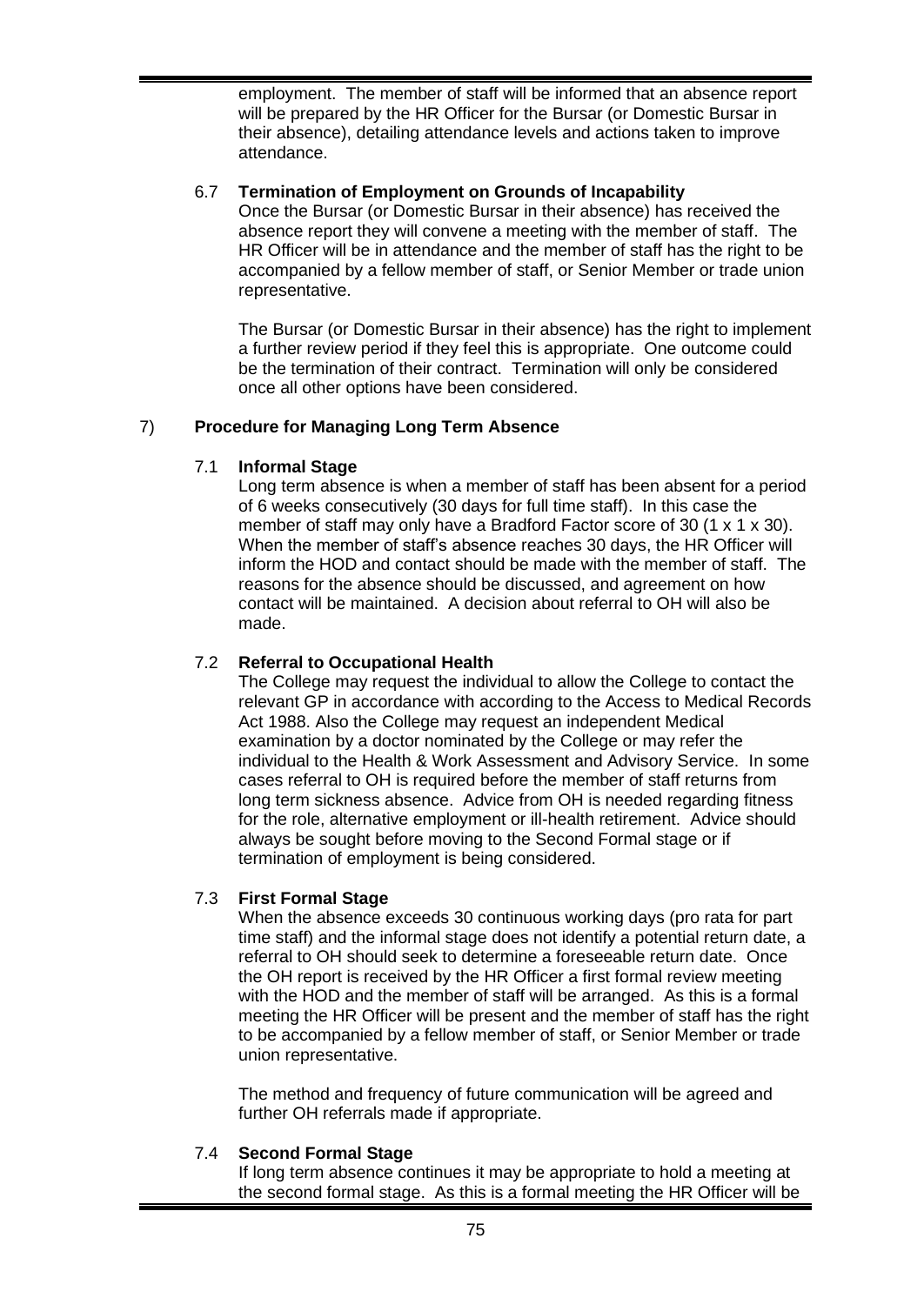employment. The member of staff will be informed that an absence report will be prepared by the HR Officer for the Bursar (or Domestic Bursar in their absence), detailing attendance levels and actions taken to improve attendance.

### 6.7 Termination of Employment on Grounds of Incapability

Once the Bursar (or Domestic Bursar in their absence) has received the absence report they will convene a meeting with the member of staff. The HR Officer will be in attendance and the member of staff has the right to be accompanied by a fellow member of staff, or Senior Member or trade union representative.

The Bursar (or Domestic Bursar in their absence) has the right to implement a further review period if they feel this is appropriate. One outcome could be the termination of their contract. Termination will only be considered once all other options have been considered.

## 7) Procedure for Managing Long Term Absence

### 7.1 Informal Stage

Long term absence is when a member of staff has been absent for a period of 6 weeks consecutively (30 days for full time staff). In this case the member of staff may only have a Bradford Factor score of 30 (1 x 1 x 30). When the member of staff's absence reaches 30 days, the HR Officer will inform the HOD and contact should be made with the member of staff. The reasons for the absence should be discussed, and agreement on how contact will be maintained. A decision about referral to OH will also be made.

### 7.2 Referral to Occupational Health

The College may request the individual to allow the College to contact the relevant GP in accordance with according to the Access to Medical Records Act 1988. Also the College may request an independent Medical examination by a doctor nominated by the College or may refer the individual to the Health & Work Assessment and Advisory Service. In some cases referral to OH is required before the member of staff returns from long term sickness absence. Advice from OH is needed regarding fitness for the role, alternative employment or ill-health retirement. Advice should always be sought before moving to the Second Formal stage or if termination of employment is being considered.

### 7.3 First Formal Stage

When the absence exceeds 30 continuous working days (pro rata for part time staff) and the informal stage does not identify a potential return date, a referral to OH should seek to determine a foreseeable return date. Once the OH report is received by the HR Officer a first formal review meeting with the HOD and the member of staff will be arranged. As this is a formal meeting the HR Officer will be present and the member of staff has the right to be accompanied by a fellow member of staff, or Senior Member or trade union representative.

The method and frequency of future communication will be agreed and further OH referrals made if appropriate.

### 7.4 Second Formal Stage

If long term absence continues it may be appropriate to hold a meeting at the second formal stage. As this is a formal meeting the HR Officer will be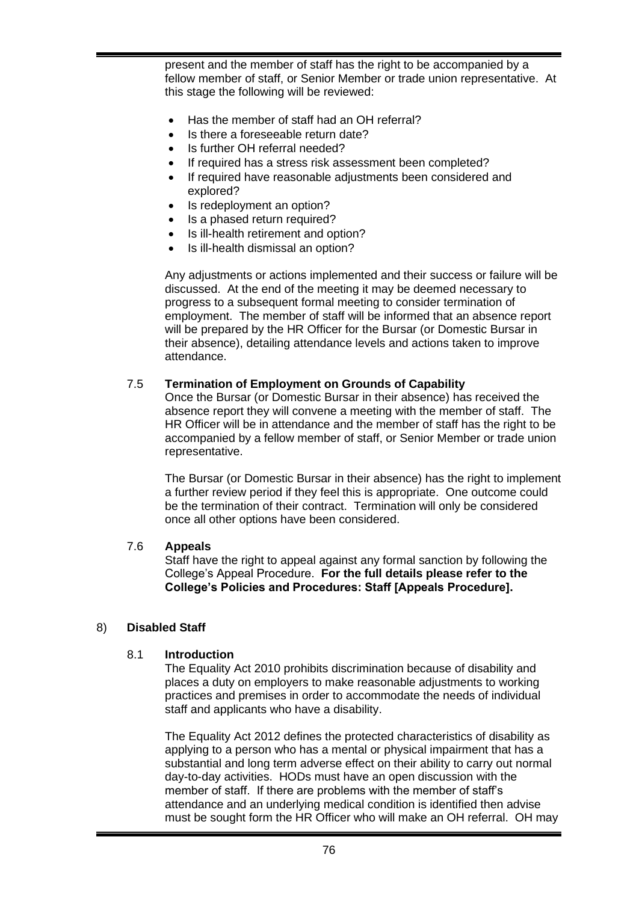present and the member of staff has the right to be accompanied by a fellow member of staff, or Senior Member or trade union representative. At this stage the following will be reviewed:

- Has the member of staff had an OH referral?
- Is there a foreseeable return date?
- Is further OH referral needed?
- If required has a stress risk assessment been completed?
- If required have reasonable adjustments been considered and explored?
- Is redeployment an option?
- Is a phased return required?
- Is ill-health retirement and option?
- Is ill-health dismissal an option?

Any adjustments or actions implemented and their success or failure will be discussed. At the end of the meeting it may be deemed necessary to progress to a subsequent formal meeting to consider termination of employment. The member of staff will be informed that an absence report will be prepared by the HR Officer for the Bursar (or Domestic Bursar in their absence), detailing attendance levels and actions taken to improve attendance.

### 7.5 Termination of Employment on Grounds of Capability

Once the Bursar (or Domestic Bursar in their absence) has received the absence report they will convene a meeting with the member of staff. The HR Officer will be in attendance and the member of staff has the right to be accompanied by a fellow member of staff, or Senior Member or trade union representative.

The Bursar (or Domestic Bursar in their absence) has the right to implement a further review period if they feel this is appropriate. One outcome could be the termination of their contract. Termination will only be considered once all other options have been considered.

### 7.6 Appeals

Staff have the right to appeal against any formal sanction by following the College's Appeal Procedure. **For the full details please refer to the College's Policies and Procedures: Staff [Appeals Procedure].**

## 8) Disabled Staff

### 8.1 Introduction

The Equality Act 2010 prohibits discrimination because of disability and places a duty on employers to make reasonable adjustments to working practices and premises in order to accommodate the needs of individual staff and applicants who have a disability.

The Equality Act 2012 defines the protected characteristics of disability as applying to a person who has a mental or physical impairment that has a substantial and long term adverse effect on their ability to carry out normal day-to-day activities. HODs must have an open discussion with the member of staff. If there are problems with the member of staff's attendance and an underlying medical condition is identified then advise must be sought form the HR Officer who will make an OH referral. OH may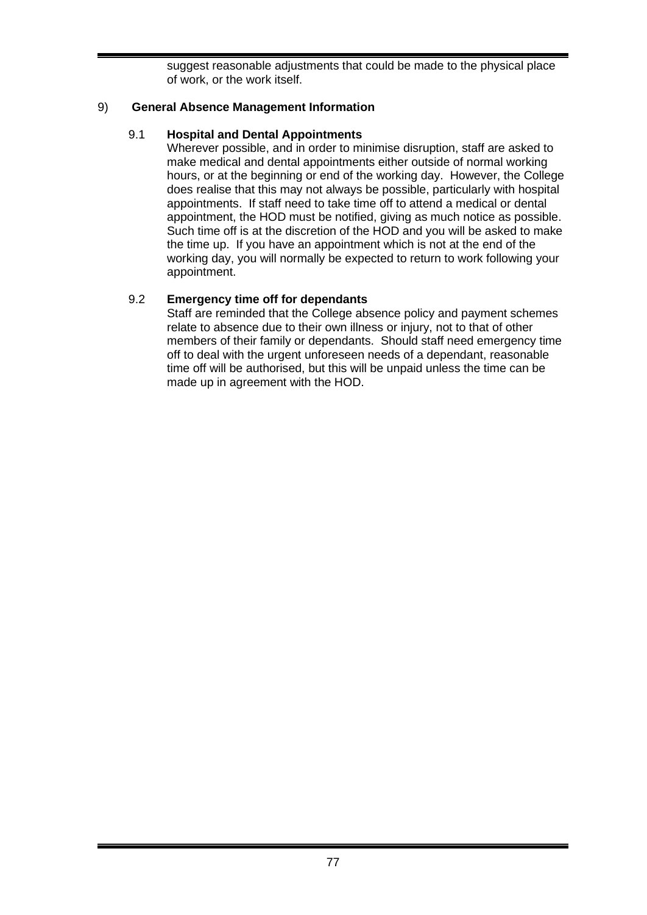suggest reasonable adjustments that could be made to the physical place of work, or the work itself.

## 9) General Absence Management Information

### 9.1 Hospital and Dental Appointments

Wherever possible, and in order to minimise disruption, staff are asked to make medical and dental appointments either outside of normal working hours, or at the beginning or end of the working day. However, the College does realise that this may not always be possible, particularly with hospital appointments. If staff need to take time off to attend a medical or dental appointment, the HOD must be notified, giving as much notice as possible. Such time off is at the discretion of the HOD and you will be asked to make the time up. If you have an appointment which is not at the end of the working day, you will normally be expected to return to work following your appointment.

### 9.2 Emergency time off for dependants

Staff are reminded that the College absence policy and payment schemes relate to absence due to their own illness or injury, not to that of other members of their family or dependants. Should staff need emergency time off to deal with the urgent unforeseen needs of a dependant, reasonable time off will be authorised, but this will be unpaid unless the time can be made up in agreement with the HOD.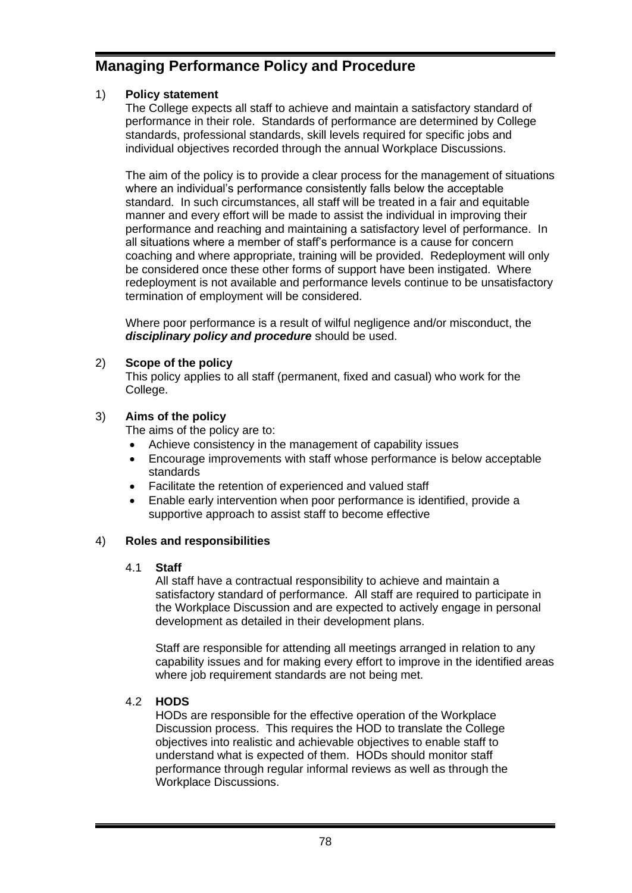# Managing Performance Policy and Procedure

## 1) Policy statement

The College expects all staff to achieve and maintain a satisfactory standard of performance in their role. Standards of performance are determined by College standards, professional standards, skill levels required for specific jobs and individual objectives recorded through the annual Workplace Discussions.

The aim of the policy is to provide a clear process for the management of situations where an individual's performance consistently falls below the acceptable standard. In such circumstances, all staff will be treated in a fair and equitable manner and every effort will be made to assist the individual in improving their performance and reaching and maintaining a satisfactory level of performance. In all situations where a member of staff's performance is a cause for concern coaching and where appropriate, training will be provided. Redeployment will only be considered once these other forms of support have been instigated. Where redeployment is not available and performance levels continue to be unsatisfactory termination of employment will be considered.

Where poor performance is a result of wilful negligence and/or misconduct, the ***disciplinary policy and procedure*** should be used.

## 2) Scope of the policy

This policy applies to all staff (permanent, fixed and casual) who work for the College.

## 3) Aims of the policy

The aims of the policy are to:

- Achieve consistency in the management of capability issues
- Encourage improvements with staff whose performance is below acceptable standards
- Facilitate the retention of experienced and valued staff
- Enable early intervention when poor performance is identified, provide a supportive approach to assist staff to become effective

## 4) Roles and responsibilities

### 4.1 Staff

All staff have a contractual responsibility to achieve and maintain a satisfactory standard of performance. All staff are required to participate in the Workplace Discussion and are expected to actively engage in personal development as detailed in their development plans.

Staff are responsible for attending all meetings arranged in relation to any capability issues and for making every effort to improve in the identified areas where job requirement standards are not being met.

### 4.2 HODS

HODs are responsible for the effective operation of the Workplace Discussion process. This requires the HOD to translate the College objectives into realistic and achievable objectives to enable staff to understand what is expected of them. HODs should monitor staff performance through regular informal reviews as well as through the Workplace Discussions.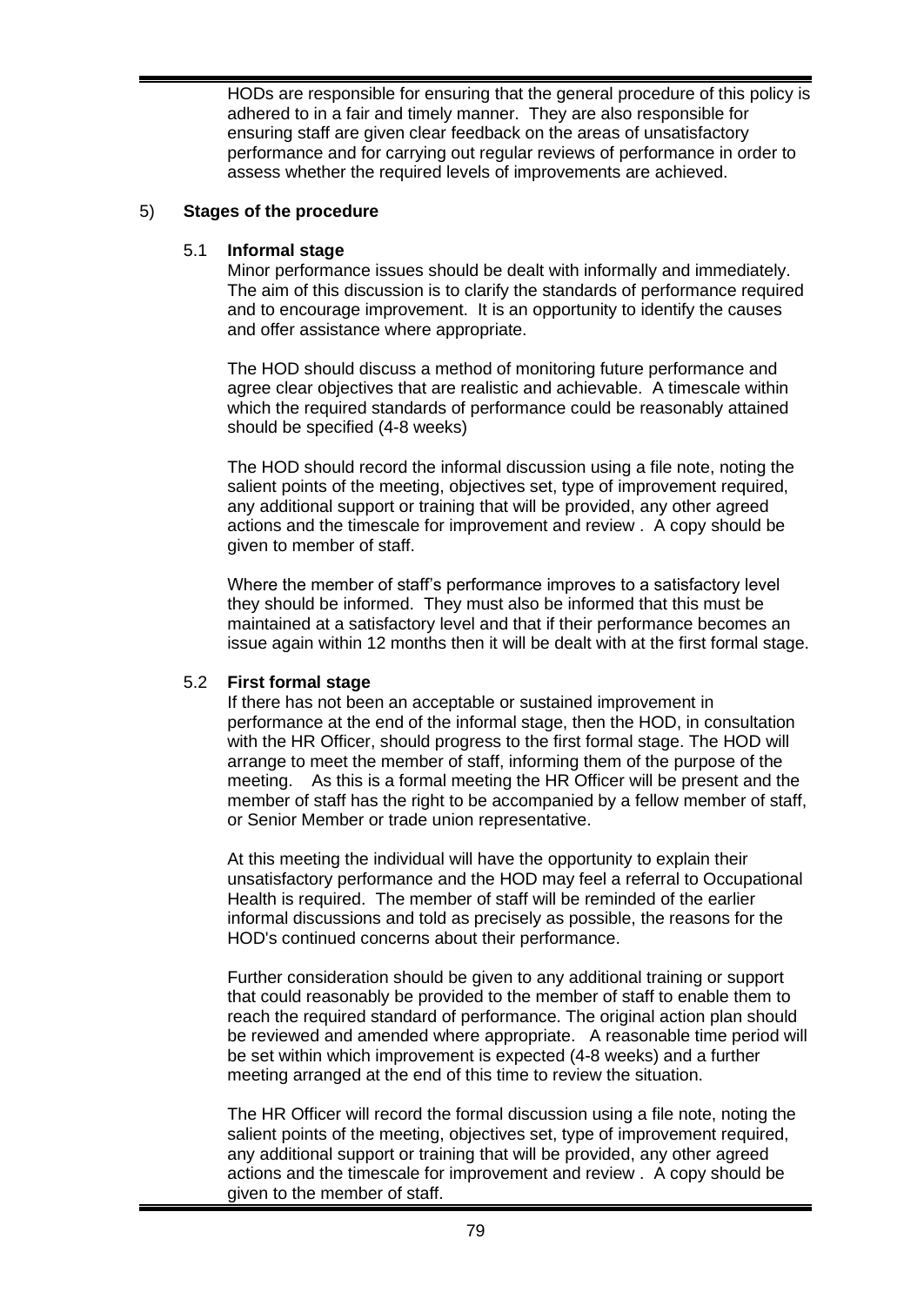HODs are responsible for ensuring that the general procedure of this policy is adhered to in a fair and timely manner. They are also responsible for ensuring staff are given clear feedback on the areas of unsatisfactory performance and for carrying out regular reviews of performance in order to assess whether the required levels of improvements are achieved.

## 5) Stages of the procedure

### 5.1 Informal stage

Minor performance issues should be dealt with informally and immediately. The aim of this discussion is to clarify the standards of performance required and to encourage improvement. It is an opportunity to identify the causes and offer assistance where appropriate.

The HOD should discuss a method of monitoring future performance and agree clear objectives that are realistic and achievable. A timescale within which the required standards of performance could be reasonably attained should be specified (4-8 weeks)

The HOD should record the informal discussion using a file note, noting the salient points of the meeting, objectives set, type of improvement required, any additional support or training that will be provided, any other agreed actions and the timescale for improvement and review . A copy should be given to member of staff.

Where the member of staff's performance improves to a satisfactory level they should be informed. They must also be informed that this must be maintained at a satisfactory level and that if their performance becomes an issue again within 12 months then it will be dealt with at the first formal stage.

### 5.2 First formal stage

If there has not been an acceptable or sustained improvement in performance at the end of the informal stage, then the HOD, in consultation with the HR Officer, should progress to the first formal stage. The HOD will arrange to meet the member of staff, informing them of the purpose of the meeting. As this is a formal meeting the HR Officer will be present and the member of staff has the right to be accompanied by a fellow member of staff, or Senior Member or trade union representative.

At this meeting the individual will have the opportunity to explain their unsatisfactory performance and the HOD may feel a referral to Occupational Health is required. The member of staff will be reminded of the earlier informal discussions and told as precisely as possible, the reasons for the HOD's continued concerns about their performance.

Further consideration should be given to any additional training or support that could reasonably be provided to the member of staff to enable them to reach the required standard of performance. The original action plan should be reviewed and amended where appropriate. A reasonable time period will be set within which improvement is expected (4-8 weeks) and a further meeting arranged at the end of this time to review the situation.

The HR Officer will record the formal discussion using a file note, noting the salient points of the meeting, objectives set, type of improvement required, any additional support or training that will be provided, any other agreed actions and the timescale for improvement and review . A copy should be given to the member of staff.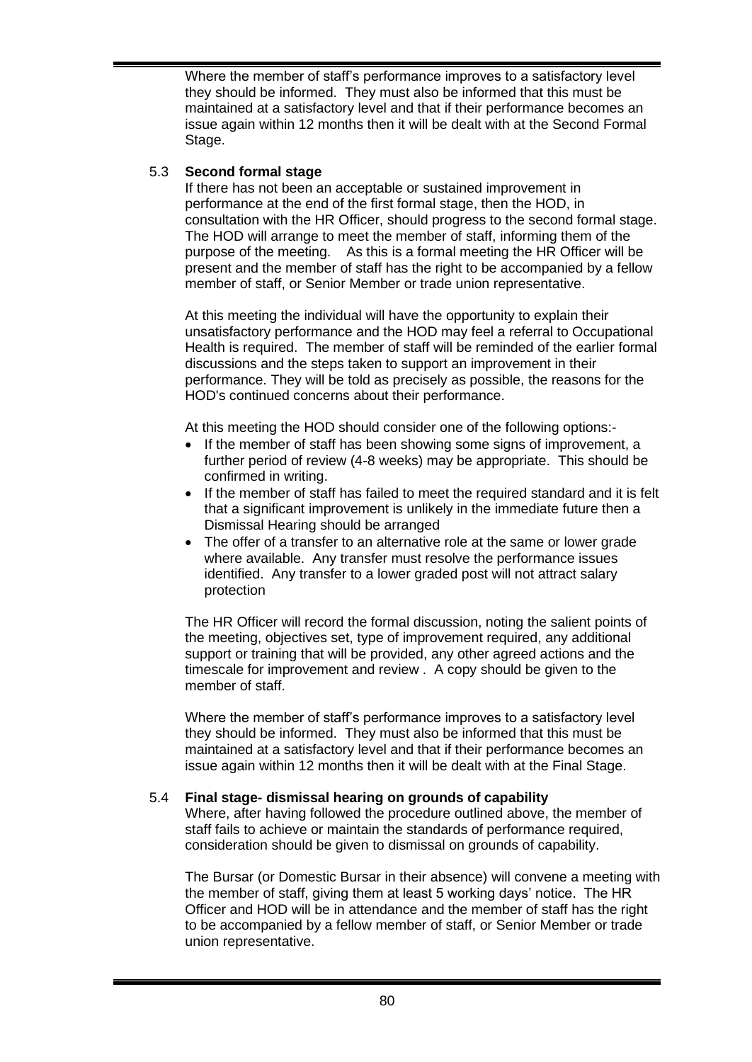Where the member of staff's performance improves to a satisfactory level they should be informed. They must also be informed that this must be maintained at a satisfactory level and that if their performance becomes an issue again within 12 months then it will be dealt with at the Second Formal Stage.

### 5.3 Second formal stage

If there has not been an acceptable or sustained improvement in performance at the end of the first formal stage, then the HOD, in consultation with the HR Officer, should progress to the second formal stage. The HOD will arrange to meet the member of staff, informing them of the purpose of the meeting. As this is a formal meeting the HR Officer will be present and the member of staff has the right to be accompanied by a fellow member of staff, or Senior Member or trade union representative.

At this meeting the individual will have the opportunity to explain their unsatisfactory performance and the HOD may feel a referral to Occupational Health is required. The member of staff will be reminded of the earlier formal discussions and the steps taken to support an improvement in their performance. They will be told as precisely as possible, the reasons for the HOD's continued concerns about their performance.

At this meeting the HOD should consider one of the following options:-

- If the member of staff has been showing some signs of improvement, a further period of review (4-8 weeks) may be appropriate. This should be confirmed in writing.
- If the member of staff has failed to meet the required standard and it is felt that a significant improvement is unlikely in the immediate future then a Dismissal Hearing should be arranged
- The offer of a transfer to an alternative role at the same or lower grade where available. Any transfer must resolve the performance issues identified. Any transfer to a lower graded post will not attract salary protection

The HR Officer will record the formal discussion, noting the salient points of the meeting, objectives set, type of improvement required, any additional support or training that will be provided, any other agreed actions and the timescale for improvement and review . A copy should be given to the member of staff.

Where the member of staff's performance improves to a satisfactory level they should be informed. They must also be informed that this must be maintained at a satisfactory level and that if their performance becomes an issue again within 12 months then it will be dealt with at the Final Stage.

### 5.4 Final stage- dismissal hearing on grounds of capability

Where, after having followed the procedure outlined above, the member of staff fails to achieve or maintain the standards of performance required, consideration should be given to dismissal on grounds of capability.

The Bursar (or Domestic Bursar in their absence) will convene a meeting with the member of staff, giving them at least 5 working days' notice. The HR Officer and HOD will be in attendance and the member of staff has the right to be accompanied by a fellow member of staff, or Senior Member or trade union representative.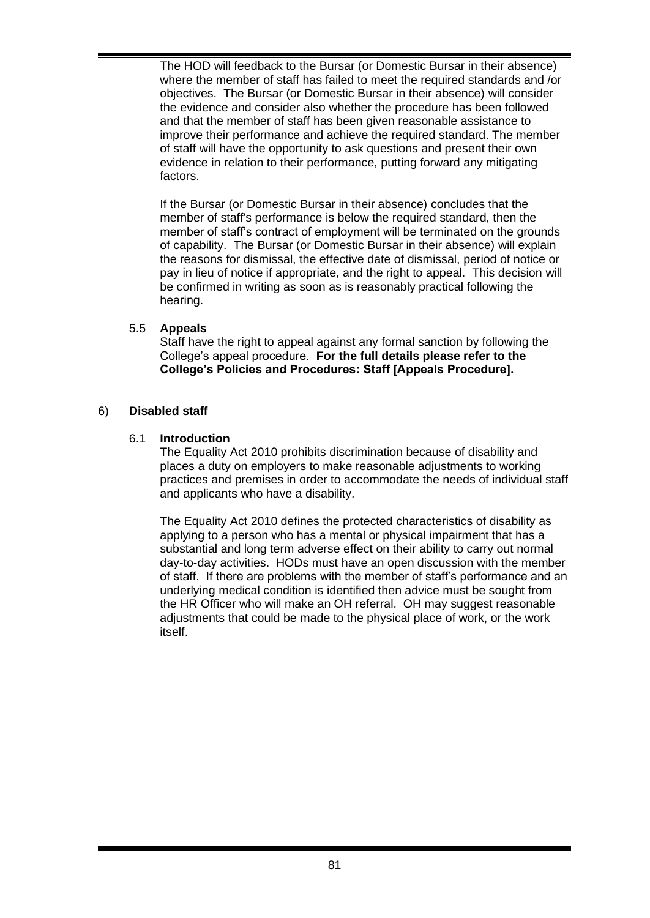The HOD will feedback to the Bursar (or Domestic Bursar in their absence) where the member of staff has failed to meet the required standards and /or objectives. The Bursar (or Domestic Bursar in their absence) will consider the evidence and consider also whether the procedure has been followed and that the member of staff has been given reasonable assistance to improve their performance and achieve the required standard. The member of staff will have the opportunity to ask questions and present their own evidence in relation to their performance, putting forward any mitigating factors.

If the Bursar (or Domestic Bursar in their absence) concludes that the member of staff's performance is below the required standard, then the member of staff's contract of employment will be terminated on the grounds of capability. The Bursar (or Domestic Bursar in their absence) will explain the reasons for dismissal, the effective date of dismissal, period of notice or pay in lieu of notice if appropriate, and the right to appeal. This decision will be confirmed in writing as soon as is reasonably practical following the hearing.

### 5.5 Appeals

Staff have the right to appeal against any formal sanction by following the College's appeal procedure. **For the full details please refer to the College's Policies and Procedures: Staff [Appeals Procedure].**

## 6) Disabled staff

### 6.1 Introduction

The Equality Act 2010 prohibits discrimination because of disability and places a duty on employers to make reasonable adjustments to working practices and premises in order to accommodate the needs of individual staff and applicants who have a disability.

The Equality Act 2010 defines the protected characteristics of disability as applying to a person who has a mental or physical impairment that has a substantial and long term adverse effect on their ability to carry out normal day-to-day activities. HODs must have an open discussion with the member of staff. If there are problems with the member of staff's performance and an underlying medical condition is identified then advice must be sought from the HR Officer who will make an OH referral. OH may suggest reasonable adjustments that could be made to the physical place of work, or the work itself.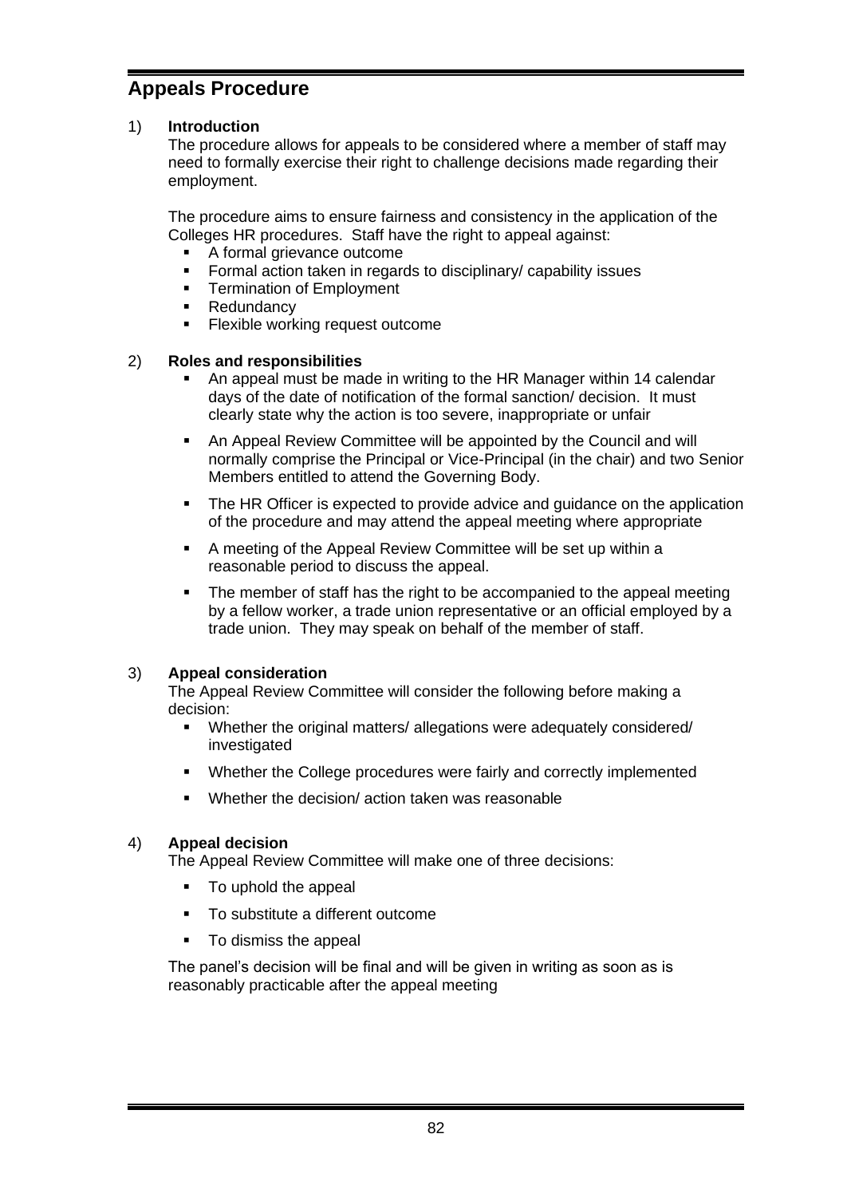## Appeals Procedure

1) **Introduction**

The procedure allows for appeals to be considered where a member of staff may need to formally exercise their right to challenge decisions made regarding their employment.

The procedure aims to ensure fairness and consistency in the application of the Colleges HR procedures. Staff have the right to appeal against:

- A formal grievance outcome
- Formal action taken in regards to disciplinary/ capability issues
- Termination of Employment
- Redundancy
- Flexible working request outcome

2) **Roles and responsibilities**

- An appeal must be made in writing to the HR Manager within 14 calendar days of the date of notification of the formal sanction/ decision. It must clearly state why the action is too severe, inappropriate or unfair
- An Appeal Review Committee will be appointed by the Council and will normally comprise the Principal or Vice-Principal (in the chair) and two Senior Members entitled to attend the Governing Body.
- The HR Officer is expected to provide advice and guidance on the application of the procedure and may attend the appeal meeting where appropriate
- A meeting of the Appeal Review Committee will be set up within a reasonable period to discuss the appeal.
- The member of staff has the right to be accompanied to the appeal meeting by a fellow worker, a trade union representative or an official employed by a trade union. They may speak on behalf of the member of staff.

3) **Appeal consideration**

The Appeal Review Committee will consider the following before making a decision:

- Whether the original matters/ allegations were adequately considered/ investigated
- Whether the College procedures were fairly and correctly implemented
- Whether the decision/ action taken was reasonable

4) **Appeal decision**

The Appeal Review Committee will make one of three decisions:

- To uphold the appeal
- To substitute a different outcome
- To dismiss the appeal

The panel's decision will be final and will be given in writing as soon as is reasonably practicable after the appeal meeting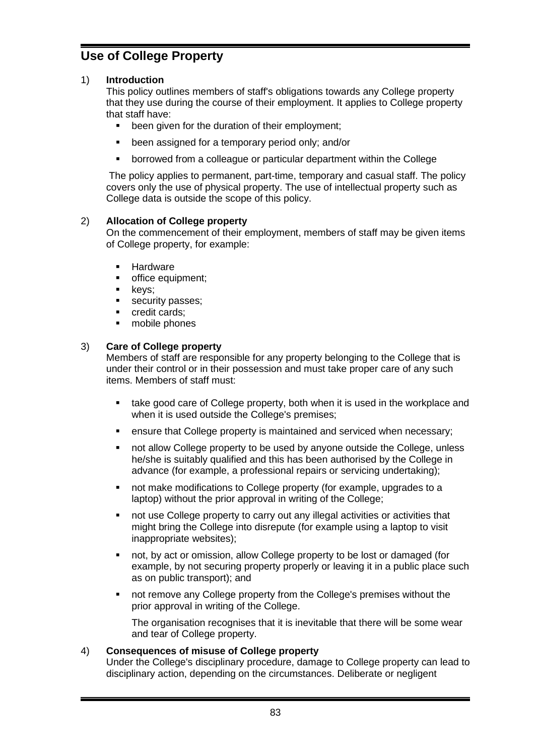## Use of College Property

1) **Introduction**

This policy outlines members of staff's obligations towards any College property that they use during the course of their employment. It applies to College property that staff have:

- been given for the duration of their employment;
- been assigned for a temporary period only; and/or
- borrowed from a colleague or particular department within the College

The policy applies to permanent, part-time, temporary and casual staff. The policy covers only the use of physical property. The use of intellectual property such as College data is outside the scope of this policy.

2) **Allocation of College property**

On the commencement of their employment, members of staff may be given items of College property, for example:

- Hardware
- office equipment;
- keys;
- security passes;
- credit cards;
- mobile phones

3) **Care of College property**

Members of staff are responsible for any property belonging to the College that is under their control or in their possession and must take proper care of any such items. Members of staff must:

- take good care of College property, both when it is used in the workplace and when it is used outside the College's premises;
- ensure that College property is maintained and serviced when necessary;
- not allow College property to be used by anyone outside the College, unless he/she is suitably qualified and this has been authorised by the College in advance (for example, a professional repairs or servicing undertaking);
- not make modifications to College property (for example, upgrades to a laptop) without the prior approval in writing of the College;
- not use College property to carry out any illegal activities or activities that might bring the College into disrepute (for example using a laptop to visit inappropriate websites);
- not, by act or omission, allow College property to be lost or damaged (for example, by not securing property properly or leaving it in a public place such as on public transport); and
- not remove any College property from the College's premises without the prior approval in writing of the College.

  The organisation recognises that it is inevitable that there will be some wear and tear of College property.

4) **Consequences of misuse of College property**

Under the College's disciplinary procedure, damage to College property can lead to disciplinary action, depending on the circumstances. Deliberate or negligent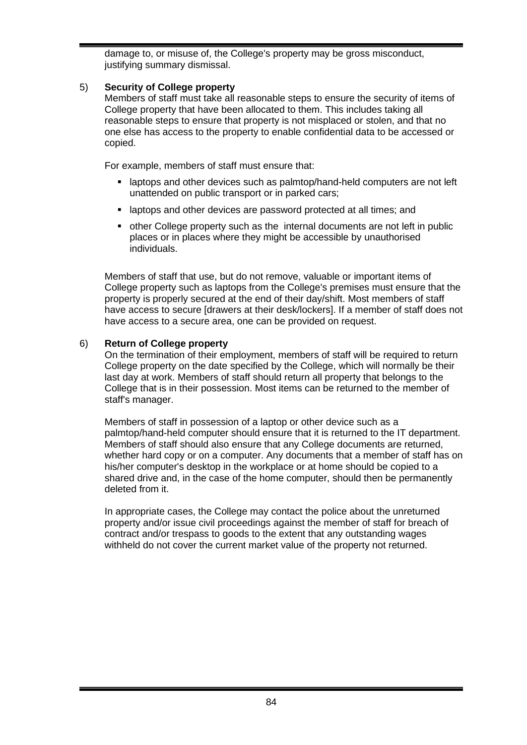damage to, or misuse of, the College's property may be gross misconduct, justifying summary dismissal.

5) **Security of College property**

Members of staff must take all reasonable steps to ensure the security of items of College property that have been allocated to them. This includes taking all reasonable steps to ensure that property is not misplaced or stolen, and that no one else has access to the property to enable confidential data to be accessed or copied.

For example, members of staff must ensure that:

- laptops and other devices such as palmtop/hand-held computers are not left unattended on public transport or in parked cars;
- laptops and other devices are password protected at all times; and
- other College property such as the internal documents are not left in public places or in places where they might be accessible by unauthorised individuals.

Members of staff that use, but do not remove, valuable or important items of College property such as laptops from the College's premises must ensure that the property is properly secured at the end of their day/shift. Most members of staff have access to secure [drawers at their desk/lockers]. If a member of staff does not have access to a secure area, one can be provided on request.

6) **Return of College property**

On the termination of their employment, members of staff will be required to return College property on the date specified by the College, which will normally be their last day at work. Members of staff should return all property that belongs to the College that is in their possession. Most items can be returned to the member of staff's manager.

Members of staff in possession of a laptop or other device such as a palmtop/hand-held computer should ensure that it is returned to the IT department. Members of staff should also ensure that any College documents are returned, whether hard copy or on a computer. Any documents that a member of staff has on his/her computer's desktop in the workplace or at home should be copied to a shared drive and, in the case of the home computer, should then be permanently deleted from it.

In appropriate cases, the College may contact the police about the unreturned property and/or issue civil proceedings against the member of staff for breach of contract and/or trespass to goods to the extent that any outstanding wages withheld do not cover the current market value of the property not returned.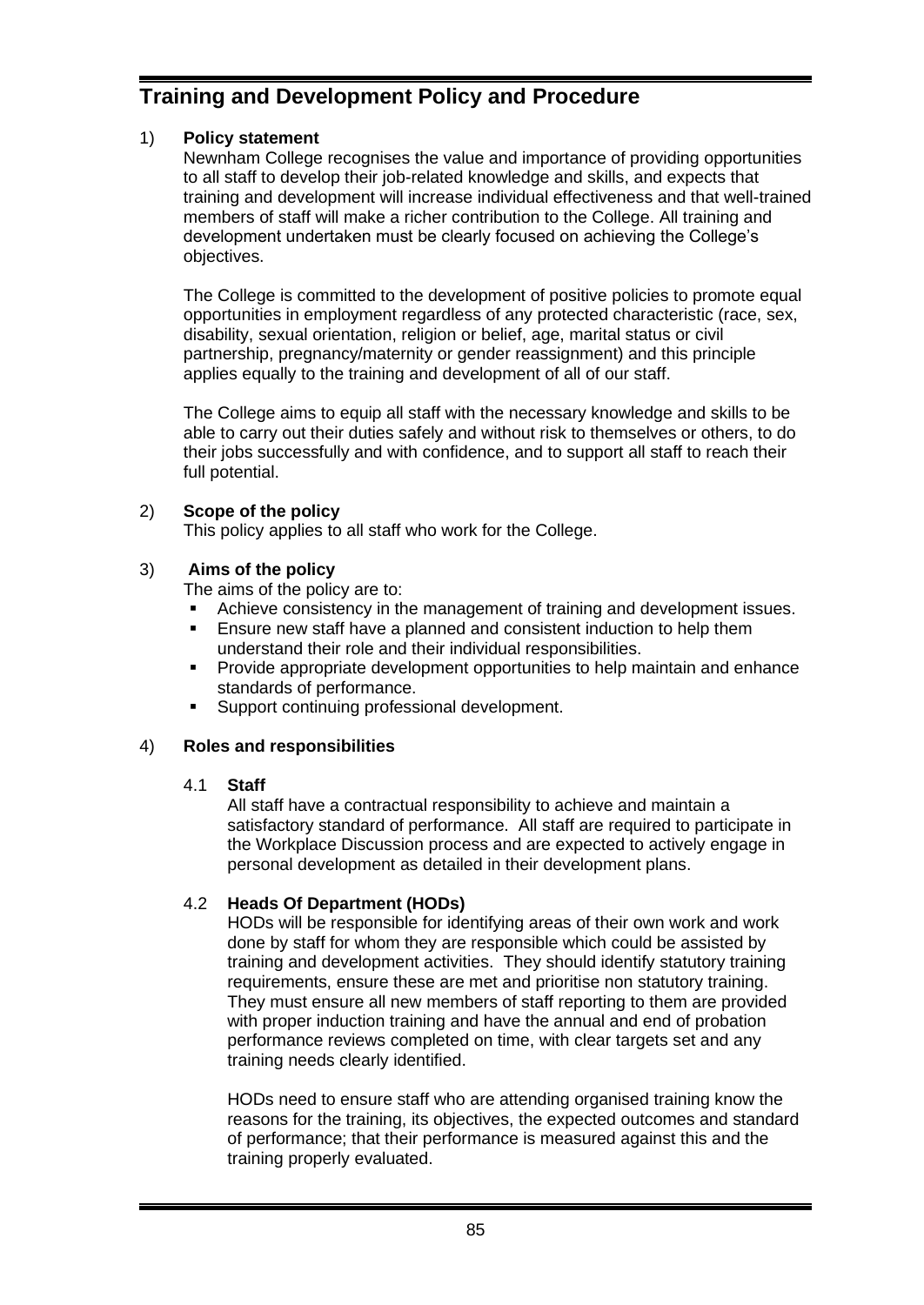# Training and Development Policy and Procedure

## 1) Policy statement

Newnham College recognises the value and importance of providing opportunities to all staff to develop their job-related knowledge and skills, and expects that training and development will increase individual effectiveness and that well-trained members of staff will make a richer contribution to the College. All training and development undertaken must be clearly focused on achieving the College's objectives.

The College is committed to the development of positive policies to promote equal opportunities in employment regardless of any protected characteristic (race, sex, disability, sexual orientation, religion or belief, age, marital status or civil partnership, pregnancy/maternity or gender reassignment) and this principle applies equally to the training and development of all of our staff.

The College aims to equip all staff with the necessary knowledge and skills to be able to carry out their duties safely and without risk to themselves or others, to do their jobs successfully and with confidence, and to support all staff to reach their full potential.

## 2) Scope of the policy

This policy applies to all staff who work for the College.

## 3) Aims of the policy

The aims of the policy are to:

- Achieve consistency in the management of training and development issues.
- Ensure new staff have a planned and consistent induction to help them understand their role and their individual responsibilities.
- Provide appropriate development opportunities to help maintain and enhance standards of performance.
- Support continuing professional development.

## 4) Roles and responsibilities

### 4.1 Staff

All staff have a contractual responsibility to achieve and maintain a satisfactory standard of performance. All staff are required to participate in the Workplace Discussion process and are expected to actively engage in personal development as detailed in their development plans.

### 4.2 Heads Of Department (HODs)

HODs will be responsible for identifying areas of their own work and work done by staff for whom they are responsible which could be assisted by training and development activities. They should identify statutory training requirements, ensure these are met and prioritise non statutory training. They must ensure all new members of staff reporting to them are provided with proper induction training and have the annual and end of probation performance reviews completed on time, with clear targets set and any training needs clearly identified.

HODs need to ensure staff who are attending organised training know the reasons for the training, its objectives, the expected outcomes and standard of performance; that their performance is measured against this and the training properly evaluated.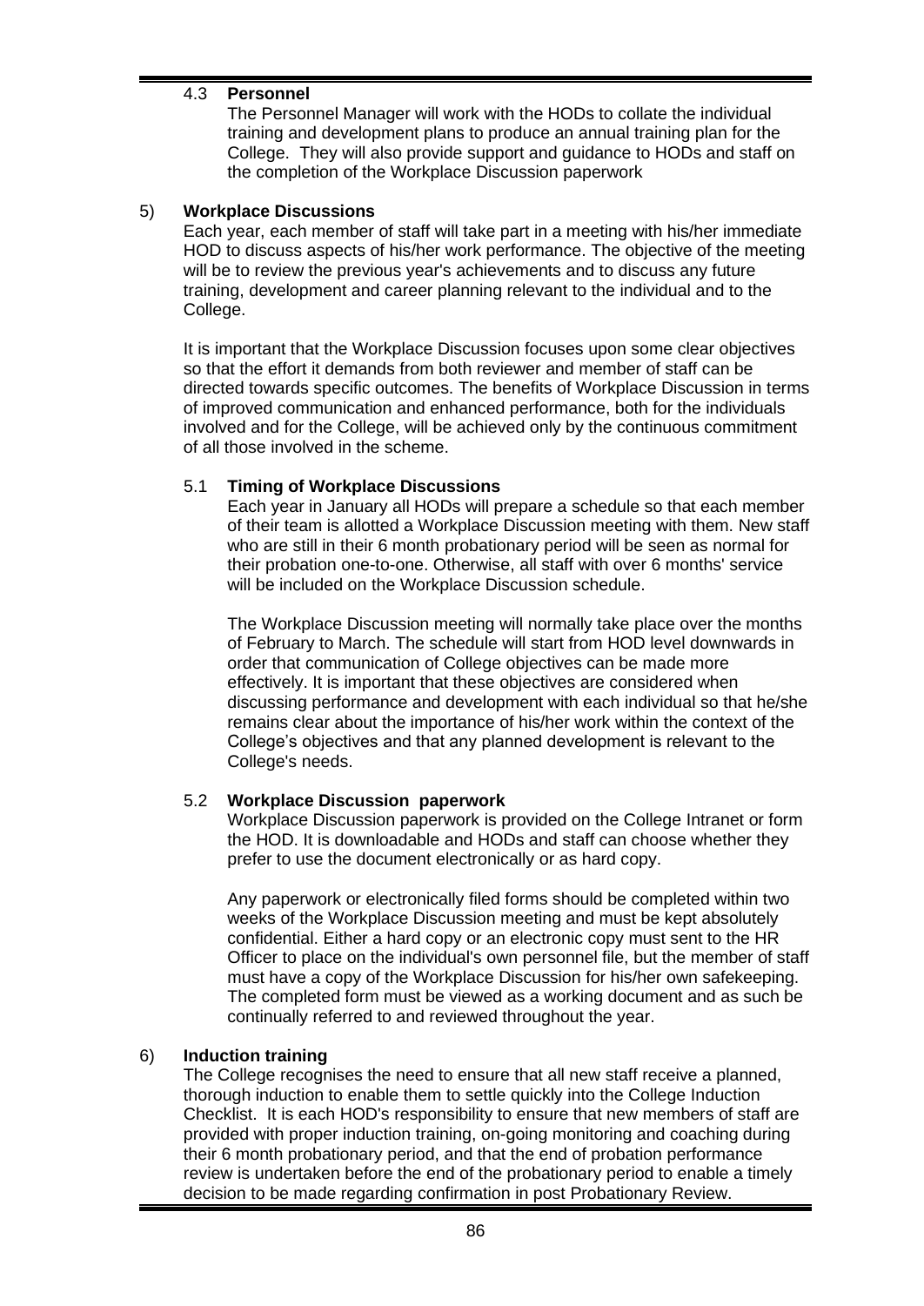### 4.3 Personnel

The Personnel Manager will work with the HODs to collate the individual training and development plans to produce an annual training plan for the College. They will also provide support and guidance to HODs and staff on the completion of the Workplace Discussion paperwork

## 5) Workplace Discussions

Each year, each member of staff will take part in a meeting with his/her immediate HOD to discuss aspects of his/her work performance. The objective of the meeting will be to review the previous year's achievements and to discuss any future training, development and career planning relevant to the individual and to the College.

It is important that the Workplace Discussion focuses upon some clear objectives so that the effort it demands from both reviewer and member of staff can be directed towards specific outcomes. The benefits of Workplace Discussion in terms of improved communication and enhanced performance, both for the individuals involved and for the College, will be achieved only by the continuous commitment of all those involved in the scheme.

### 5.1 Timing of Workplace Discussions

Each year in January all HODs will prepare a schedule so that each member of their team is allotted a Workplace Discussion meeting with them. New staff who are still in their 6 month probationary period will be seen as normal for their probation one-to-one. Otherwise, all staff with over 6 months' service will be included on the Workplace Discussion schedule.

The Workplace Discussion meeting will normally take place over the months of February to March. The schedule will start from HOD level downwards in order that communication of College objectives can be made more effectively. It is important that these objectives are considered when discussing performance and development with each individual so that he/she remains clear about the importance of his/her work within the context of the College's objectives and that any planned development is relevant to the College's needs.

### 5.2 Workplace Discussion paperwork

Workplace Discussion paperwork is provided on the College Intranet or form the HOD. It is downloadable and HODs and staff can choose whether they prefer to use the document electronically or as hard copy.

Any paperwork or electronically filed forms should be completed within two weeks of the Workplace Discussion meeting and must be kept absolutely confidential. Either a hard copy or an electronic copy must sent to the HR Officer to place on the individual's own personnel file, but the member of staff must have a copy of the Workplace Discussion for his/her own safekeeping. The completed form must be viewed as a working document and as such be continually referred to and reviewed throughout the year.

## 6) Induction training

The College recognises the need to ensure that all new staff receive a planned, thorough induction to enable them to settle quickly into the College Induction Checklist. It is each HOD's responsibility to ensure that new members of staff are provided with proper induction training, on-going monitoring and coaching during their 6 month probationary period, and that the end of probation performance review is undertaken before the end of the probationary period to enable a timely decision to be made regarding confirmation in post Probationary Review.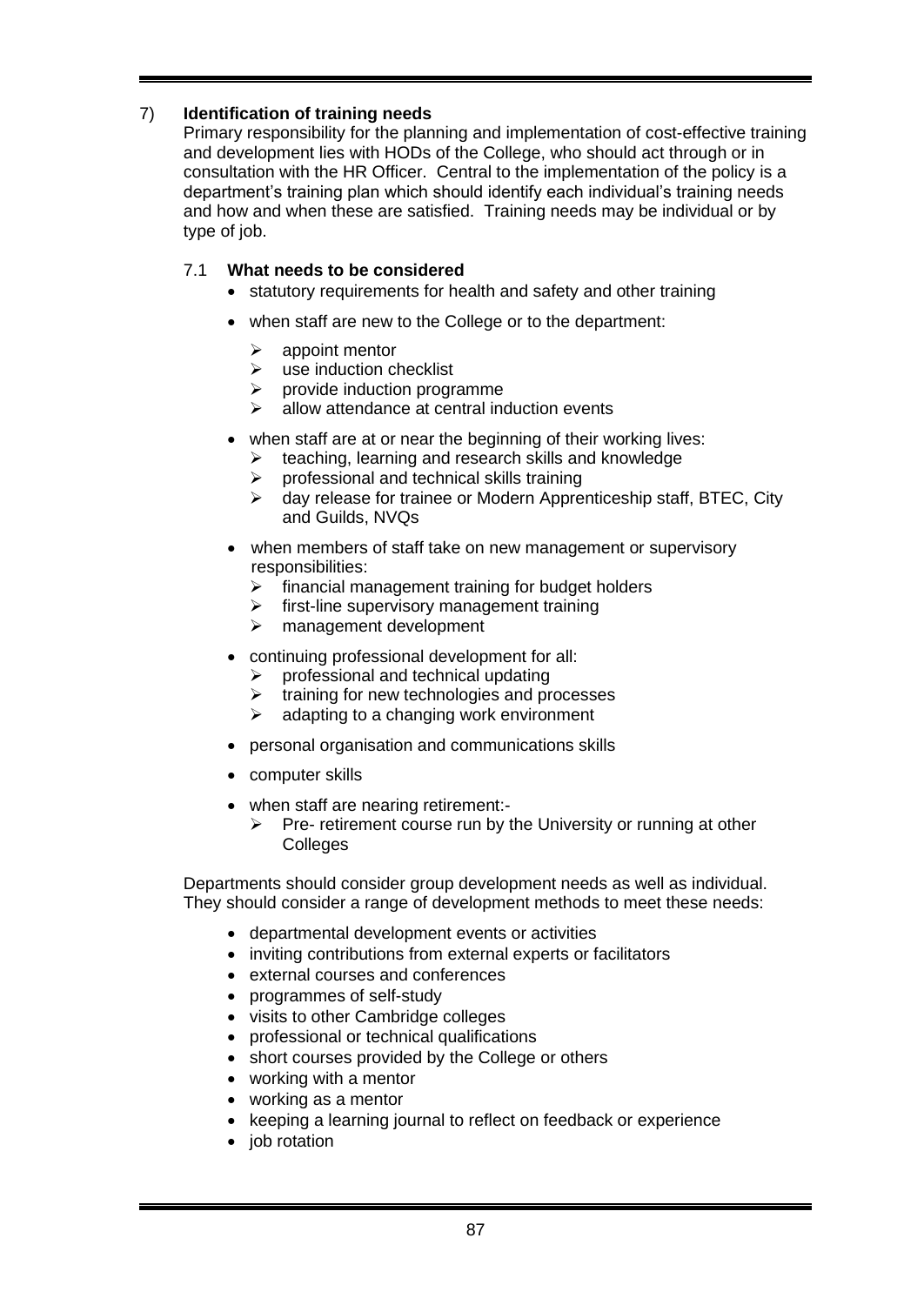## 7) Identification of training needs

Primary responsibility for the planning and implementation of cost-effective training and development lies with HODs of the College, who should act through or in consultation with the HR Officer. Central to the implementation of the policy is a department's training plan which should identify each individual's training needs and how and when these are satisfied. Training needs may be individual or by type of job.

### 7.1 What needs to be considered

- statutory requirements for health and safety and other training
- when staff are new to the College or to the department:
  - appoint mentor
  - use induction checklist
  - provide induction programme
  - allow attendance at central induction events
- when staff are at or near the beginning of their working lives:
  - teaching, learning and research skills and knowledge
  - professional and technical skills training
  - day release for trainee or Modern Apprenticeship staff, BTEC, City and Guilds, NVQs
- when members of staff take on new management or supervisory responsibilities:
  - financial management training for budget holders
  - first-line supervisory management training
  - management development
- continuing professional development for all:
  - professional and technical updating
  - training for new technologies and processes
  - adapting to a changing work environment
- personal organisation and communications skills
- computer skills
- when staff are nearing retirement:-
  - Pre- retirement course run by the University or running at other Colleges

Departments should consider group development needs as well as individual. They should consider a range of development methods to meet these needs:

- departmental development events or activities
- inviting contributions from external experts or facilitators
- external courses and conferences
- programmes of self-study
- visits to other Cambridge colleges
- professional or technical qualifications
- short courses provided by the College or others
- working with a mentor
- working as a mentor
- keeping a learning journal to reflect on feedback or experience
- job rotation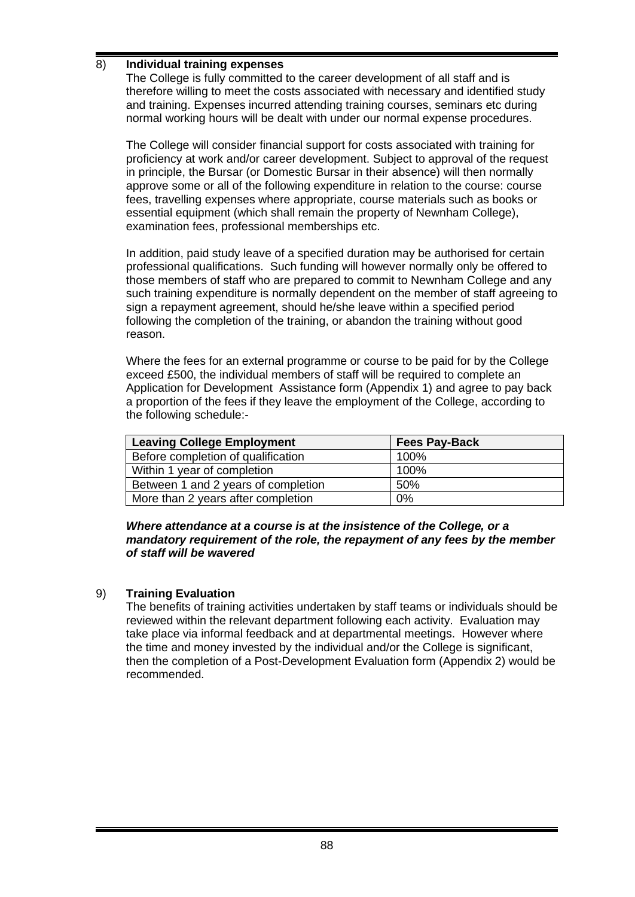## 8) Individual training expenses

The College is fully committed to the career development of all staff and is therefore willing to meet the costs associated with necessary and identified study and training. Expenses incurred attending training courses, seminars etc during normal working hours will be dealt with under our normal expense procedures.

The College will consider financial support for costs associated with training for proficiency at work and/or career development. Subject to approval of the request in principle, the Bursar (or Domestic Bursar in their absence) will then normally approve some or all of the following expenditure in relation to the course: course fees, travelling expenses where appropriate, course materials such as books or essential equipment (which shall remain the property of Newnham College), examination fees, professional memberships etc.

In addition, paid study leave of a specified duration may be authorised for certain professional qualifications. Such funding will however normally only be offered to those members of staff who are prepared to commit to Newnham College and any such training expenditure is normally dependent on the member of staff agreeing to sign a repayment agreement, should he/she leave within a specified period following the completion of the training, or abandon the training without good reason.

Where the fees for an external programme or course to be paid for by the College exceed £500, the individual members of staff will be required to complete an Application for Development Assistance form (Appendix 1) and agree to pay back a proportion of the fees if they leave the employment of the College, according to the following schedule:-

| Leaving College Employment | Fees Pay-Back |
|---|---|
| Before completion of qualification | 100% |
| Within 1 year of completion | 100% |
| Between 1 and 2 years of completion | 50% |
| More than 2 years after completion | 0% |

***Where attendance at a course is at the insistence of the College, or a mandatory requirement of the role, the repayment of any fees by the member of staff will be wavered***

## 9) Training Evaluation

The benefits of training activities undertaken by staff teams or individuals should be reviewed within the relevant department following each activity. Evaluation may take place via informal feedback and at departmental meetings. However where the time and money invested by the individual and/or the College is significant, then the completion of a Post-Development Evaluation form (Appendix 2) would be recommended.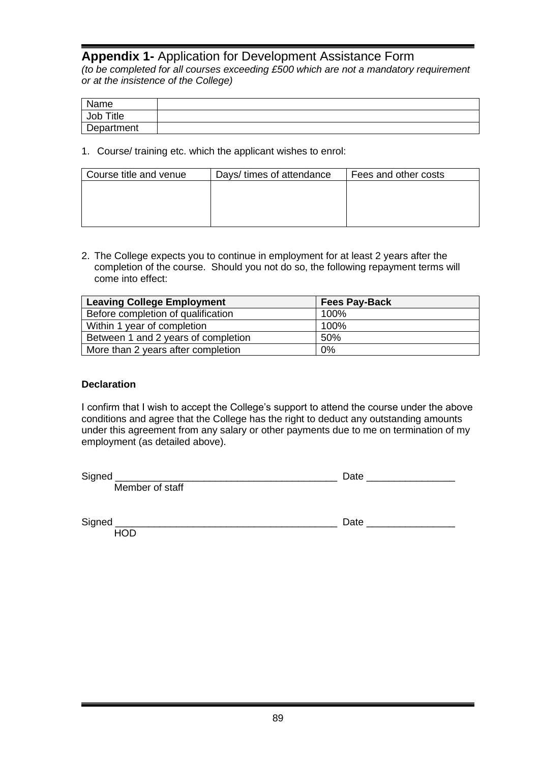## **Appendix 1-** Application for Development Assistance Form

*(to be completed for all courses exceeding £500 which are not a mandatory requirement or at the insistence of the College)*

| Name | |
|---|---|
| Job Title | |
| Department | |

1. Course/ training etc. which the applicant wishes to enrol:

| Course title and venue | Days/ times of attendance | Fees and other costs |
|---|---|---|
| | | |

2. The College expects you to continue in employment for at least 2 years after the completion of the course. Should you not do so, the following repayment terms will come into effect:

| **Leaving College Employment** | **Fees Pay-Back** |
|---|---|
| Before completion of qualification | 100% |
| Within 1 year of completion | 100% |
| Between 1 and 2 years of completion | 50% |
| More than 2 years after completion | 0% |

**Declaration**

I confirm that I wish to accept the College's support to attend the course under the above conditions and agree that the College has the right to deduct any outstanding amounts under this agreement from any salary or other payments due to me on termination of my employment (as detailed above).

Signed ________________________________________ Date ________________
Member of staff

Signed ________________________________________ Date ________________
HOD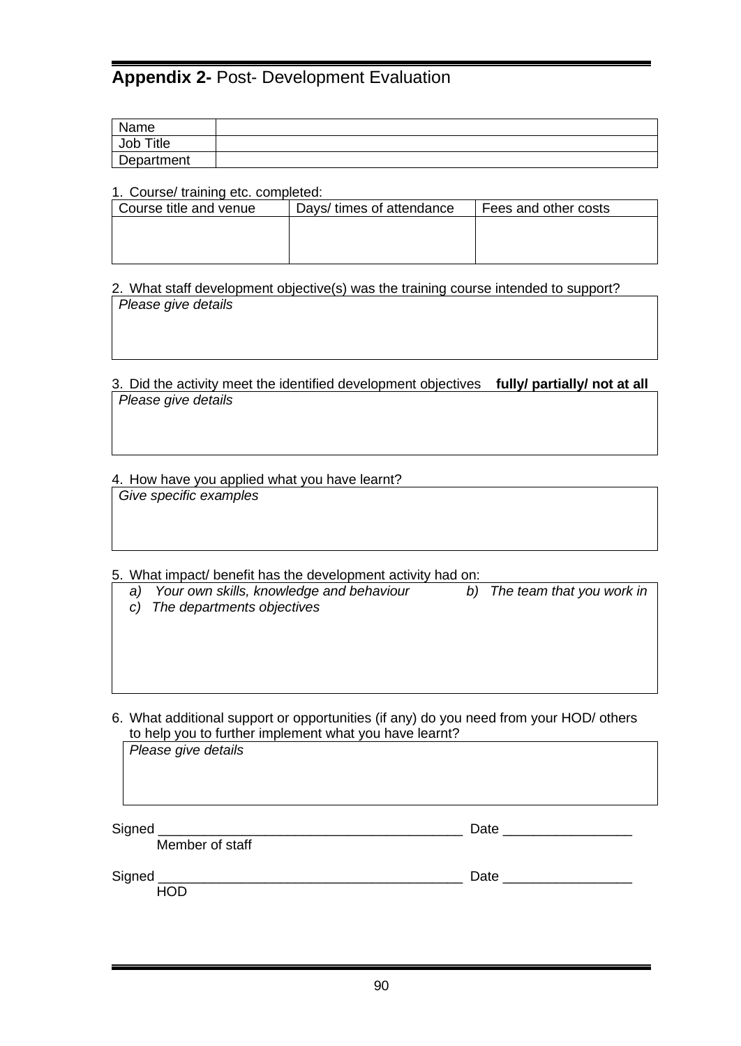## **Appendix 2-** Post- Development Evaluation

| Name | |
|---|---|
| Job Title | |
| Department | |

1. Course/ training etc. completed:

| Course title and venue | Days/ times of attendance | Fees and other costs |
|---|---|---|
| | | |

2. What staff development objective(s) was the training course intended to support?

| *Please give details* |
|---|
| |

3. Did the activity meet the identified development objectives **fully/ partially/ not at all**

| *Please give details* |
|---|
| |

4. How have you applied what you have learnt?

| *Give specific examples* |
|---|
| |

5. What impact/ benefit has the development activity had on:

| *a) Your own skills, knowledge and behaviour* *b) The team that you work in* *c) The departments objectives* |
|---|
| |

6. What additional support or opportunities (if any) do you need from your HOD/ others to help you to further implement what you have learnt?

| *Please give details* |
|---|
| |

Signed ________________________________________ Date _________________
Member of staff

Signed ________________________________________ Date _________________
HOD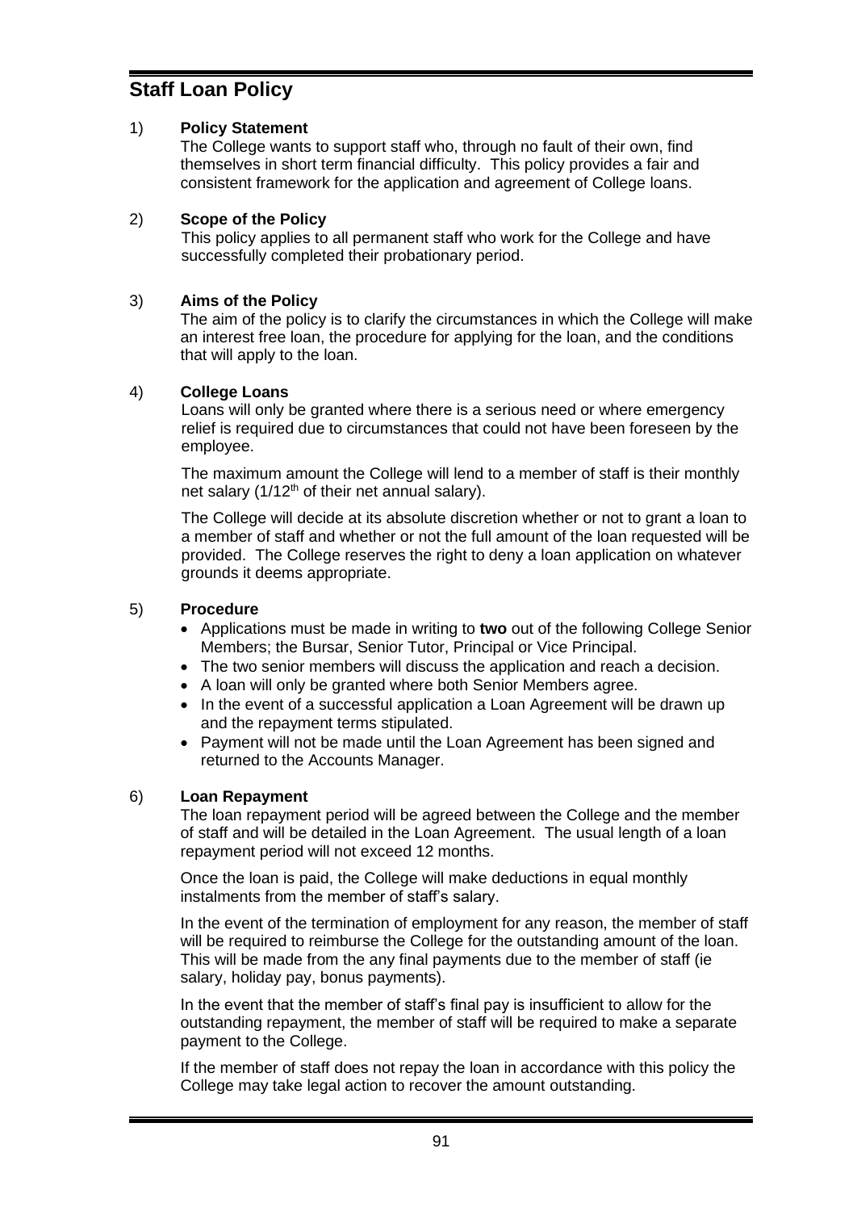## Staff Loan Policy

### 1) Policy Statement

The College wants to support staff who, through no fault of their own, find themselves in short term financial difficulty. This policy provides a fair and consistent framework for the application and agreement of College loans.

### 2) Scope of the Policy

This policy applies to all permanent staff who work for the College and have successfully completed their probationary period.

### 3) Aims of the Policy

The aim of the policy is to clarify the circumstances in which the College will make an interest free loan, the procedure for applying for the loan, and the conditions that will apply to the loan.

### 4) College Loans

Loans will only be granted where there is a serious need or where emergency relief is required due to circumstances that could not have been foreseen by the employee.

The maximum amount the College will lend to a member of staff is their monthly net salary (1/12th of their net annual salary).

The College will decide at its absolute discretion whether or not to grant a loan to a member of staff and whether or not the full amount of the loan requested will be provided. The College reserves the right to deny a loan application on whatever grounds it deems appropriate.

### 5) Procedure

- Applications must be made in writing to **two** out of the following College Senior Members; the Bursar, Senior Tutor, Principal or Vice Principal.
- The two senior members will discuss the application and reach a decision.
- A loan will only be granted where both Senior Members agree.
- In the event of a successful application a Loan Agreement will be drawn up and the repayment terms stipulated.
- Payment will not be made until the Loan Agreement has been signed and returned to the Accounts Manager.

### 6) Loan Repayment

The loan repayment period will be agreed between the College and the member of staff and will be detailed in the Loan Agreement. The usual length of a loan repayment period will not exceed 12 months.

Once the loan is paid, the College will make deductions in equal monthly instalments from the member of staff's salary.

In the event of the termination of employment for any reason, the member of staff will be required to reimburse the College for the outstanding amount of the loan. This will be made from the any final payments due to the member of staff (ie salary, holiday pay, bonus payments).

In the event that the member of staff's final pay is insufficient to allow for the outstanding repayment, the member of staff will be required to make a separate payment to the College.

If the member of staff does not repay the loan in accordance with this policy the College may take legal action to recover the amount outstanding.